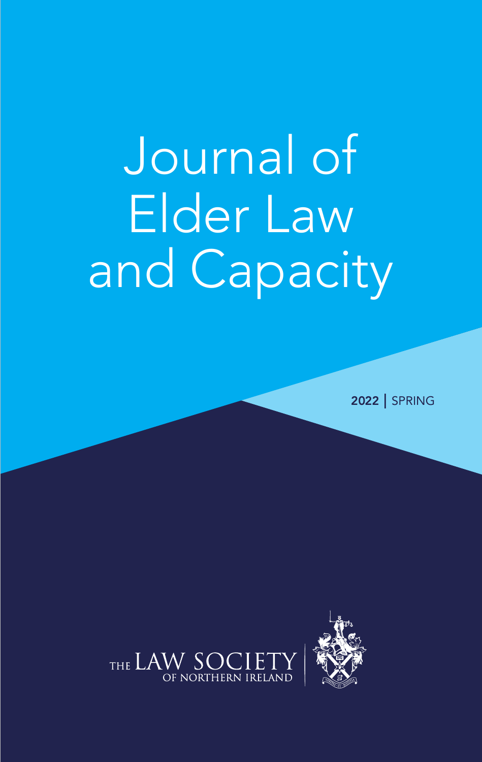# Journal of Elder Law and Capacity

**2022** | SPRING

THE LAW SOCIETY OF NORTHERN IRELAND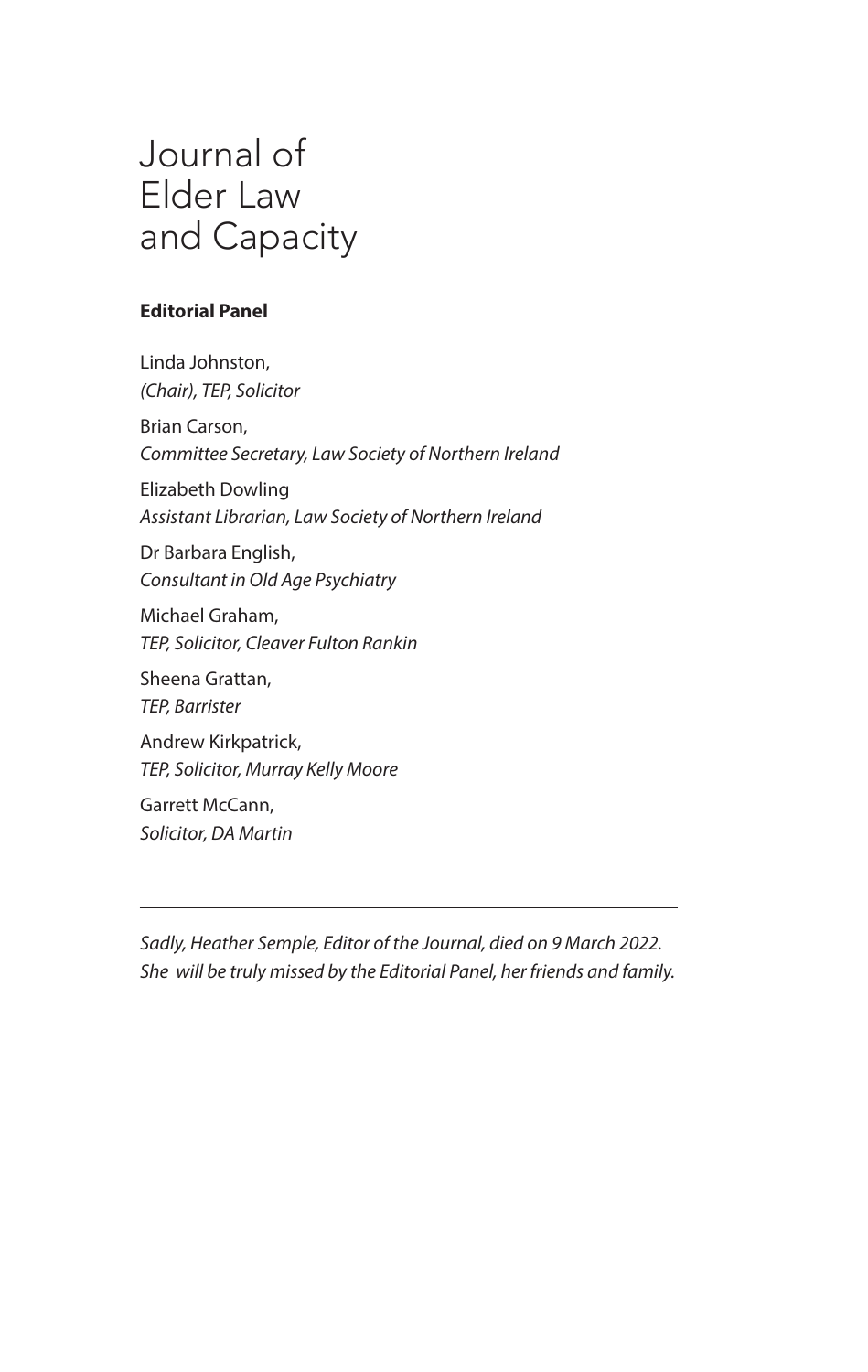# Journal of Elder Law and Capacity

**Editorial Panel**

Linda Johnston,
*(Chair), TEP, Solicitor*

Brian Carson,
*Committee Secretary, Law Society of Northern Ireland*

Elizabeth Dowling
*Assistant Librarian, Law Society of Northern Ireland*

Dr Barbara English,
*Consultant in Old Age Psychiatry*

Michael Graham,
*TEP, Solicitor, Cleaver Fulton Rankin*

Sheena Grattan,
*TEP, Barrister*

Andrew Kirkpatrick,
*TEP, Solicitor, Murray Kelly Moore*

Garrett McCann,
*Solicitor, DA Martin*

---

*Sadly, Heather Semple, Editor of the Journal, died on 9 March 2022. She will be truly missed by the Editorial Panel, her friends and family.*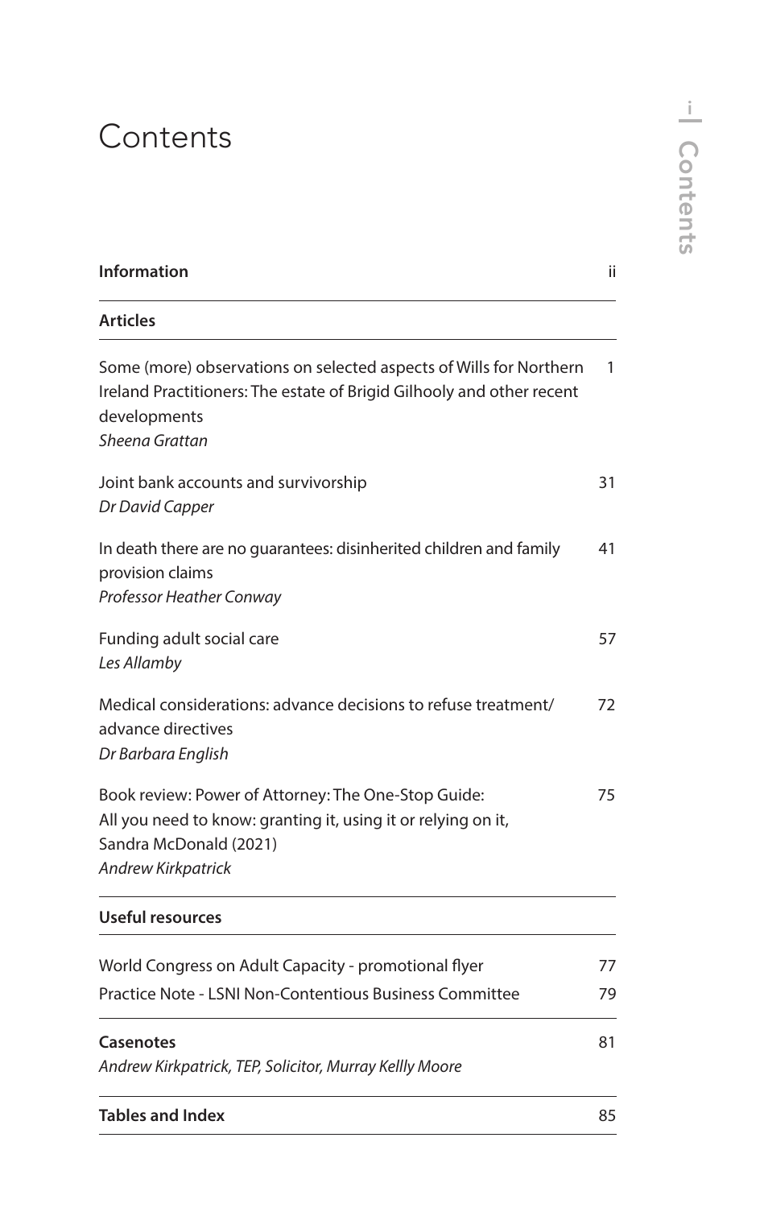# Contents

| | |
|---|---|
| **Information** | ii |
| **Articles** | |
| Some (more) observations on selected aspects of Wills for Northern Ireland Practitioners: The estate of Brigid Gilhooly and other recent developments<br>*Sheena Grattan* | 1 |
| Joint bank accounts and survivorship<br>*Dr David Capper* | 31 |
| In death there are no guarantees: disinherited children and family provision claims<br>*Professor Heather Conway* | 41 |
| Funding adult social care<br>*Les Allamby* | 57 |
| Medical considerations: advance decisions to refuse treatment/ advance directives<br>*Dr Barbara English* | 72 |
| Book review: Power of Attorney: The One-Stop Guide: All you need to know: granting it, using it or relying on it, Sandra McDonald (2021)<br>*Andrew Kirkpatrick* | 75 |
| **Useful resources** | |
| World Congress on Adult Capacity - promotional flyer | 77 |
| Practice Note - LSNI Non-Contentious Business Committee | 79 |
| **Casenotes**<br>*Andrew Kirkpatrick, TEP, Solicitor, Murray Kellly Moore* | 81 |
| **Tables and Index** | 85 |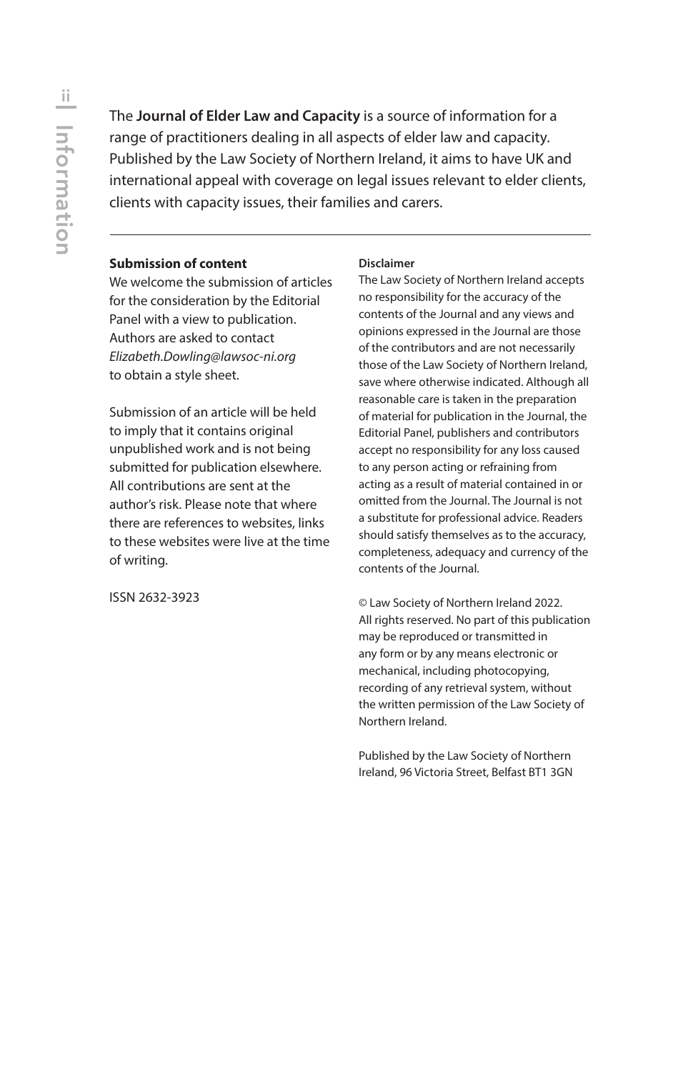The **Journal of Elder Law and Capacity** is a source of information for a range of practitioners dealing in all aspects of elder law and capacity. Published by the Law Society of Northern Ireland, it aims to have UK and international appeal with coverage on legal issues relevant to elder clients, clients with capacity issues, their families and carers.

---

**Submission of content**

We welcome the submission of articles for the consideration by the Editorial Panel with a view to publication. Authors are asked to contact *Elizabeth.Dowling@lawsoc-ni.org* to obtain a style sheet.

Submission of an article will be held to imply that it contains original unpublished work and is not being submitted for publication elsewhere. All contributions are sent at the author's risk. Please note that where there are references to websites, links to these websites were live at the time of writing.

ISSN 2632-3923

**Disclaimer**

The Law Society of Northern Ireland accepts no responsibility for the accuracy of the contents of the Journal and any views and opinions expressed in the Journal are those of the contributors and are not necessarily those of the Law Society of Northern Ireland, save where otherwise indicated. Although all reasonable care is taken in the preparation of material for publication in the Journal, the Editorial Panel, publishers and contributors accept no responsibility for any loss caused to any person acting or refraining from acting as a result of material contained in or omitted from the Journal. The Journal is not a substitute for professional advice. Readers should satisfy themselves as to the accuracy, completeness, adequacy and currency of the contents of the Journal.

© Law Society of Northern Ireland 2022. All rights reserved. No part of this publication may be reproduced or transmitted in any form or by any means electronic or mechanical, including photocopying, recording of any retrieval system, without the written permission of the Law Society of Northern Ireland.

Published by the Law Society of Northern Ireland, 96 Victoria Street, Belfast BT1 3GN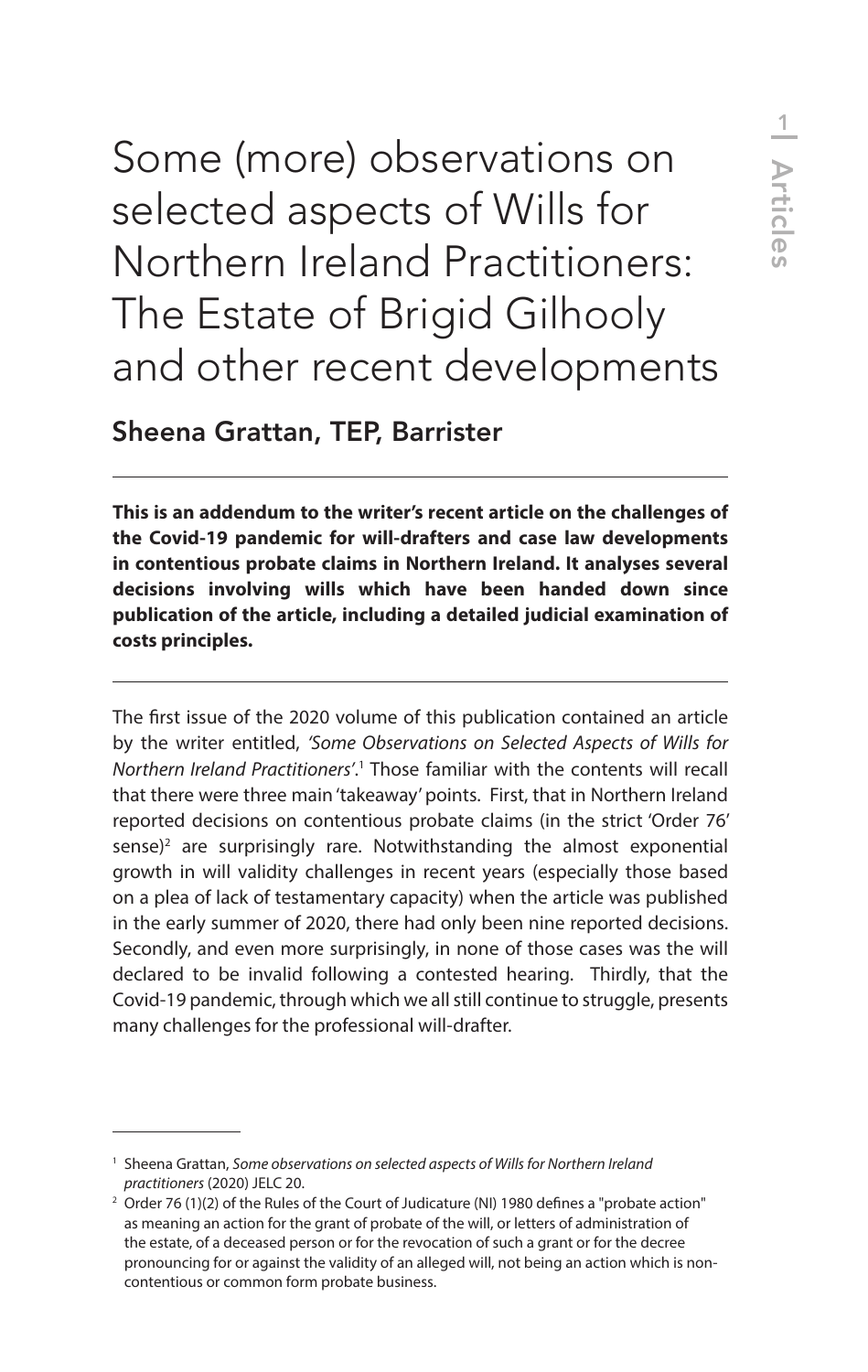# Some (more) observations on selected aspects of Wills for Northern Ireland Practitioners: The Estate of Brigid Gilhooly and other recent developments

## Sheena Grattan, TEP, Barrister

**This is an addendum to the writer's recent article on the challenges of the Covid-19 pandemic for will-drafters and case law developments in contentious probate claims in Northern Ireland. It analyses several decisions involving wills which have been handed down since publication of the article, including a detailed judicial examination of costs principles.**

The first issue of the 2020 volume of this publication contained an article by the writer entitled, *'Some Observations on Selected Aspects of Wills for Northern Ireland Practitioners'*.[1] Those familiar with the contents will recall that there were three main 'takeaway' points. First, that in Northern Ireland reported decisions on contentious probate claims (in the strict 'Order 76' sense)[2] are surprisingly rare. Notwithstanding the almost exponential growth in will validity challenges in recent years (especially those based on a plea of lack of testamentary capacity) when the article was published in the early summer of 2020, there had only been nine reported decisions. Secondly, and even more surprisingly, in none of those cases was the will declared to be invalid following a contested hearing. Thirdly, that the Covid-19 pandemic, through which we all still continue to struggle, presents many challenges for the professional will-drafter.

---

[1] Sheena Grattan, *Some observations on selected aspects of Wills for Northern Ireland practitioners* (2020) JELC 20.

[2] Order 76 (1)(2) of the Rules of the Court of Judicature (NI) 1980 defines a "probate action" as meaning an action for the grant of probate of the will, or letters of administration of the estate, of a deceased person or for the revocation of such a grant or for the decree pronouncing for or against the validity of an alleged will, not being an action which is non-contentious or common form probate business.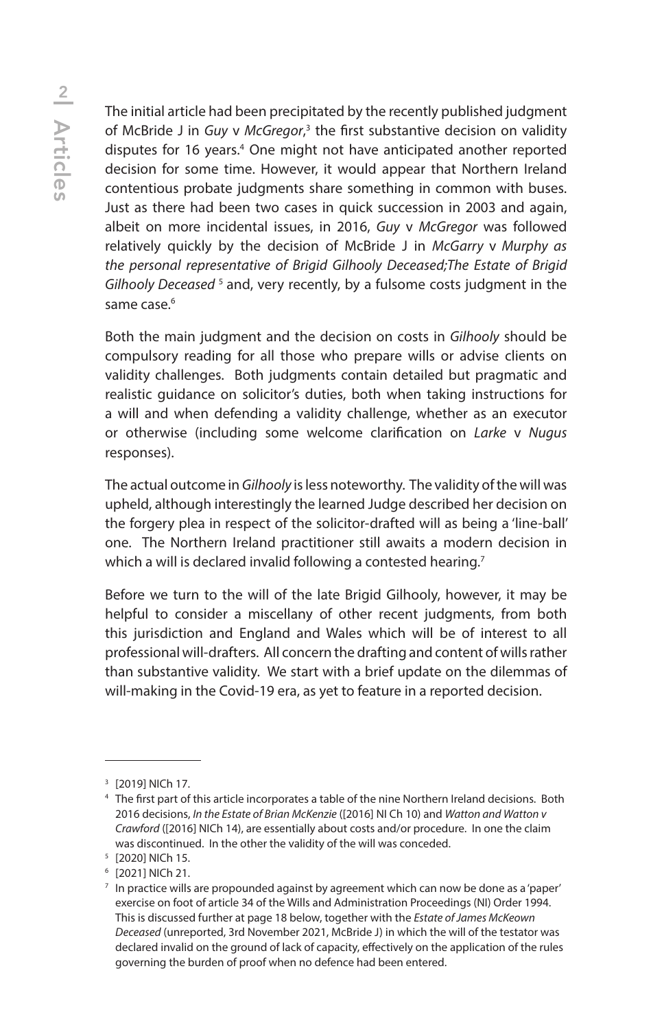The initial article had been precipitated by the recently published judgment of McBride J in *Guy* v *McGregor*,[3] the first substantive decision on validity disputes for 16 years.[4] One might not have anticipated another reported decision for some time. However, it would appear that Northern Ireland contentious probate judgments share something in common with buses. Just as there had been two cases in quick succession in 2003 and again, albeit on more incidental issues, in 2016, *Guy* v *McGregor* was followed relatively quickly by the decision of McBride J in *McGarry* v *Murphy as the personal representative of Brigid Gilhooly Deceased;The Estate of Brigid Gilhooly Deceased* [5] and, very recently, by a fulsome costs judgment in the same case.[6]

Both the main judgment and the decision on costs in *Gilhooly* should be compulsory reading for all those who prepare wills or advise clients on validity challenges. Both judgments contain detailed but pragmatic and realistic guidance on solicitor's duties, both when taking instructions for a will and when defending a validity challenge, whether as an executor or otherwise (including some welcome clarification on *Larke* v *Nugus* responses).

The actual outcome in *Gilhooly* is less noteworthy. The validity of the will was upheld, although interestingly the learned Judge described her decision on the forgery plea in respect of the solicitor-drafted will as being a 'line-ball' one. The Northern Ireland practitioner still awaits a modern decision in which a will is declared invalid following a contested hearing.[7]

Before we turn to the will of the late Brigid Gilhooly, however, it may be helpful to consider a miscellany of other recent judgments, from both this jurisdiction and England and Wales which will be of interest to all professional will-drafters. All concern the drafting and content of wills rather than substantive validity. We start with a brief update on the dilemmas of will-making in the Covid-19 era, as yet to feature in a reported decision.

---

[3] [2019] NICh 17.

[4] The first part of this article incorporates a table of the nine Northern Ireland decisions. Both 2016 decisions, *In the Estate of Brian McKenzie* ([2016] NI Ch 10) and *Watton and Watton v Crawford* ([2016] NICh 14), are essentially about costs and/or procedure. In one the claim was discontinued. In the other the validity of the will was conceded.

[5] [2020] NICh 15.

[6] [2021] NICh 21.

[7] In practice wills are propounded against by agreement which can now be done as a 'paper' exercise on foot of article 34 of the Wills and Administration Proceedings (NI) Order 1994. This is discussed further at page 18 below, together with the *Estate of James McKeown Deceased* (unreported, 3rd November 2021, McBride J) in which the will of the testator was declared invalid on the ground of lack of capacity, effectively on the application of the rules governing the burden of proof when no defence had been entered.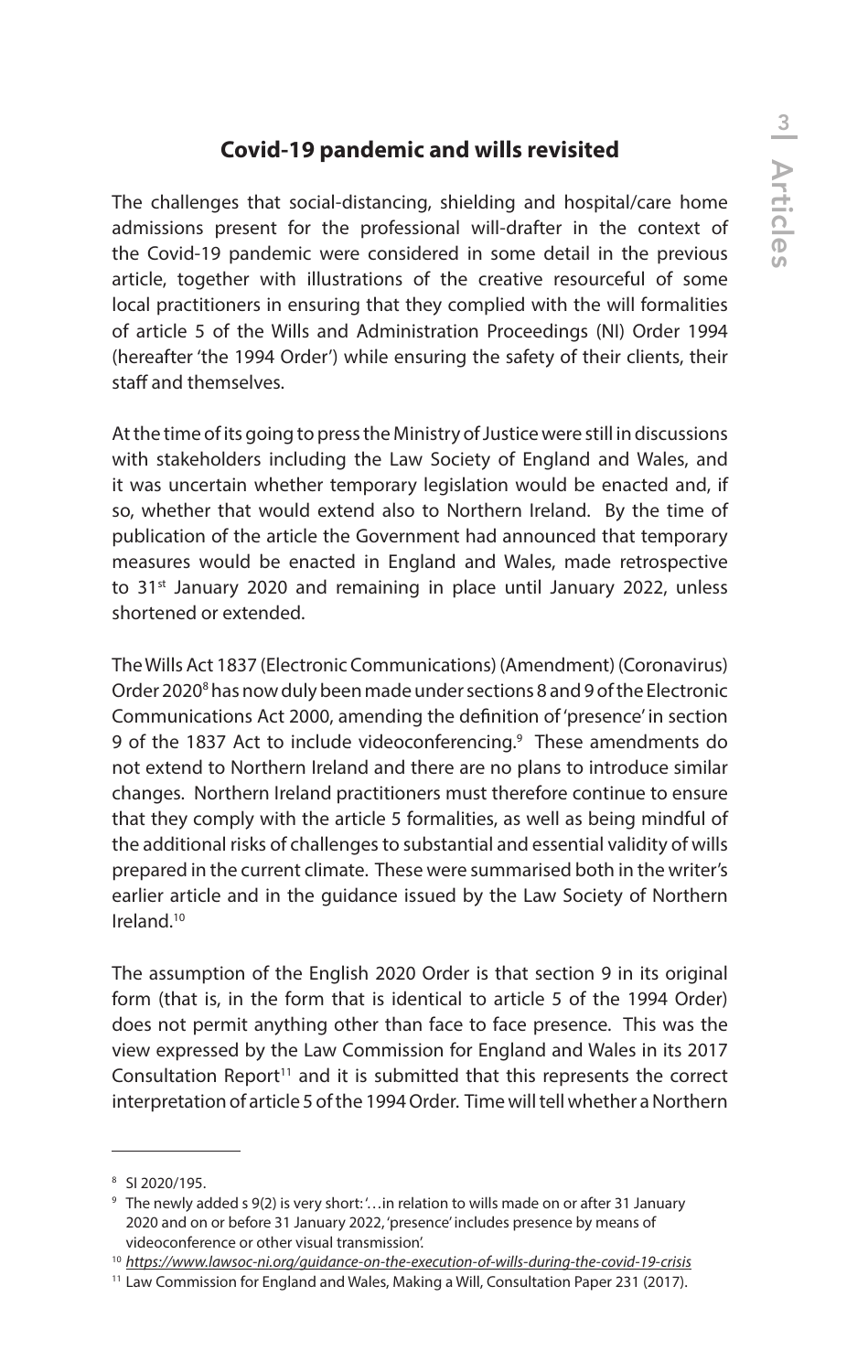## Covid-19 pandemic and wills revisited

The challenges that social-distancing, shielding and hospital/care home admissions present for the professional will-drafter in the context of the Covid-19 pandemic were considered in some detail in the previous article, together with illustrations of the creative resourceful of some local practitioners in ensuring that they complied with the will formalities of article 5 of the Wills and Administration Proceedings (NI) Order 1994 (hereafter 'the 1994 Order') while ensuring the safety of their clients, their staff and themselves.

At the time of its going to press the Ministry of Justice were still in discussions with stakeholders including the Law Society of England and Wales, and it was uncertain whether temporary legislation would be enacted and, if so, whether that would extend also to Northern Ireland. By the time of publication of the article the Government had announced that temporary measures would be enacted in England and Wales, made retrospective to 31st January 2020 and remaining in place until January 2022, unless shortened or extended.

The Wills Act 1837 (Electronic Communications) (Amendment) (Coronavirus) Order 2020[8] has now duly been made under sections 8 and 9 of the Electronic Communications Act 2000, amending the definition of 'presence' in section 9 of the 1837 Act to include videoconferencing.[9] These amendments do not extend to Northern Ireland and there are no plans to introduce similar changes. Northern Ireland practitioners must therefore continue to ensure that they comply with the article 5 formalities, as well as being mindful of the additional risks of challenges to substantial and essential validity of wills prepared in the current climate. These were summarised both in the writer's earlier article and in the guidance issued by the Law Society of Northern Ireland.[10]

The assumption of the English 2020 Order is that section 9 in its original form (that is, in the form that is identical to article 5 of the 1994 Order) does not permit anything other than face to face presence. This was the view expressed by the Law Commission for England and Wales in its 2017 Consultation Report[11] and it is submitted that this represents the correct interpretation of article 5 of the 1994 Order. Time will tell whether a Northern

---

[8] SI 2020/195.

[9] The newly added s 9(2) is very short: '…in relation to wills made on or after 31 January 2020 and on or before 31 January 2022, 'presence' includes presence by means of videoconference or other visual transmission'.

[10] *https://www.lawsoc-ni.org/guidance-on-the-execution-of-wills-during-the-covid-19-crisis*

[11] Law Commission for England and Wales, Making a Will, Consultation Paper 231 (2017).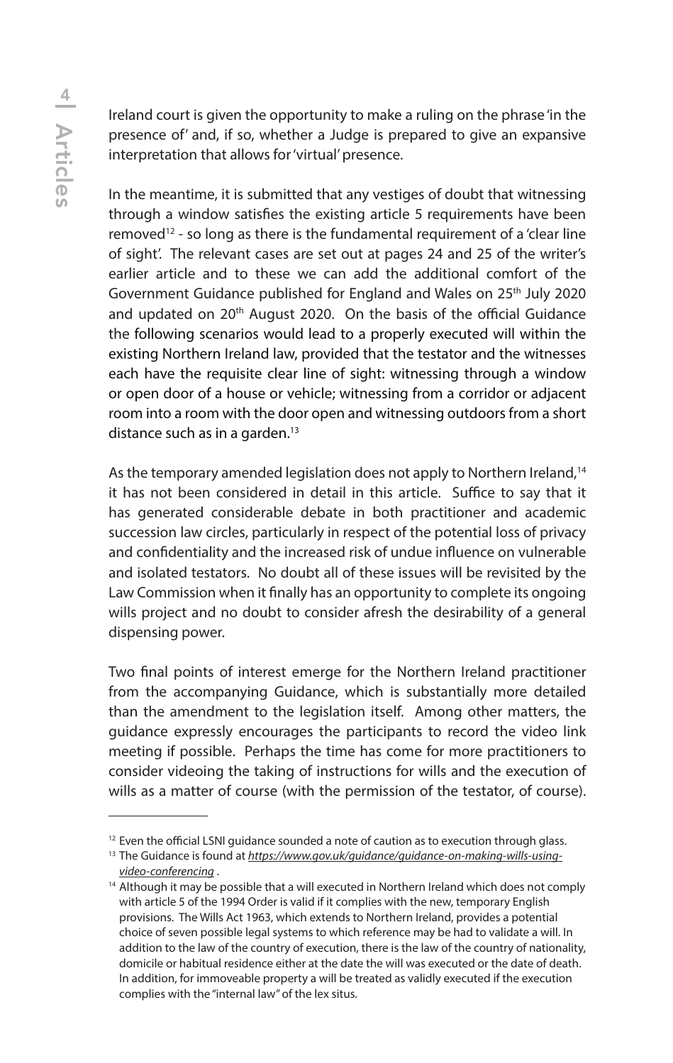Ireland court is given the opportunity to make a ruling on the phrase 'in the presence of' and, if so, whether a Judge is prepared to give an expansive interpretation that allows for 'virtual' presence.

In the meantime, it is submitted that any vestiges of doubt that witnessing through a window satisfies the existing article 5 requirements have been removed[12] - so long as there is the fundamental requirement of a 'clear line of sight'. The relevant cases are set out at pages 24 and 25 of the writer's earlier article and to these we can add the additional comfort of the Government Guidance published for England and Wales on 25th July 2020 and updated on 20th August 2020. On the basis of the official Guidance the following scenarios would lead to a properly executed will within the existing Northern Ireland law, provided that the testator and the witnesses each have the requisite clear line of sight: witnessing through a window or open door of a house or vehicle; witnessing from a corridor or adjacent room into a room with the door open and witnessing outdoors from a short distance such as in a garden.[13]

As the temporary amended legislation does not apply to Northern Ireland,[14] it has not been considered in detail in this article. Suffice to say that it has generated considerable debate in both practitioner and academic succession law circles, particularly in respect of the potential loss of privacy and confidentiality and the increased risk of undue influence on vulnerable and isolated testators. No doubt all of these issues will be revisited by the Law Commission when it finally has an opportunity to complete its ongoing wills project and no doubt to consider afresh the desirability of a general dispensing power.

Two final points of interest emerge for the Northern Ireland practitioner from the accompanying Guidance, which is substantially more detailed than the amendment to the legislation itself. Among other matters, the guidance expressly encourages the participants to record the video link meeting if possible. Perhaps the time has come for more practitioners to consider videoing the taking of instructions for wills and the execution of wills as a matter of course (with the permission of the testator, of course).

---

[12] Even the official LSNI guidance sounded a note of caution as to execution through glass.

[13] The Guidance is found at *https://www.gov.uk/guidance/guidance-on-making-wills-using-video-conferencing* .

[14] Although it may be possible that a will executed in Northern Ireland which does not comply with article 5 of the 1994 Order is valid if it complies with the new, temporary English provisions. The Wills Act 1963, which extends to Northern Ireland, provides a potential choice of seven possible legal systems to which reference may be had to validate a will. In addition to the law of the country of execution, there is the law of the country of nationality, domicile or habitual residence either at the date the will was executed or the date of death. In addition, for immoveable property a will be treated as validly executed if the execution complies with the "internal law" of the lex situs.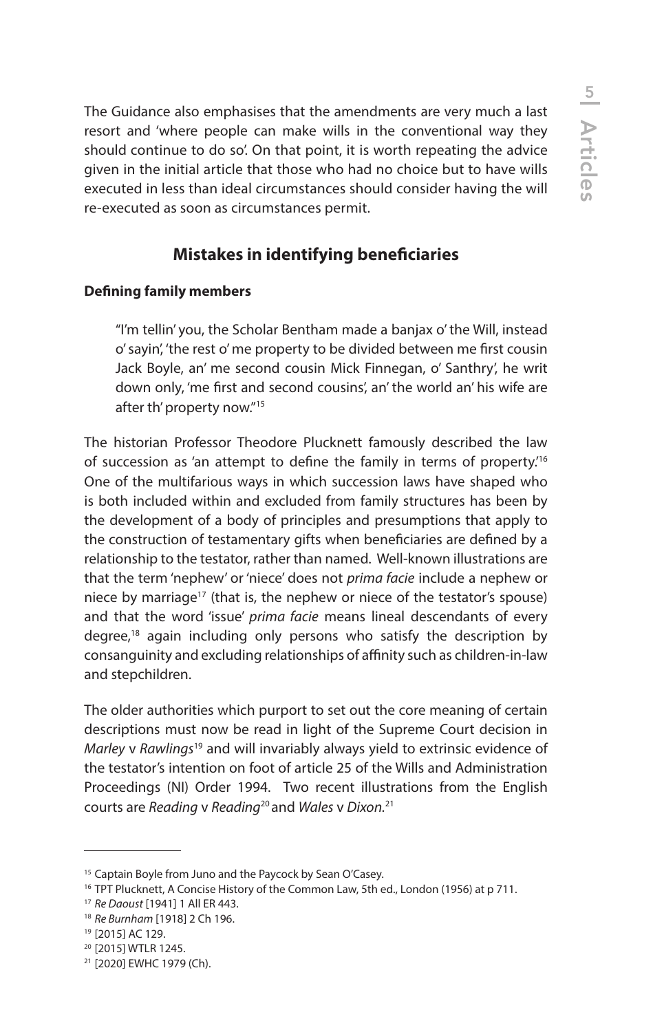The Guidance also emphasises that the amendments are very much a last resort and 'where people can make wills in the conventional way they should continue to do so'. On that point, it is worth repeating the advice given in the initial article that those who had no choice but to have wills executed in less than ideal circumstances should consider having the will re-executed as soon as circumstances permit.

## Mistakes in identifying beneficiaries

### Defining family members

> "I'm tellin' you, the Scholar Bentham made a banjax o' the Will, instead o' sayin', 'the rest o' me property to be divided between me first cousin Jack Boyle, an' me second cousin Mick Finnegan, o' Santhry', he writ down only, 'me first and second cousins', an' the world an' his wife are after th' property now."[15]

The historian Professor Theodore Plucknett famously described the law of succession as 'an attempt to define the family in terms of property.'[16] One of the multifarious ways in which succession laws have shaped who is both included within and excluded from family structures has been by the development of a body of principles and presumptions that apply to the construction of testamentary gifts when beneficiaries are defined by a relationship to the testator, rather than named. Well-known illustrations are that the term 'nephew' or 'niece' does not *prima facie* include a nephew or niece by marriage[17] (that is, the nephew or niece of the testator's spouse) and that the word 'issue' *prima facie* means lineal descendants of every degree,[18] again including only persons who satisfy the description by consanguinity and excluding relationships of affinity such as children-in-law and stepchildren.

The older authorities which purport to set out the core meaning of certain descriptions must now be read in light of the Supreme Court decision in *Marley* v *Rawlings*[19] and will invariably always yield to extrinsic evidence of the testator's intention on foot of article 25 of the Wills and Administration Proceedings (NI) Order 1994. Two recent illustrations from the English courts are *Reading* v *Reading*[20] and *Wales* v *Dixon*.[21]

---

[15] Captain Boyle from Juno and the Paycock by Sean O'Casey.

[16] TPT Plucknett, A Concise History of the Common Law, 5th ed., London (1956) at p 711.

[17] *Re Daoust* [1941] 1 All ER 443.

[18] *Re Burnham* [1918] 2 Ch 196.

[19] [2015] AC 129.

[20] [2015] WTLR 1245.

[21] [2020] EWHC 1979 (Ch).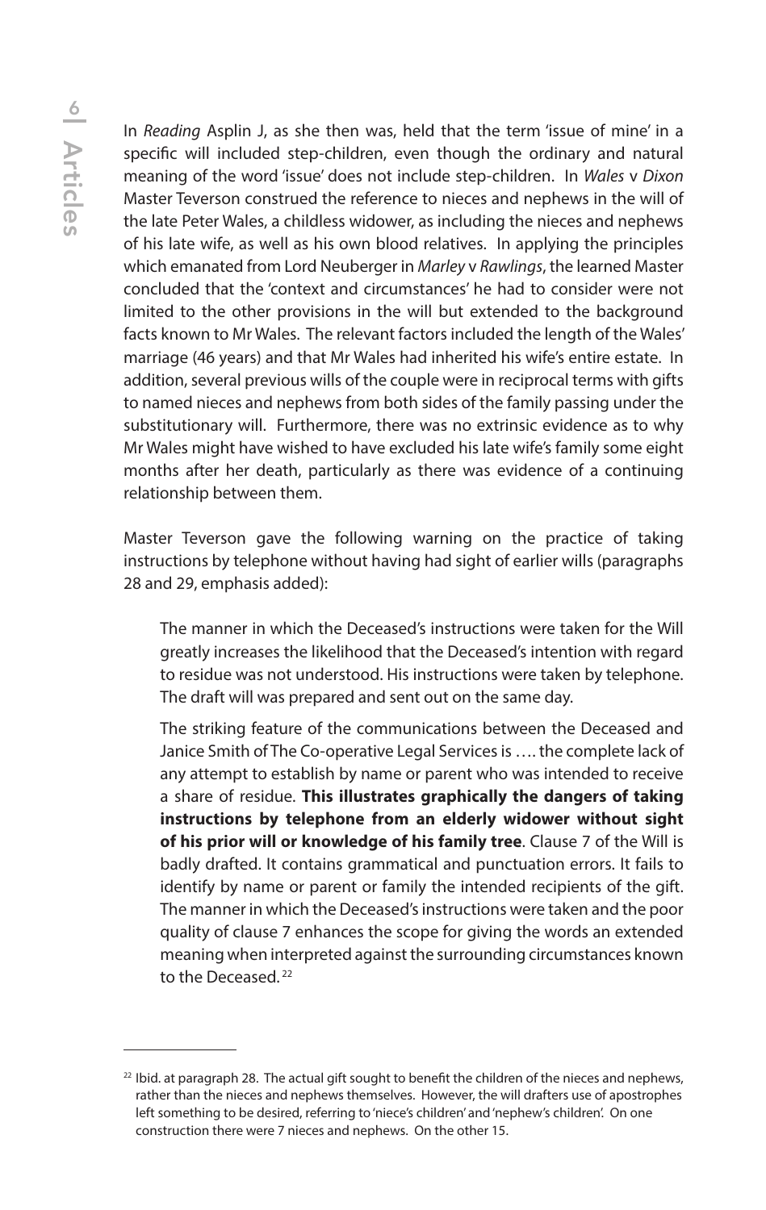In *Reading* Asplin J, as she then was, held that the term 'issue of mine' in a specific will included step-children, even though the ordinary and natural meaning of the word 'issue' does not include step-children. In *Wales* v *Dixon* Master Teverson construed the reference to nieces and nephews in the will of the late Peter Wales, a childless widower, as including the nieces and nephews of his late wife, as well as his own blood relatives. In applying the principles which emanated from Lord Neuberger in *Marley* v *Rawlings*, the learned Master concluded that the 'context and circumstances' he had to consider were not limited to the other provisions in the will but extended to the background facts known to Mr Wales. The relevant factors included the length of the Wales' marriage (46 years) and that Mr Wales had inherited his wife's entire estate. In addition, several previous wills of the couple were in reciprocal terms with gifts to named nieces and nephews from both sides of the family passing under the substitutionary will. Furthermore, there was no extrinsic evidence as to why Mr Wales might have wished to have excluded his late wife's family some eight months after her death, particularly as there was evidence of a continuing relationship between them.

Master Teverson gave the following warning on the practice of taking instructions by telephone without having had sight of earlier wills (paragraphs 28 and 29, emphasis added):

> The manner in which the Deceased's instructions were taken for the Will greatly increases the likelihood that the Deceased's intention with regard to residue was not understood. His instructions were taken by telephone. The draft will was prepared and sent out on the same day.
>
> The striking feature of the communications between the Deceased and Janice Smith of The Co-operative Legal Services is …. the complete lack of any attempt to establish by name or parent who was intended to receive a share of residue. **This illustrates graphically the dangers of taking instructions by telephone from an elderly widower without sight of his prior will or knowledge of his family tree**. Clause 7 of the Will is badly drafted. It contains grammatical and punctuation errors. It fails to identify by name or parent or family the intended recipients of the gift. The manner in which the Deceased's instructions were taken and the poor quality of clause 7 enhances the scope for giving the words an extended meaning when interpreted against the surrounding circumstances known to the Deceased.[22]

---

[22] Ibid. at paragraph 28. The actual gift sought to benefit the children of the nieces and nephews, rather than the nieces and nephews themselves. However, the will drafters use of apostrophes left something to be desired, referring to 'niece's children' and 'nephew's children'. On one construction there were 7 nieces and nephews. On the other 15.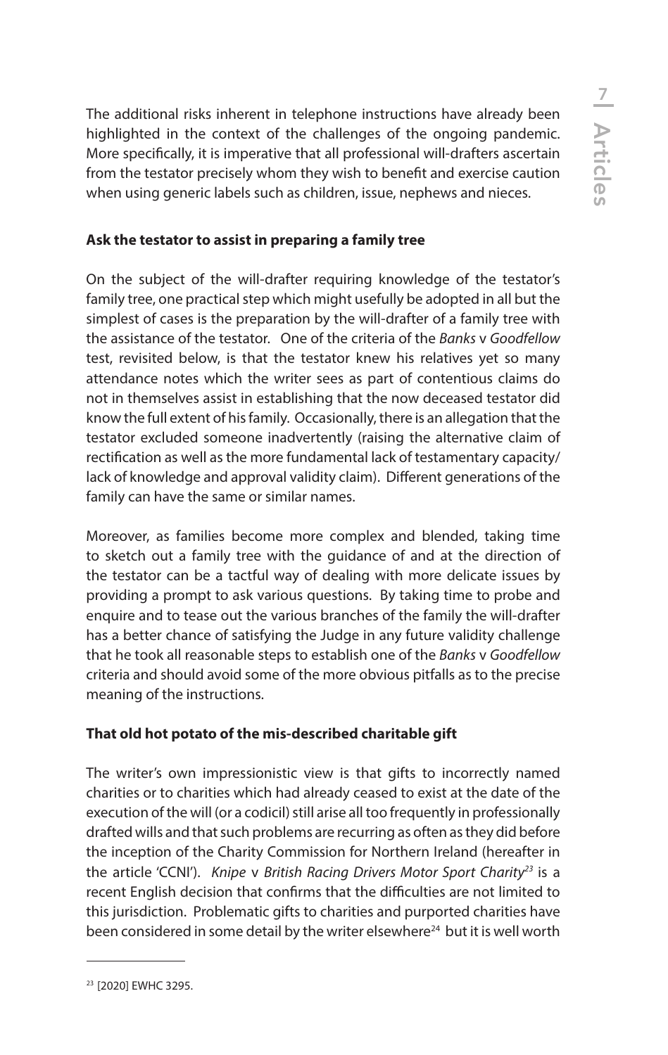The additional risks inherent in telephone instructions have already been highlighted in the context of the challenges of the ongoing pandemic. More specifically, it is imperative that all professional will-drafters ascertain from the testator precisely whom they wish to benefit and exercise caution when using generic labels such as children, issue, nephews and nieces.

**Ask the testator to assist in preparing a family tree**

On the subject of the will-drafter requiring knowledge of the testator's family tree, one practical step which might usefully be adopted in all but the simplest of cases is the preparation by the will-drafter of a family tree with the assistance of the testator. One of the criteria of the *Banks* v *Goodfellow* test, revisited below, is that the testator knew his relatives yet so many attendance notes which the writer sees as part of contentious claims do not in themselves assist in establishing that the now deceased testator did know the full extent of his family. Occasionally, there is an allegation that the testator excluded someone inadvertently (raising the alternative claim of rectification as well as the more fundamental lack of testamentary capacity/ lack of knowledge and approval validity claim). Different generations of the family can have the same or similar names.

Moreover, as families become more complex and blended, taking time to sketch out a family tree with the guidance of and at the direction of the testator can be a tactful way of dealing with more delicate issues by providing a prompt to ask various questions. By taking time to probe and enquire and to tease out the various branches of the family the will-drafter has a better chance of satisfying the Judge in any future validity challenge that he took all reasonable steps to establish one of the *Banks* v *Goodfellow* criteria and should avoid some of the more obvious pitfalls as to the precise meaning of the instructions.

**That old hot potato of the mis-described charitable gift**

The writer's own impressionistic view is that gifts to incorrectly named charities or to charities which had already ceased to exist at the date of the execution of the will (or a codicil) still arise all too frequently in professionally drafted wills and that such problems are recurring as often as they did before the inception of the Charity Commission for Northern Ireland (hereafter in the article 'CCNI'). *Knipe* v *British Racing Drivers Motor Sport Charity*[23] is a recent English decision that confirms that the difficulties are not limited to this jurisdiction. Problematic gifts to charities and purported charities have been considered in some detail by the writer elsewhere[24] but it is well worth

[23] [2020] EWHC 3295.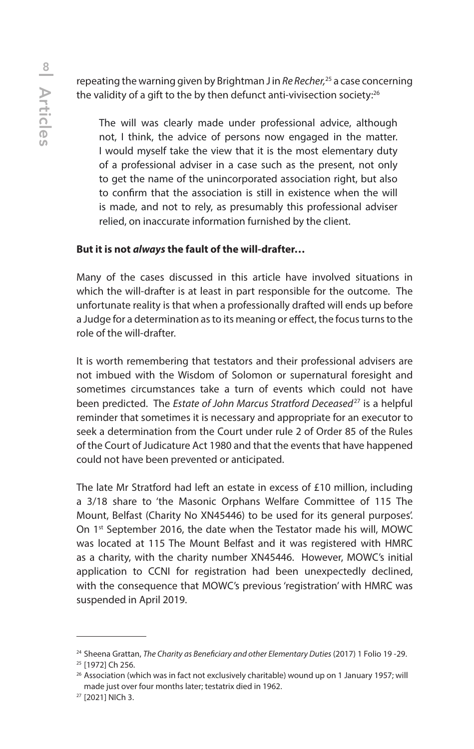repeating the warning given by Brightman J in *Re Recher*,[25] a case concerning the validity of a gift to the by then defunct anti-vivisection society:[26]

> The will was clearly made under professional advice, although not, I think, the advice of persons now engaged in the matter. I would myself take the view that it is the most elementary duty of a professional adviser in a case such as the present, not only to get the name of the unincorporated association right, but also to confirm that the association is still in existence when the will is made, and not to rely, as presumably this professional adviser relied, on inaccurate information furnished by the client.

**But it is not *always* the fault of the will-drafter…**

Many of the cases discussed in this article have involved situations in which the will-drafter is at least in part responsible for the outcome. The unfortunate reality is that when a professionally drafted will ends up before a Judge for a determination as to its meaning or effect, the focus turns to the role of the will-drafter.

It is worth remembering that testators and their professional advisers are not imbued with the Wisdom of Solomon or supernatural foresight and sometimes circumstances take a turn of events which could not have been predicted. The *Estate of John Marcus Stratford Deceased*[27] is a helpful reminder that sometimes it is necessary and appropriate for an executor to seek a determination from the Court under rule 2 of Order 85 of the Rules of the Court of Judicature Act 1980 and that the events that have happened could not have been prevented or anticipated.

The late Mr Stratford had left an estate in excess of £10 million, including a 3/18 share to 'the Masonic Orphans Welfare Committee of 115 The Mount, Belfast (Charity No XN45446) to be used for its general purposes'. On 1st September 2016, the date when the Testator made his will, MOWC was located at 115 The Mount Belfast and it was registered with HMRC as a charity, with the charity number XN45446. However, MOWC's initial application to CCNI for registration had been unexpectedly declined, with the consequence that MOWC's previous 'registration' with HMRC was suspended in April 2019.

---

[24] Sheena Grattan, *The Charity as Beneficiary and other Elementary Duties* (2017) 1 Folio 19 -29.

[25] [1972] Ch 256.

[26] Association (which was in fact not exclusively charitable) wound up on 1 January 1957; will made just over four months later; testatrix died in 1962.

[27] [2021] NICh 3.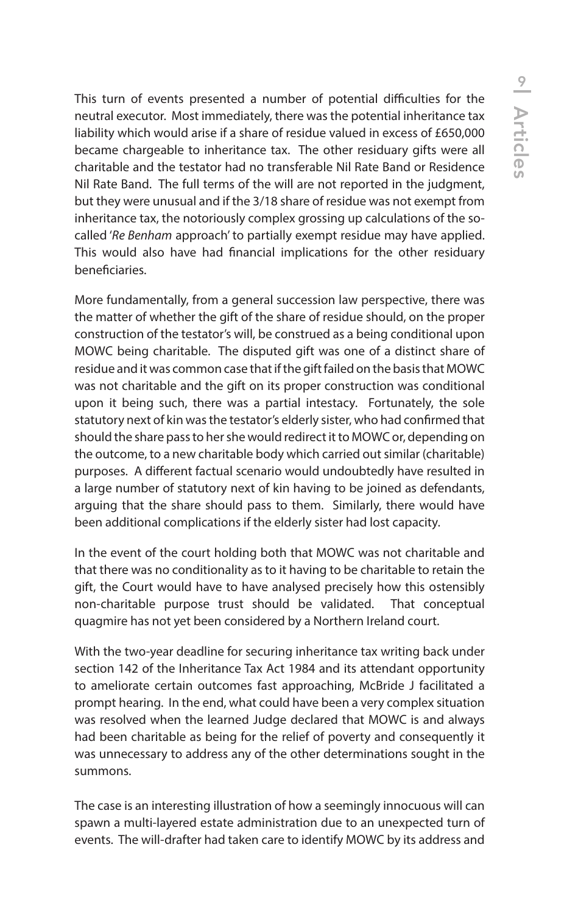This turn of events presented a number of potential difficulties for the neutral executor. Most immediately, there was the potential inheritance tax liability which would arise if a share of residue valued in excess of £650,000 became chargeable to inheritance tax. The other residuary gifts were all charitable and the testator had no transferable Nil Rate Band or Residence Nil Rate Band. The full terms of the will are not reported in the judgment, but they were unusual and if the 3/18 share of residue was not exempt from inheritance tax, the notoriously complex grossing up calculations of the so-called '*Re Benham* approach' to partially exempt residue may have applied. This would also have had financial implications for the other residuary beneficiaries.

More fundamentally, from a general succession law perspective, there was the matter of whether the gift of the share of residue should, on the proper construction of the testator's will, be construed as a being conditional upon MOWC being charitable. The disputed gift was one of a distinct share of residue and it was common case that if the gift failed on the basis that MOWC was not charitable and the gift on its proper construction was conditional upon it being such, there was a partial intestacy. Fortunately, the sole statutory next of kin was the testator's elderly sister, who had confirmed that should the share pass to her she would redirect it to MOWC or, depending on the outcome, to a new charitable body which carried out similar (charitable) purposes. A different factual scenario would undoubtedly have resulted in a large number of statutory next of kin having to be joined as defendants, arguing that the share should pass to them. Similarly, there would have been additional complications if the elderly sister had lost capacity.

In the event of the court holding both that MOWC was not charitable and that there was no conditionality as to it having to be charitable to retain the gift, the Court would have to have analysed precisely how this ostensibly non-charitable purpose trust should be validated. That conceptual quagmire has not yet been considered by a Northern Ireland court.

With the two-year deadline for securing inheritance tax writing back under section 142 of the Inheritance Tax Act 1984 and its attendant opportunity to ameliorate certain outcomes fast approaching, McBride J facilitated a prompt hearing. In the end, what could have been a very complex situation was resolved when the learned Judge declared that MOWC is and always had been charitable as being for the relief of poverty and consequently it was unnecessary to address any of the other determinations sought in the summons.

The case is an interesting illustration of how a seemingly innocuous will can spawn a multi-layered estate administration due to an unexpected turn of events. The will-drafter had taken care to identify MOWC by its address and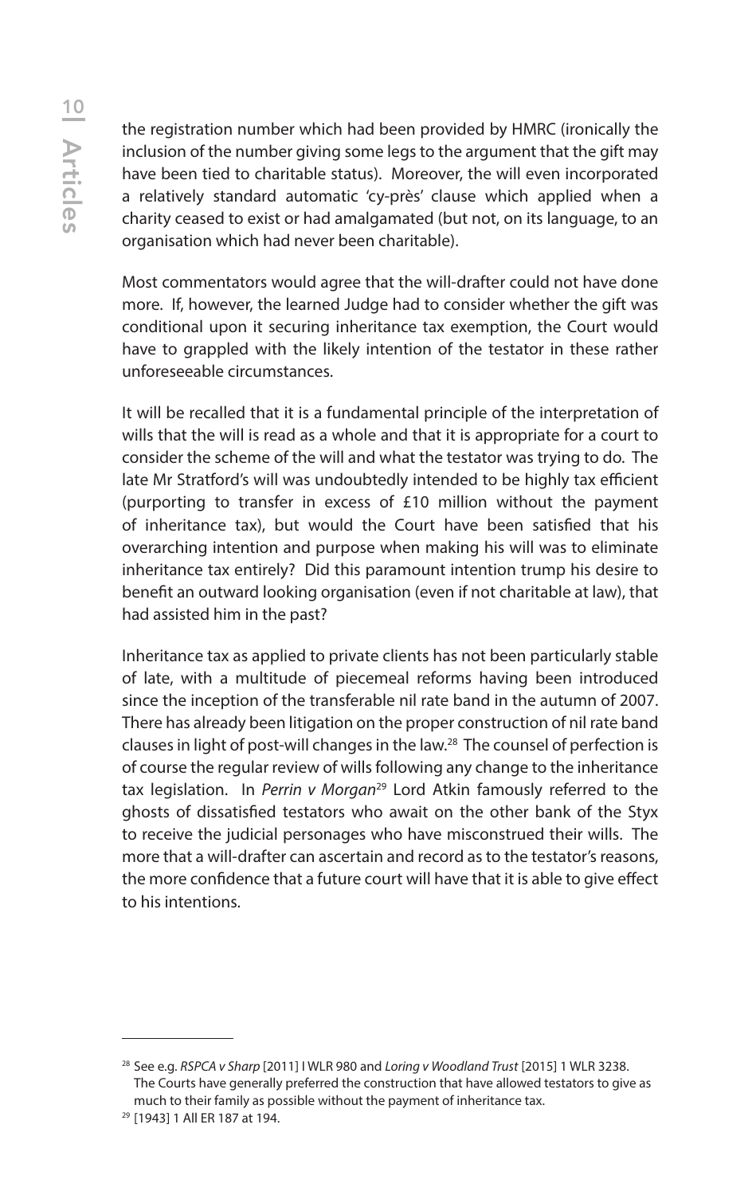the registration number which had been provided by HMRC (ironically the inclusion of the number giving some legs to the argument that the gift may have been tied to charitable status). Moreover, the will even incorporated a relatively standard automatic 'cy-près' clause which applied when a charity ceased to exist or had amalgamated (but not, on its language, to an organisation which had never been charitable).

Most commentators would agree that the will-drafter could not have done more. If, however, the learned Judge had to consider whether the gift was conditional upon it securing inheritance tax exemption, the Court would have to grappled with the likely intention of the testator in these rather unforeseeable circumstances.

It will be recalled that it is a fundamental principle of the interpretation of wills that the will is read as a whole and that it is appropriate for a court to consider the scheme of the will and what the testator was trying to do. The late Mr Stratford's will was undoubtedly intended to be highly tax efficient (purporting to transfer in excess of £10 million without the payment of inheritance tax), but would the Court have been satisfied that his overarching intention and purpose when making his will was to eliminate inheritance tax entirely? Did this paramount intention trump his desire to benefit an outward looking organisation (even if not charitable at law), that had assisted him in the past?

Inheritance tax as applied to private clients has not been particularly stable of late, with a multitude of piecemeal reforms having been introduced since the inception of the transferable nil rate band in the autumn of 2007. There has already been litigation on the proper construction of nil rate band clauses in light of post-will changes in the law.[28] The counsel of perfection is of course the regular review of wills following any change to the inheritance tax legislation. In *Perrin v Morgan*[29] Lord Atkin famously referred to the ghosts of dissatisfied testators who await on the other bank of the Styx to receive the judicial personages who have misconstrued their wills. The more that a will-drafter can ascertain and record as to the testator's reasons, the more confidence that a future court will have that it is able to give effect to his intentions.

---

[28] See e.g. *RSPCA v Sharp* [2011] I WLR 980 and *Loring v Woodland Trust* [2015] 1 WLR 3238. The Courts have generally preferred the construction that have allowed testators to give as much to their family as possible without the payment of inheritance tax.

[29] [1943] 1 All ER 187 at 194.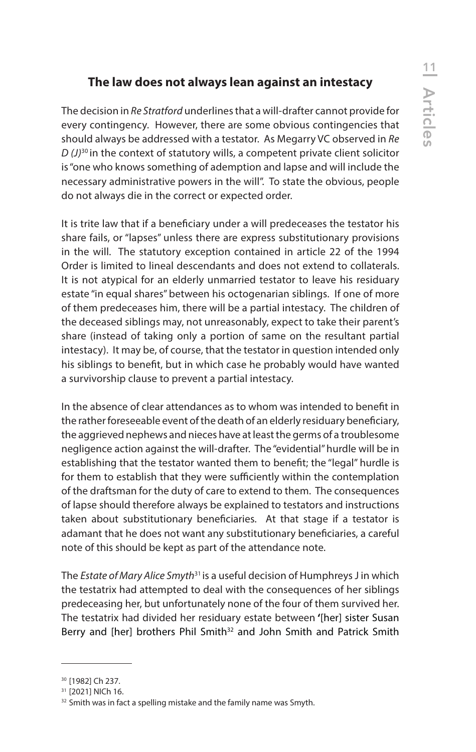## The law does not always lean against an intestacy

The decision in *Re Stratford* underlines that a will-drafter cannot provide for every contingency. However, there are some obvious contingencies that should always be addressed with a testator. As Megarry VC observed in *Re D (J)*[30] in the context of statutory wills, a competent private client solicitor is "one who knows something of ademption and lapse and will include the necessary administrative powers in the will". To state the obvious, people do not always die in the correct or expected order.

It is trite law that if a beneficiary under a will predeceases the testator his share fails, or "lapses" unless there are express substitutionary provisions in the will. The statutory exception contained in article 22 of the 1994 Order is limited to lineal descendants and does not extend to collaterals. It is not atypical for an elderly unmarried testator to leave his residuary estate "in equal shares" between his octogenarian siblings. If one of more of them predeceases him, there will be a partial intestacy. The children of the deceased siblings may, not unreasonably, expect to take their parent's share (instead of taking only a portion of same on the resultant partial intestacy). It may be, of course, that the testator in question intended only his siblings to benefit, but in which case he probably would have wanted a survivorship clause to prevent a partial intestacy.

In the absence of clear attendances as to whom was intended to benefit in the rather foreseeable event of the death of an elderly residuary beneficiary, the aggrieved nephews and nieces have at least the germs of a troublesome negligence action against the will-drafter. The "evidential" hurdle will be in establishing that the testator wanted them to benefit; the "legal" hurdle is for them to establish that they were sufficiently within the contemplation of the draftsman for the duty of care to extend to them. The consequences of lapse should therefore always be explained to testators and instructions taken about substitutionary beneficiaries. At that stage if a testator is adamant that he does not want any substitutionary beneficiaries, a careful note of this should be kept as part of the attendance note.

The *Estate of Mary Alice Smyth*[31] is a useful decision of Humphreys J in which the testatrix had attempted to deal with the consequences of her siblings predeceasing her, but unfortunately none of the four of them survived her. The testatrix had divided her residuary estate between '[her] sister Susan Berry and [her] brothers Phil Smith[32] and John Smith and Patrick Smith

---

[30] [1982] Ch 237.

[31] [2021] NICh 16.

[32] Smith was in fact a spelling mistake and the family name was Smyth.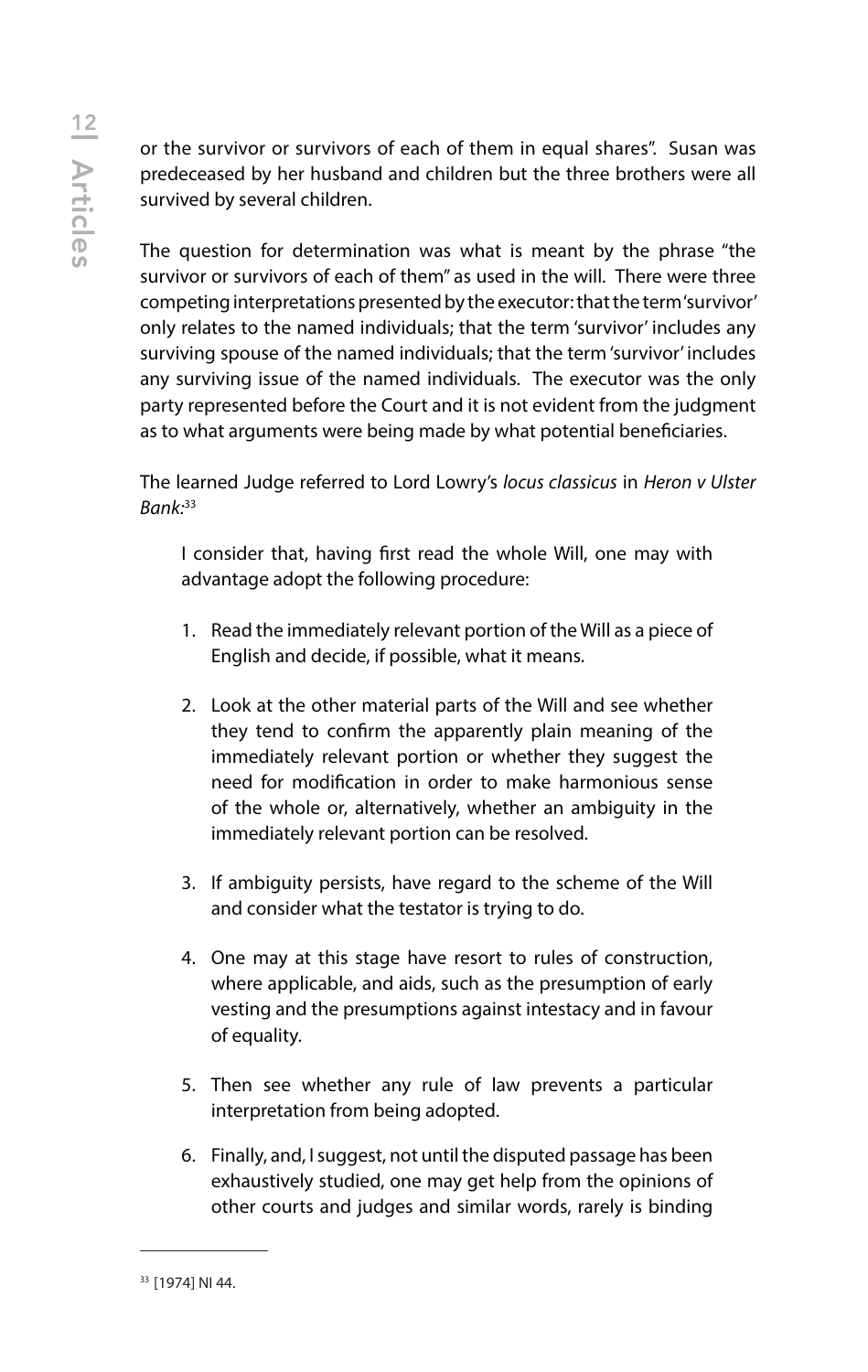or the survivor or survivors of each of them in equal shares". Susan was predeceased by her husband and children but the three brothers were all survived by several children.

The question for determination was what is meant by the phrase "the survivor or survivors of each of them" as used in the will. There were three competing interpretations presented by the executor: that the term 'survivor' only relates to the named individuals; that the term 'survivor' includes any surviving spouse of the named individuals; that the term 'survivor' includes any surviving issue of the named individuals. The executor was the only party represented before the Court and it is not evident from the judgment as to what arguments were being made by what potential beneficiaries.

The learned Judge referred to Lord Lowry's *locus classicus* in *Heron v Ulster Bank*:[33]

> I consider that, having first read the whole Will, one may with advantage adopt the following procedure:
>
> 1. Read the immediately relevant portion of the Will as a piece of English and decide, if possible, what it means.
>
> 2. Look at the other material parts of the Will and see whether they tend to confirm the apparently plain meaning of the immediately relevant portion or whether they suggest the need for modification in order to make harmonious sense of the whole or, alternatively, whether an ambiguity in the immediately relevant portion can be resolved.
>
> 3. If ambiguity persists, have regard to the scheme of the Will and consider what the testator is trying to do.
>
> 4. One may at this stage have resort to rules of construction, where applicable, and aids, such as the presumption of early vesting and the presumptions against intestacy and in favour of equality.
>
> 5. Then see whether any rule of law prevents a particular interpretation from being adopted.
>
> 6. Finally, and, I suggest, not until the disputed passage has been exhaustively studied, one may get help from the opinions of other courts and judges and similar words, rarely is binding

[33] [1974] NI 44.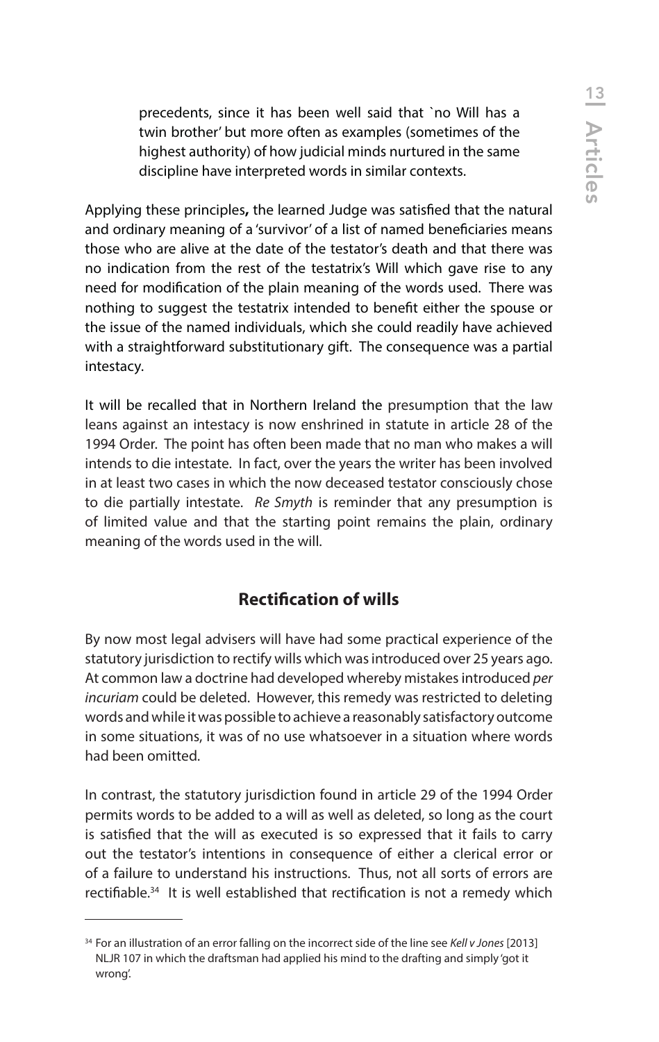> precedents, since it has been well said that `no Will has a twin brother' but more often as examples (sometimes of the highest authority) of how judicial minds nurtured in the same discipline have interpreted words in similar contexts.

Applying these principles**,** the learned Judge was satisfied that the natural and ordinary meaning of a 'survivor' of a list of named beneficiaries means those who are alive at the date of the testator's death and that there was no indication from the rest of the testatrix's Will which gave rise to any need for modification of the plain meaning of the words used. There was nothing to suggest the testatrix intended to benefit either the spouse or the issue of the named individuals, which she could readily have achieved with a straightforward substitutionary gift. The consequence was a partial intestacy.

It will be recalled that in Northern Ireland the presumption that the law leans against an intestacy is now enshrined in statute in article 28 of the 1994 Order. The point has often been made that no man who makes a will intends to die intestate. In fact, over the years the writer has been involved in at least two cases in which the now deceased testator consciously chose to die partially intestate. *Re Smyth* is reminder that any presumption is of limited value and that the starting point remains the plain, ordinary meaning of the words used in the will.

## Rectification of wills

By now most legal advisers will have had some practical experience of the statutory jurisdiction to rectify wills which was introduced over 25 years ago. At common law a doctrine had developed whereby mistakes introduced *per incuriam* could be deleted. However, this remedy was restricted to deleting words and while it was possible to achieve a reasonably satisfactory outcome in some situations, it was of no use whatsoever in a situation where words had been omitted.

In contrast, the statutory jurisdiction found in article 29 of the 1994 Order permits words to be added to a will as well as deleted, so long as the court is satisfied that the will as executed is so expressed that it fails to carry out the testator's intentions in consequence of either a clerical error or of a failure to understand his instructions. Thus, not all sorts of errors are rectifiable.[34] It is well established that rectification is not a remedy which

---

[34] For an illustration of an error falling on the incorrect side of the line see *Kell v Jones* [2013] NLJR 107 in which the draftsman had applied his mind to the drafting and simply 'got it wrong'.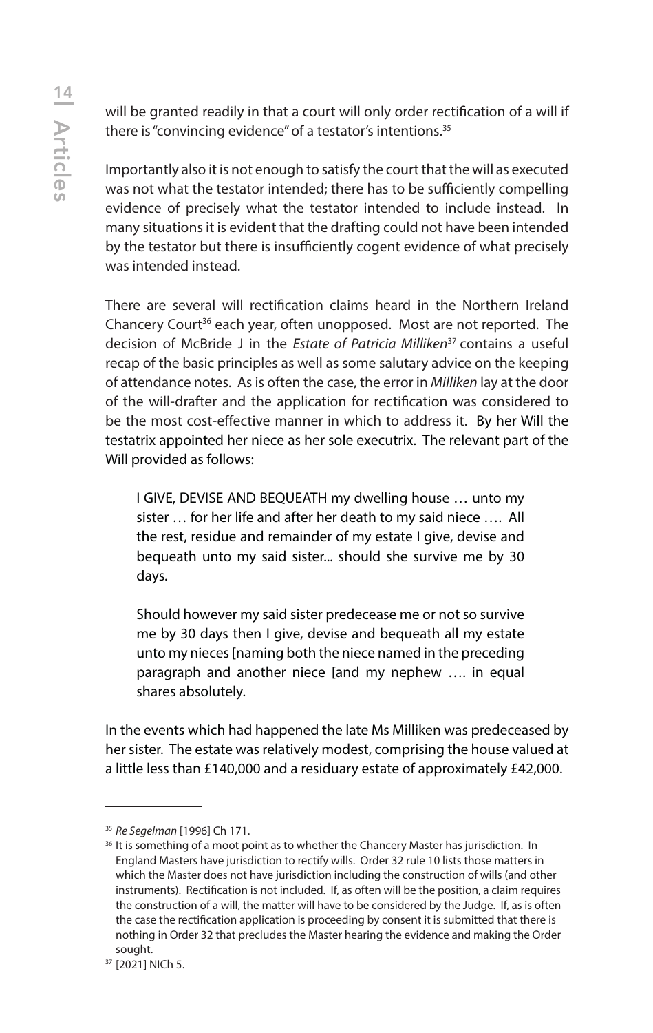will be granted readily in that a court will only order rectification of a will if there is "convincing evidence" of a testator's intentions.[35]

Importantly also it is not enough to satisfy the court that the will as executed was not what the testator intended; there has to be sufficiently compelling evidence of precisely what the testator intended to include instead. In many situations it is evident that the drafting could not have been intended by the testator but there is insufficiently cogent evidence of what precisely was intended instead.

There are several will rectification claims heard in the Northern Ireland Chancery Court[36] each year, often unopposed. Most are not reported. The decision of McBride J in the *Estate of Patricia Milliken*[37] contains a useful recap of the basic principles as well as some salutary advice on the keeping of attendance notes. As is often the case, the error in *Milliken* lay at the door of the will-drafter and the application for rectification was considered to be the most cost-effective manner in which to address it. By her Will the testatrix appointed her niece as her sole executrix. The relevant part of the Will provided as follows:

> I GIVE, DEVISE AND BEQUEATH my dwelling house … unto my sister … for her life and after her death to my said niece …. All the rest, residue and remainder of my estate I give, devise and bequeath unto my said sister... should she survive me by 30 days.
>
> Should however my said sister predecease me or not so survive me by 30 days then I give, devise and bequeath all my estate unto my nieces [naming both the niece named in the preceding paragraph and another niece [and my nephew …. in equal shares absolutely.

In the events which had happened the late Ms Milliken was predeceased by her sister. The estate was relatively modest, comprising the house valued at a little less than £140,000 and a residuary estate of approximately £42,000.

---

[35] *Re Segelman* [1996] Ch 171.

[36] It is something of a moot point as to whether the Chancery Master has jurisdiction. In England Masters have jurisdiction to rectify wills. Order 32 rule 10 lists those matters in which the Master does not have jurisdiction including the construction of wills (and other instruments). Rectification is not included. If, as often will be the position, a claim requires the construction of a will, the matter will have to be considered by the Judge. If, as is often the case the rectification application is proceeding by consent it is submitted that there is nothing in Order 32 that precludes the Master hearing the evidence and making the Order sought.

[37] [2021] NICh 5.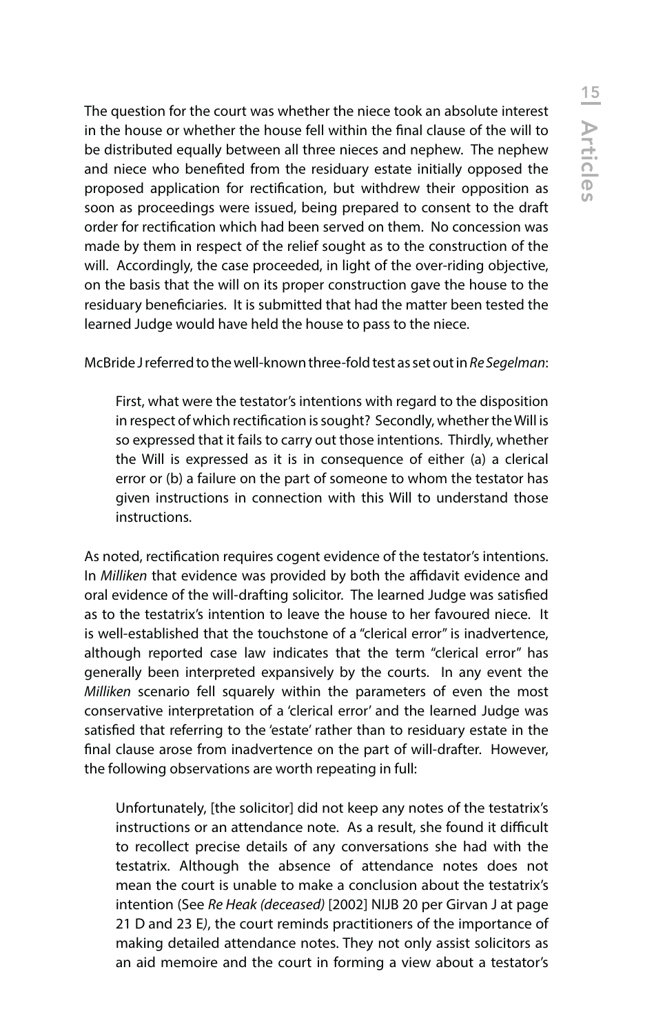The question for the court was whether the niece took an absolute interest in the house or whether the house fell within the final clause of the will to be distributed equally between all three nieces and nephew. The nephew and niece who benefited from the residuary estate initially opposed the proposed application for rectification, but withdrew their opposition as soon as proceedings were issued, being prepared to consent to the draft order for rectification which had been served on them. No concession was made by them in respect of the relief sought as to the construction of the will. Accordingly, the case proceeded, in light of the over-riding objective, on the basis that the will on its proper construction gave the house to the residuary beneficiaries. It is submitted that had the matter been tested the learned Judge would have held the house to pass to the niece.

McBride J referred to the well-known three-fold test as set out in *Re Segelman*:

> First, what were the testator's intentions with regard to the disposition in respect of which rectification is sought? Secondly, whether the Will is so expressed that it fails to carry out those intentions. Thirdly, whether the Will is expressed as it is in consequence of either (a) a clerical error or (b) a failure on the part of someone to whom the testator has given instructions in connection with this Will to understand those instructions.

As noted, rectification requires cogent evidence of the testator's intentions. In *Milliken* that evidence was provided by both the affidavit evidence and oral evidence of the will-drafting solicitor. The learned Judge was satisfied as to the testatrix's intention to leave the house to her favoured niece. It is well-established that the touchstone of a "clerical error" is inadvertence, although reported case law indicates that the term "clerical error" has generally been interpreted expansively by the courts. In any event the *Milliken* scenario fell squarely within the parameters of even the most conservative interpretation of a 'clerical error' and the learned Judge was satisfied that referring to the 'estate' rather than to residuary estate in the final clause arose from inadvertence on the part of will-drafter. However, the following observations are worth repeating in full:

> Unfortunately, [the solicitor] did not keep any notes of the testatrix's instructions or an attendance note. As a result, she found it difficult to recollect precise details of any conversations she had with the testatrix. Although the absence of attendance notes does not mean the court is unable to make a conclusion about the testatrix's intention (See *Re Heak (deceased)* [2002] NIJB 20 per Girvan J at page 21 D and 23 E), the court reminds practitioners of the importance of making detailed attendance notes. They not only assist solicitors as an aid memoire and the court in forming a view about a testator's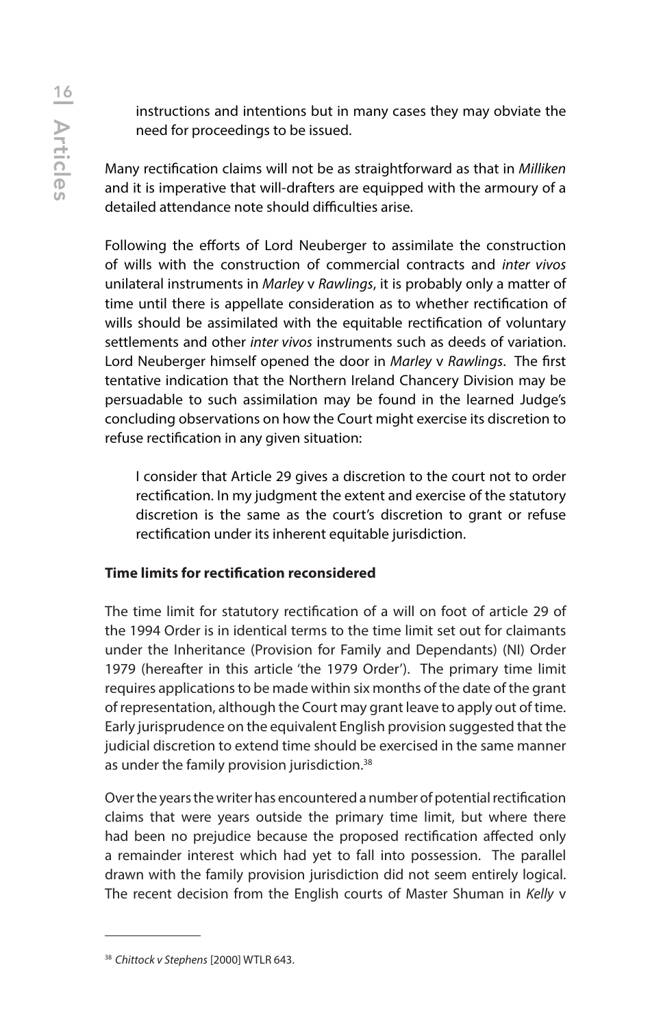instructions and intentions but in many cases they may obviate the need for proceedings to be issued.

Many rectification claims will not be as straightforward as that in *Milliken* and it is imperative that will-drafters are equipped with the armoury of a detailed attendance note should difficulties arise.

Following the efforts of Lord Neuberger to assimilate the construction of wills with the construction of commercial contracts and *inter vivos* unilateral instruments in *Marley* v *Rawlings*, it is probably only a matter of time until there is appellate consideration as to whether rectification of wills should be assimilated with the equitable rectification of voluntary settlements and other *inter vivos* instruments such as deeds of variation. Lord Neuberger himself opened the door in *Marley* v *Rawlings*. The first tentative indication that the Northern Ireland Chancery Division may be persuadable to such assimilation may be found in the learned Judge's concluding observations on how the Court might exercise its discretion to refuse rectification in any given situation:

> I consider that Article 29 gives a discretion to the court not to order rectification. In my judgment the extent and exercise of the statutory discretion is the same as the court's discretion to grant or refuse rectification under its inherent equitable jurisdiction.

**Time limits for rectification reconsidered**

The time limit for statutory rectification of a will on foot of article 29 of the 1994 Order is in identical terms to the time limit set out for claimants under the Inheritance (Provision for Family and Dependants) (NI) Order 1979 (hereafter in this article 'the 1979 Order'). The primary time limit requires applications to be made within six months of the date of the grant of representation, although the Court may grant leave to apply out of time. Early jurisprudence on the equivalent English provision suggested that the judicial discretion to extend time should be exercised in the same manner as under the family provision jurisdiction.[38]

Over the years the writer has encountered a number of potential rectification claims that were years outside the primary time limit, but where there had been no prejudice because the proposed rectification affected only a remainder interest which had yet to fall into possession. The parallel drawn with the family provision jurisdiction did not seem entirely logical. The recent decision from the English courts of Master Shuman in *Kelly* v

---

[38] *Chittock v Stephens* [2000] WTLR 643.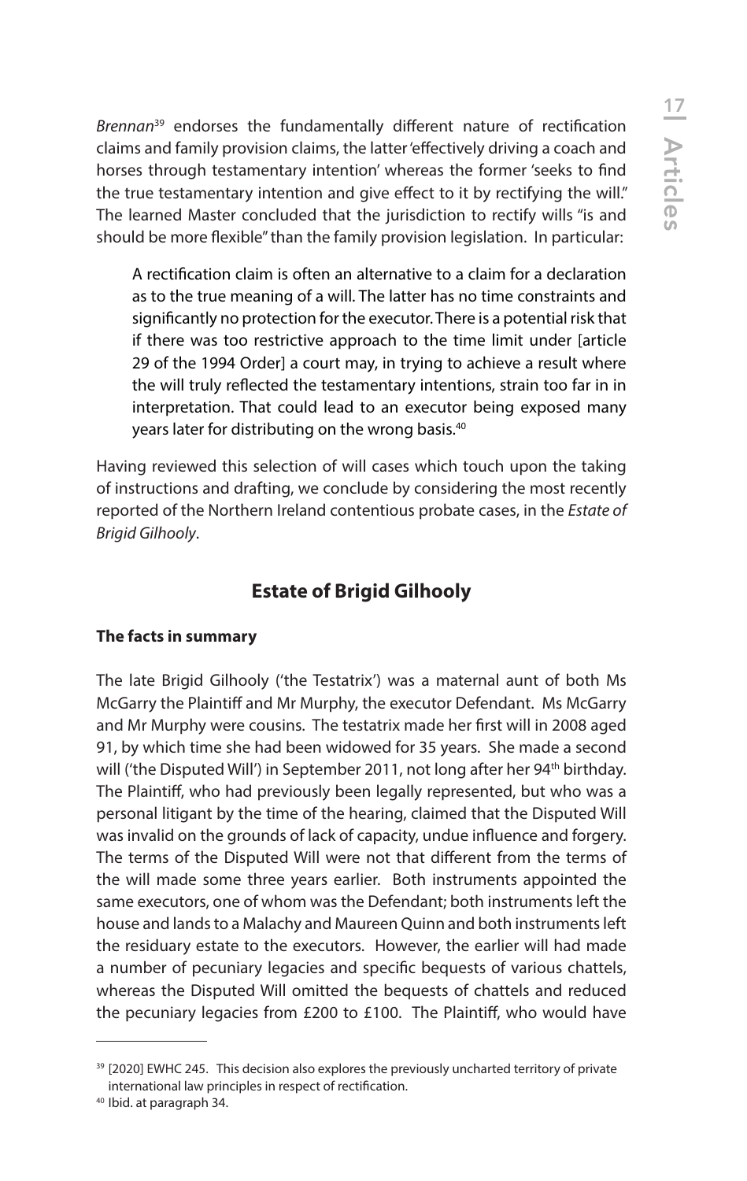*Brennan*[39] endorses the fundamentally different nature of rectification claims and family provision claims, the latter 'effectively driving a coach and horses through testamentary intention' whereas the former 'seeks to find the true testamentary intention and give effect to it by rectifying the will." The learned Master concluded that the jurisdiction to rectify wills "is and should be more flexible" than the family provision legislation. In particular:

> A rectification claim is often an alternative to a claim for a declaration as to the true meaning of a will. The latter has no time constraints and significantly no protection for the executor. There is a potential risk that if there was too restrictive approach to the time limit under [article 29 of the 1994 Order] a court may, in trying to achieve a result where the will truly reflected the testamentary intentions, strain too far in in interpretation. That could lead to an executor being exposed many years later for distributing on the wrong basis.[40]

Having reviewed this selection of will cases which touch upon the taking of instructions and drafting, we conclude by considering the most recently reported of the Northern Ireland contentious probate cases, in the *Estate of Brigid Gilhooly*.

## Estate of Brigid Gilhooly

### The facts in summary

The late Brigid Gilhooly ('the Testatrix') was a maternal aunt of both Ms McGarry the Plaintiff and Mr Murphy, the executor Defendant. Ms McGarry and Mr Murphy were cousins. The testatrix made her first will in 2008 aged 91, by which time she had been widowed for 35 years. She made a second will ('the Disputed Will') in September 2011, not long after her 94th birthday. The Plaintiff, who had previously been legally represented, but who was a personal litigant by the time of the hearing, claimed that the Disputed Will was invalid on the grounds of lack of capacity, undue influence and forgery. The terms of the Disputed Will were not that different from the terms of the will made some three years earlier. Both instruments appointed the same executors, one of whom was the Defendant; both instruments left the house and lands to a Malachy and Maureen Quinn and both instruments left the residuary estate to the executors. However, the earlier will had made a number of pecuniary legacies and specific bequests of various chattels, whereas the Disputed Will omitted the bequests of chattels and reduced the pecuniary legacies from £200 to £100. The Plaintiff, who would have

---

[39] [2020] EWHC 245. This decision also explores the previously uncharted territory of private international law principles in respect of rectification.

[40] Ibid. at paragraph 34.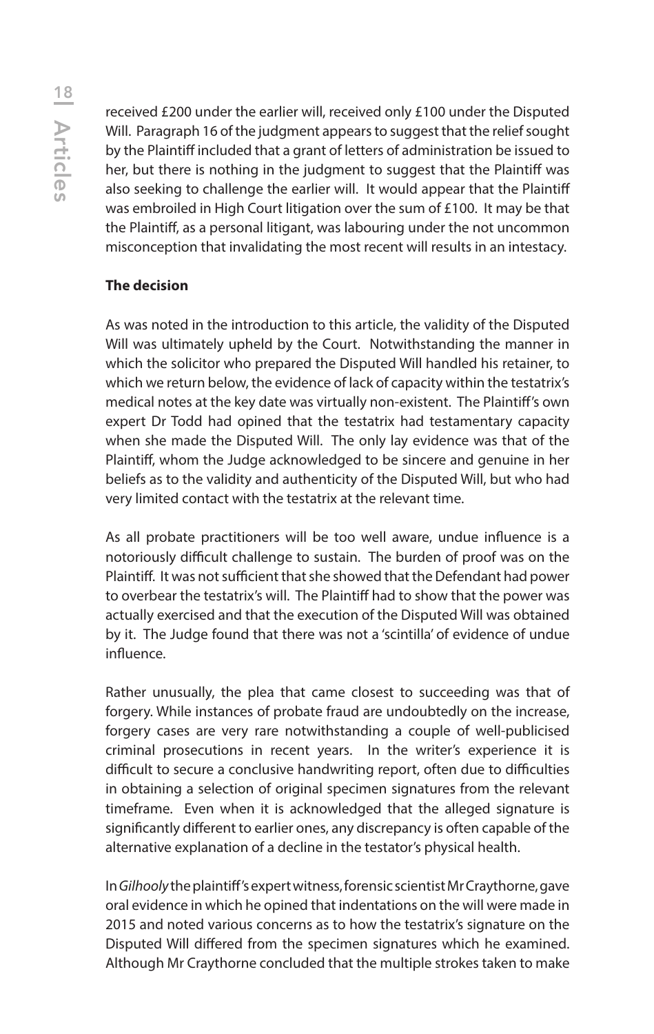received £200 under the earlier will, received only £100 under the Disputed Will. Paragraph 16 of the judgment appears to suggest that the relief sought by the Plaintiff included that a grant of letters of administration be issued to her, but there is nothing in the judgment to suggest that the Plaintiff was also seeking to challenge the earlier will. It would appear that the Plaintiff was embroiled in High Court litigation over the sum of £100. It may be that the Plaintiff, as a personal litigant, was labouring under the not uncommon misconception that invalidating the most recent will results in an intestacy.

**The decision**

As was noted in the introduction to this article, the validity of the Disputed Will was ultimately upheld by the Court. Notwithstanding the manner in which the solicitor who prepared the Disputed Will handled his retainer, to which we return below, the evidence of lack of capacity within the testatrix's medical notes at the key date was virtually non-existent. The Plaintiff's own expert Dr Todd had opined that the testatrix had testamentary capacity when she made the Disputed Will. The only lay evidence was that of the Plaintiff, whom the Judge acknowledged to be sincere and genuine in her beliefs as to the validity and authenticity of the Disputed Will, but who had very limited contact with the testatrix at the relevant time.

As all probate practitioners will be too well aware, undue influence is a notoriously difficult challenge to sustain. The burden of proof was on the Plaintiff. It was not sufficient that she showed that the Defendant had power to overbear the testatrix's will. The Plaintiff had to show that the power was actually exercised and that the execution of the Disputed Will was obtained by it. The Judge found that there was not a 'scintilla' of evidence of undue influence.

Rather unusually, the plea that came closest to succeeding was that of forgery. While instances of probate fraud are undoubtedly on the increase, forgery cases are very rare notwithstanding a couple of well-publicised criminal prosecutions in recent years. In the writer's experience it is difficult to secure a conclusive handwriting report, often due to difficulties in obtaining a selection of original specimen signatures from the relevant timeframe. Even when it is acknowledged that the alleged signature is significantly different to earlier ones, any discrepancy is often capable of the alternative explanation of a decline in the testator's physical health.

In *Gilhooly* the plaintiff's expert witness, forensic scientist Mr Craythorne, gave oral evidence in which he opined that indentations on the will were made in 2015 and noted various concerns as to how the testatrix's signature on the Disputed Will differed from the specimen signatures which he examined. Although Mr Craythorne concluded that the multiple strokes taken to make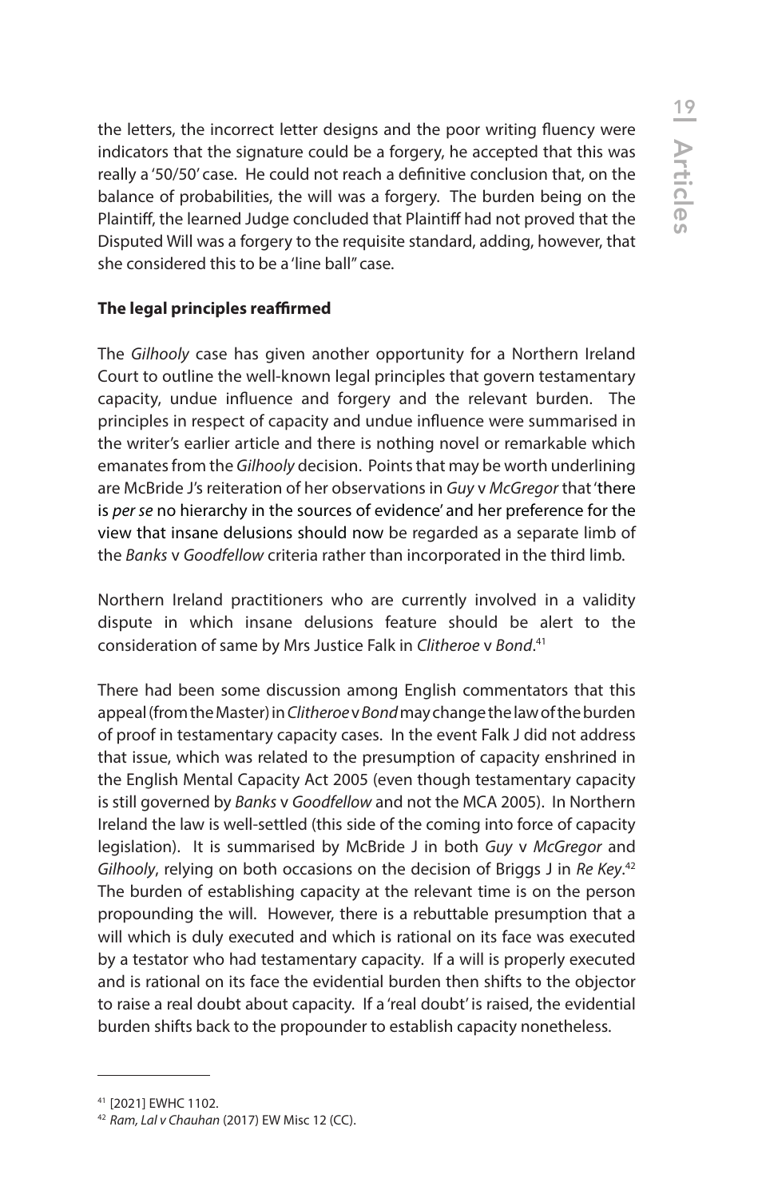the letters, the incorrect letter designs and the poor writing fluency were indicators that the signature could be a forgery, he accepted that this was really a '50/50' case. He could not reach a definitive conclusion that, on the balance of probabilities, the will was a forgery. The burden being on the Plaintiff, the learned Judge concluded that Plaintiff had not proved that the Disputed Will was a forgery to the requisite standard, adding, however, that she considered this to be a 'line ball" case.

**The legal principles reaffirmed**

The *Gilhooly* case has given another opportunity for a Northern Ireland Court to outline the well-known legal principles that govern testamentary capacity, undue influence and forgery and the relevant burden. The principles in respect of capacity and undue influence were summarised in the writer's earlier article and there is nothing novel or remarkable which emanates from the *Gilhooly* decision. Points that may be worth underlining are McBride J's reiteration of her observations in *Guy* v *McGregor* that 'there is *per se* no hierarchy in the sources of evidence' and her preference for the view that insane delusions should now be regarded as a separate limb of the *Banks* v *Goodfellow* criteria rather than incorporated in the third limb.

Northern Ireland practitioners who are currently involved in a validity dispute in which insane delusions feature should be alert to the consideration of same by Mrs Justice Falk in *Clitheroe* v *Bond*.[41]

There had been some discussion among English commentators that this appeal (from the Master) in *Clitheroe* v *Bond* may change the law of the burden of proof in testamentary capacity cases. In the event Falk J did not address that issue, which was related to the presumption of capacity enshrined in the English Mental Capacity Act 2005 (even though testamentary capacity is still governed by *Banks* v *Goodfellow* and not the MCA 2005). In Northern Ireland the law is well-settled (this side of the coming into force of capacity legislation). It is summarised by McBride J in both *Guy* v *McGregor* and *Gilhooly*, relying on both occasions on the decision of Briggs J in *Re Key*.[42] The burden of establishing capacity at the relevant time is on the person propounding the will. However, there is a rebuttable presumption that a will which is duly executed and which is rational on its face was executed by a testator who had testamentary capacity. If a will is properly executed and is rational on its face the evidential burden then shifts to the objector to raise a real doubt about capacity. If a 'real doubt' is raised, the evidential burden shifts back to the propounder to establish capacity nonetheless.

---

[41] [2021] EWHC 1102.

[42] *Ram, Lal v Chauhan* (2017) EW Misc 12 (CC).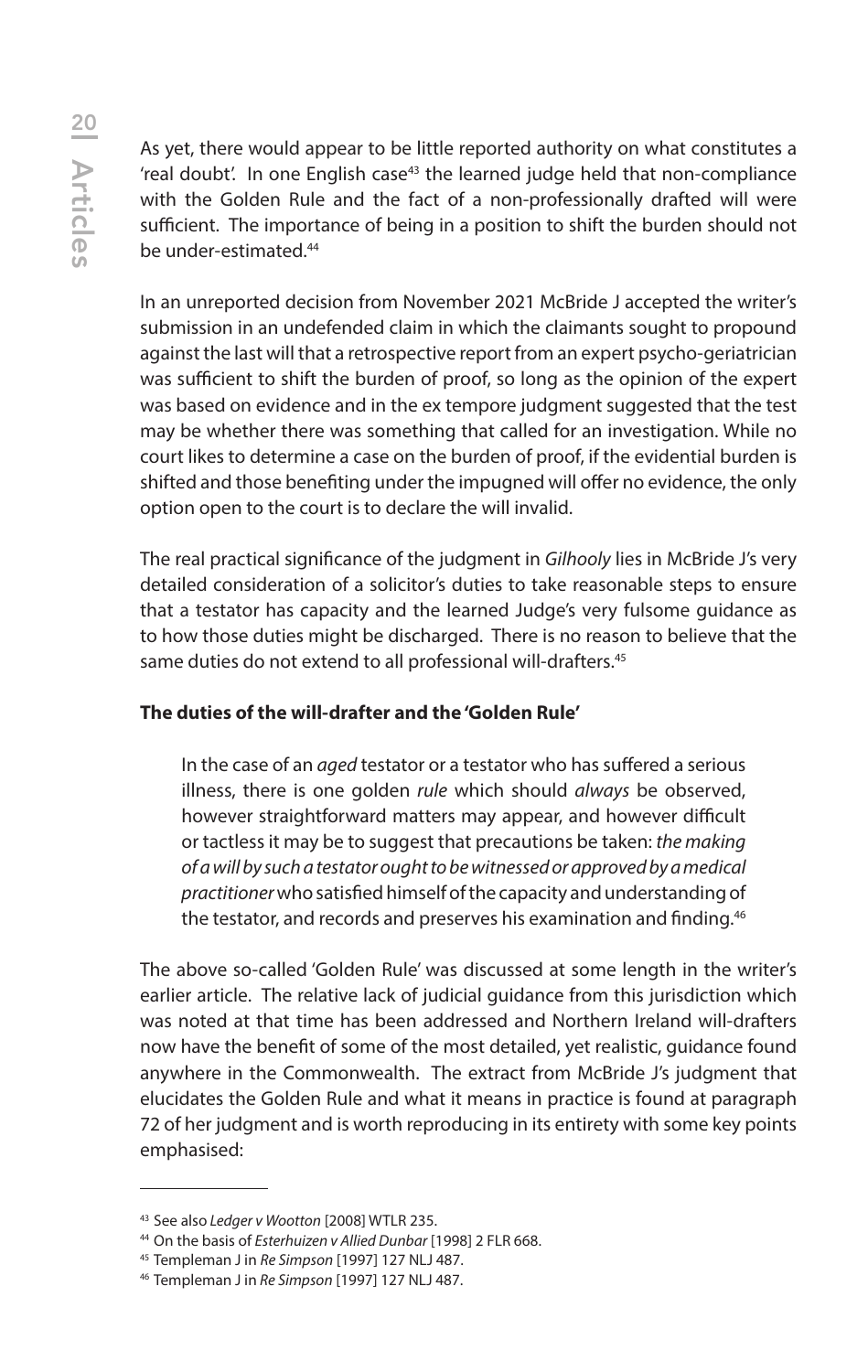As yet, there would appear to be little reported authority on what constitutes a 'real doubt'. In one English case[43] the learned judge held that non-compliance with the Golden Rule and the fact of a non-professionally drafted will were sufficient. The importance of being in a position to shift the burden should not be under-estimated.[44]

In an unreported decision from November 2021 McBride J accepted the writer's submission in an undefended claim in which the claimants sought to propound against the last will that a retrospective report from an expert psycho-geriatrician was sufficient to shift the burden of proof, so long as the opinion of the expert was based on evidence and in the ex tempore judgment suggested that the test may be whether there was something that called for an investigation. While no court likes to determine a case on the burden of proof, if the evidential burden is shifted and those benefiting under the impugned will offer no evidence, the only option open to the court is to declare the will invalid.

The real practical significance of the judgment in *Gilhooly* lies in McBride J's very detailed consideration of a solicitor's duties to take reasonable steps to ensure that a testator has capacity and the learned Judge's very fulsome guidance as to how those duties might be discharged. There is no reason to believe that the same duties do not extend to all professional will-drafters.[45]

**The duties of the will-drafter and the 'Golden Rule'**

> In the case of an *aged* testator or a testator who has suffered a serious illness, there is one golden *rule* which should *always* be observed, however straightforward matters may appear, and however difficult or tactless it may be to suggest that precautions be taken: *the making of a will by such a testator ought to be witnessed or approved by a medical practitioner* who satisfied himself of the capacity and understanding of the testator, and records and preserves his examination and finding.[46]

The above so-called 'Golden Rule' was discussed at some length in the writer's earlier article. The relative lack of judicial guidance from this jurisdiction which was noted at that time has been addressed and Northern Ireland will-drafters now have the benefit of some of the most detailed, yet realistic, guidance found anywhere in the Commonwealth. The extract from McBride J's judgment that elucidates the Golden Rule and what it means in practice is found at paragraph 72 of her judgment and is worth reproducing in its entirety with some key points emphasised:

---

[43] See also *Ledger v Wootton* [2008] WTLR 235.

[44] On the basis of *Esterhuizen v Allied Dunbar* [1998] 2 FLR 668.

[45] Templeman J in *Re Simpson* [1997] 127 NLJ 487.

[46] Templeman J in *Re Simpson* [1997] 127 NLJ 487.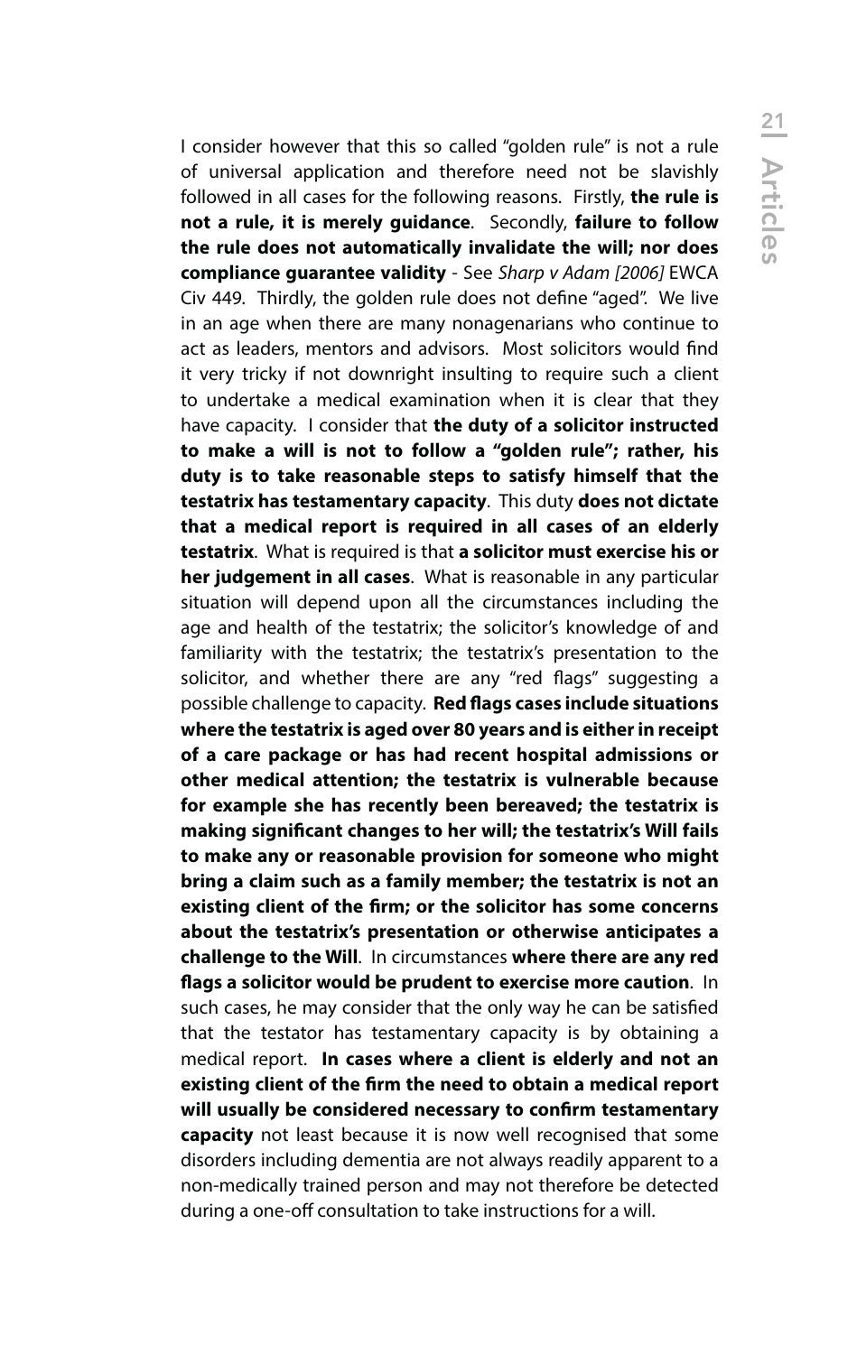I consider however that this so called "golden rule" is not a rule of universal application and therefore need not be slavishly followed in all cases for the following reasons. Firstly, **the rule is not a rule, it is merely guidance**. Secondly, **failure to follow the rule does not automatically invalidate the will; nor does compliance guarantee validity** - See *Sharp v Adam [2006]* EWCA Civ 449. Thirdly, the golden rule does not define "aged". We live in an age when there are many nonagenarians who continue to act as leaders, mentors and advisors. Most solicitors would find it very tricky if not downright insulting to require such a client to undertake a medical examination when it is clear that they have capacity. I consider that **the duty of a solicitor instructed to make a will is not to follow a "golden rule"; rather, his duty is to take reasonable steps to satisfy himself that the testatrix has testamentary capacity**. This duty **does not dictate that a medical report is required in all cases of an elderly testatrix**. What is required is that **a solicitor must exercise his or her judgement in all cases**. What is reasonable in any particular situation will depend upon all the circumstances including the age and health of the testatrix; the solicitor's knowledge of and familiarity with the testatrix; the testatrix's presentation to the solicitor, and whether there are any "red flags" suggesting a possible challenge to capacity. **Red flags cases include situations where the testatrix is aged over 80 years and is either in receipt of a care package or has had recent hospital admissions or other medical attention; the testatrix is vulnerable because for example she has recently been bereaved; the testatrix is making significant changes to her will; the testatrix's Will fails to make any or reasonable provision for someone who might bring a claim such as a family member; the testatrix is not an existing client of the firm; or the solicitor has some concerns about the testatrix's presentation or otherwise anticipates a challenge to the Will**. In circumstances **where there are any red flags a solicitor would be prudent to exercise more caution**. In such cases, he may consider that the only way he can be satisfied that the testator has testamentary capacity is by obtaining a medical report. **In cases where a client is elderly and not an existing client of the firm the need to obtain a medical report will usually be considered necessary to confirm testamentary capacity** not least because it is now well recognised that some disorders including dementia are not always readily apparent to a non-medically trained person and may not therefore be detected during a one-off consultation to take instructions for a will.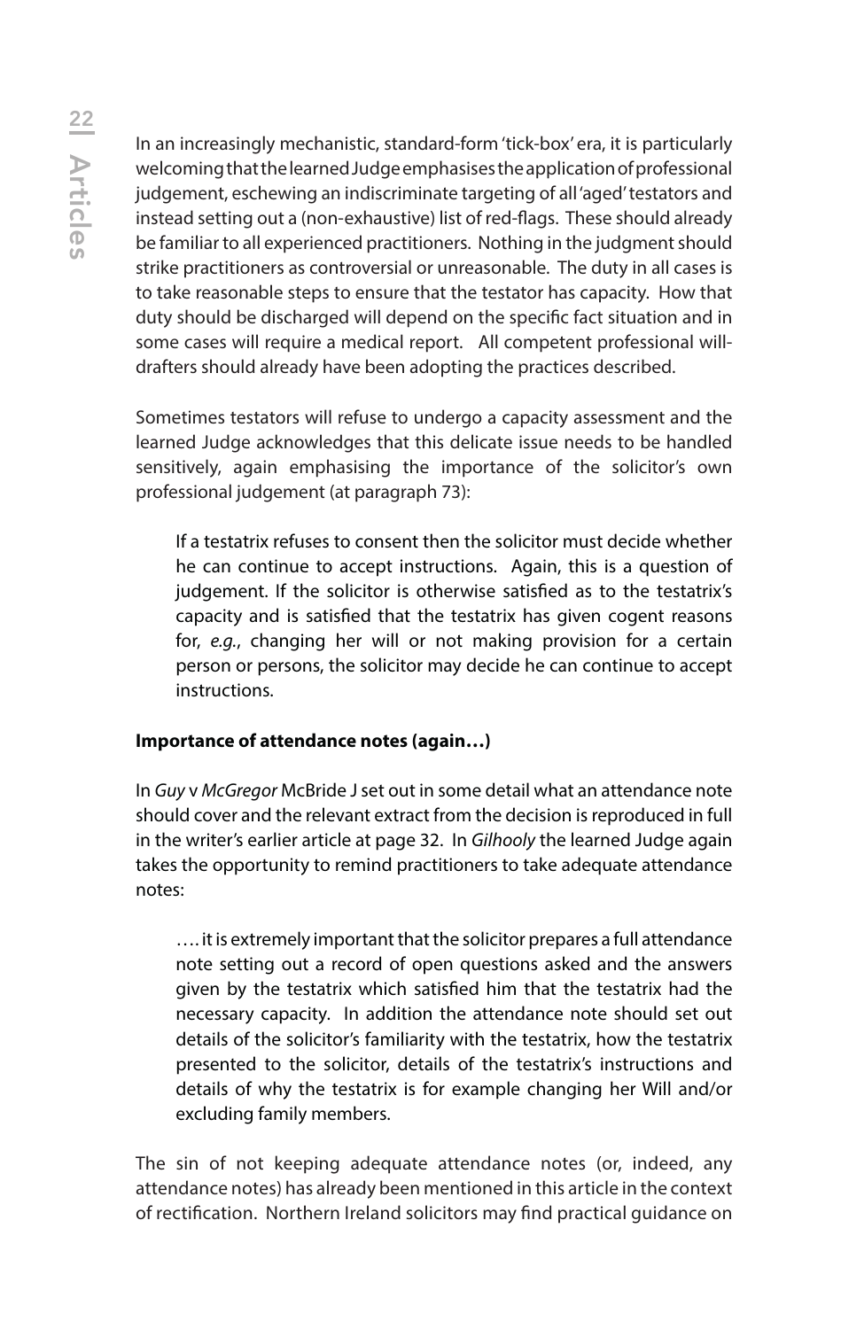In an increasingly mechanistic, standard-form 'tick-box' era, it is particularly welcoming that the learned Judge emphasises the application of professional judgement, eschewing an indiscriminate targeting of all 'aged' testators and instead setting out a (non-exhaustive) list of red-flags. These should already be familiar to all experienced practitioners. Nothing in the judgment should strike practitioners as controversial or unreasonable. The duty in all cases is to take reasonable steps to ensure that the testator has capacity. How that duty should be discharged will depend on the specific fact situation and in some cases will require a medical report. All competent professional will-drafters should already have been adopting the practices described.

Sometimes testators will refuse to undergo a capacity assessment and the learned Judge acknowledges that this delicate issue needs to be handled sensitively, again emphasising the importance of the solicitor's own professional judgement (at paragraph 73):

> If a testatrix refuses to consent then the solicitor must decide whether he can continue to accept instructions. Again, this is a question of judgement. If the solicitor is otherwise satisfied as to the testatrix's capacity and is satisfied that the testatrix has given cogent reasons for, *e.g.*, changing her will or not making provision for a certain person or persons, the solicitor may decide he can continue to accept instructions.

**Importance of attendance notes (again…)**

In *Guy* v *McGregor* McBride J set out in some detail what an attendance note should cover and the relevant extract from the decision is reproduced in full in the writer's earlier article at page 32. In *Gilhooly* the learned Judge again takes the opportunity to remind practitioners to take adequate attendance notes:

> …. it is extremely important that the solicitor prepares a full attendance note setting out a record of open questions asked and the answers given by the testatrix which satisfied him that the testatrix had the necessary capacity. In addition the attendance note should set out details of the solicitor's familiarity with the testatrix, how the testatrix presented to the solicitor, details of the testatrix's instructions and details of why the testatrix is for example changing her Will and/or excluding family members.

The sin of not keeping adequate attendance notes (or, indeed, any attendance notes) has already been mentioned in this article in the context of rectification. Northern Ireland solicitors may find practical guidance on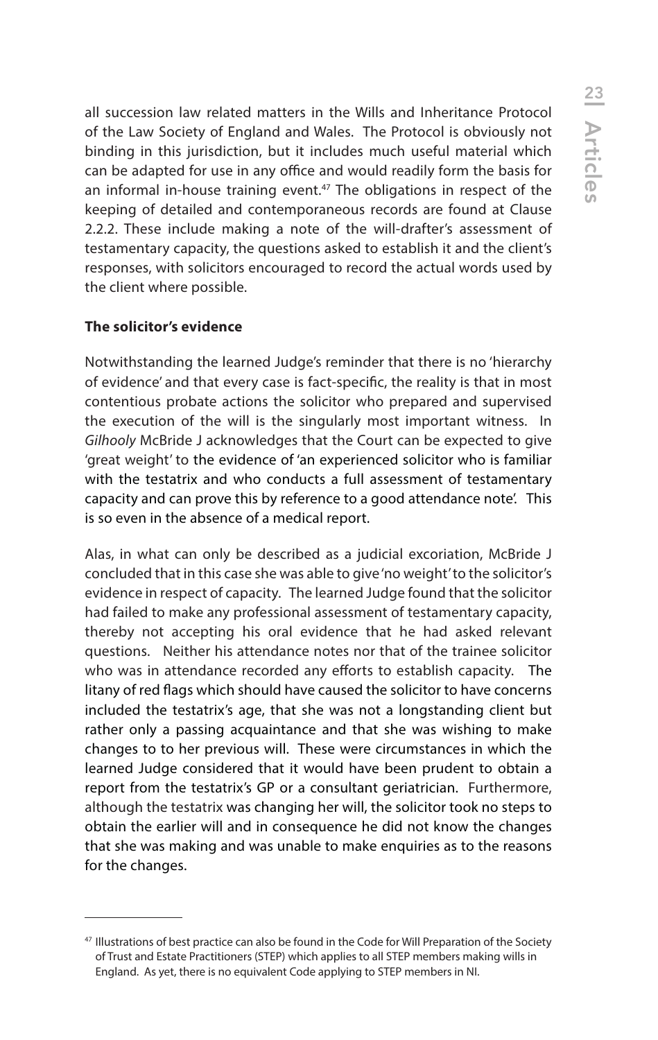all succession law related matters in the Wills and Inheritance Protocol of the Law Society of England and Wales. The Protocol is obviously not binding in this jurisdiction, but it includes much useful material which can be adapted for use in any office and would readily form the basis for an informal in-house training event.[47] The obligations in respect of the keeping of detailed and contemporaneous records are found at Clause 2.2.2. These include making a note of the will-drafter's assessment of testamentary capacity, the questions asked to establish it and the client's responses, with solicitors encouraged to record the actual words used by the client where possible.

**The solicitor's evidence**

Notwithstanding the learned Judge's reminder that there is no 'hierarchy of evidence' and that every case is fact-specific, the reality is that in most contentious probate actions the solicitor who prepared and supervised the execution of the will is the singularly most important witness. In *Gilhooly* McBride J acknowledges that the Court can be expected to give 'great weight' to the evidence of 'an experienced solicitor who is familiar with the testatrix and who conducts a full assessment of testamentary capacity and can prove this by reference to a good attendance note'. This is so even in the absence of a medical report.

Alas, in what can only be described as a judicial excoriation, McBride J concluded that in this case she was able to give 'no weight' to the solicitor's evidence in respect of capacity. The learned Judge found that the solicitor had failed to make any professional assessment of testamentary capacity, thereby not accepting his oral evidence that he had asked relevant questions. Neither his attendance notes nor that of the trainee solicitor who was in attendance recorded any efforts to establish capacity. The litany of red flags which should have caused the solicitor to have concerns included the testatrix's age, that she was not a longstanding client but rather only a passing acquaintance and that she was wishing to make changes to to her previous will. These were circumstances in which the learned Judge considered that it would have been prudent to obtain a report from the testatrix's GP or a consultant geriatrician. Furthermore, although the testatrix was changing her will, the solicitor took no steps to obtain the earlier will and in consequence he did not know the changes that she was making and was unable to make enquiries as to the reasons for the changes.

---

[47] Illustrations of best practice can also be found in the Code for Will Preparation of the Society of Trust and Estate Practitioners (STEP) which applies to all STEP members making wills in England. As yet, there is no equivalent Code applying to STEP members in NI.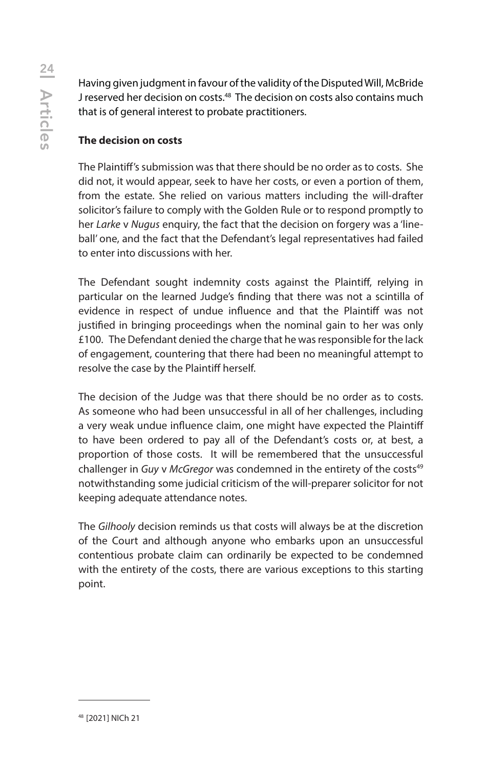Having given judgment in favour of the validity of the Disputed Will, McBride J reserved her decision on costs.[48] The decision on costs also contains much that is of general interest to probate practitioners.

**The decision on costs**

The Plaintiff's submission was that there should be no order as to costs. She did not, it would appear, seek to have her costs, or even a portion of them, from the estate. She relied on various matters including the will-drafter solicitor's failure to comply with the Golden Rule or to respond promptly to her *Larke* v *Nugus* enquiry, the fact that the decision on forgery was a 'line-ball' one, and the fact that the Defendant's legal representatives had failed to enter into discussions with her.

The Defendant sought indemnity costs against the Plaintiff, relying in particular on the learned Judge's finding that there was not a scintilla of evidence in respect of undue influence and that the Plaintiff was not justified in bringing proceedings when the nominal gain to her was only £100. The Defendant denied the charge that he was responsible for the lack of engagement, countering that there had been no meaningful attempt to resolve the case by the Plaintiff herself.

The decision of the Judge was that there should be no order as to costs. As someone who had been unsuccessful in all of her challenges, including a very weak undue influence claim, one might have expected the Plaintiff to have been ordered to pay all of the Defendant's costs or, at best, a proportion of those costs. It will be remembered that the unsuccessful challenger in *Guy* v *McGregor* was condemned in the entirety of the costs[49] notwithstanding some judicial criticism of the will-preparer solicitor for not keeping adequate attendance notes.

The *Gilhooly* decision reminds us that costs will always be at the discretion of the Court and although anyone who embarks upon an unsuccessful contentious probate claim can ordinarily be expected to be condemned with the entirety of the costs, there are various exceptions to this starting point.

---

[48] [2021] NICh 21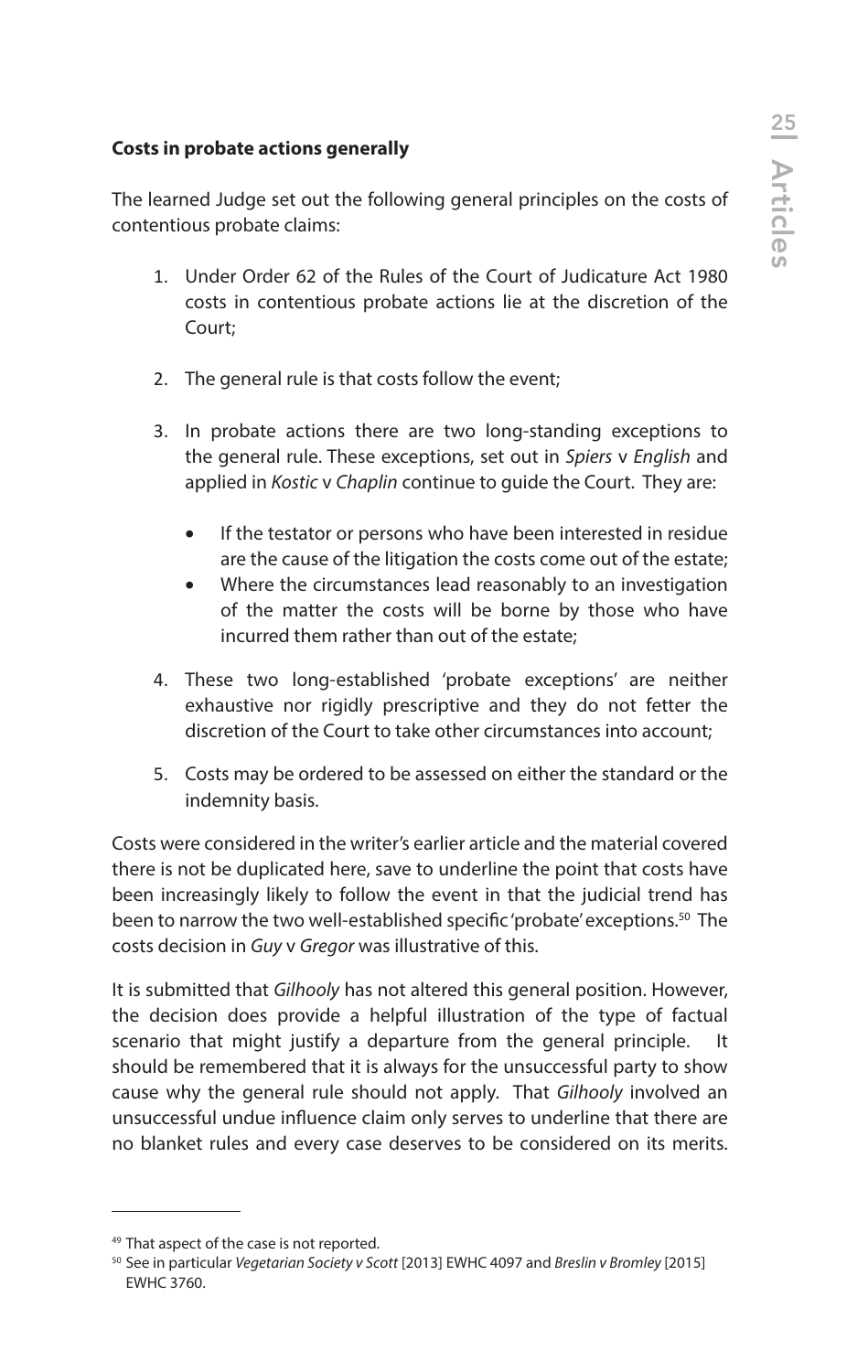**Costs in probate actions generally**

The learned Judge set out the following general principles on the costs of contentious probate claims:

1. Under Order 62 of the Rules of the Court of Judicature Act 1980 costs in contentious probate actions lie at the discretion of the Court;

2. The general rule is that costs follow the event;

3. In probate actions there are two long-standing exceptions to the general rule. These exceptions, set out in *Spiers* v *English* and applied in *Kostic* v *Chaplin* continue to guide the Court. They are:

   - If the testator or persons who have been interested in residue are the cause of the litigation the costs come out of the estate;
   - Where the circumstances lead reasonably to an investigation of the matter the costs will be borne by those who have incurred them rather than out of the estate;

4. These two long-established 'probate exceptions' are neither exhaustive nor rigidly prescriptive and they do not fetter the discretion of the Court to take other circumstances into account;

5. Costs may be ordered to be assessed on either the standard or the indemnity basis.

Costs were considered in the writer's earlier article and the material covered there is not be duplicated here, save to underline the point that costs have been increasingly likely to follow the event in that the judicial trend has been to narrow the two well-established specific 'probate' exceptions.[50] The costs decision in *Guy* v *Gregor* was illustrative of this.

It is submitted that *Gilhooly* has not altered this general position. However, the decision does provide a helpful illustration of the type of factual scenario that might justify a departure from the general principle. It should be remembered that it is always for the unsuccessful party to show cause why the general rule should not apply. That *Gilhooly* involved an unsuccessful undue influence claim only serves to underline that there are no blanket rules and every case deserves to be considered on its merits.

---

[49] That aspect of the case is not reported.

[50] See in particular *Vegetarian Society v Scott* [2013] EWHC 4097 and *Breslin v Bromley* [2015] EWHC 3760.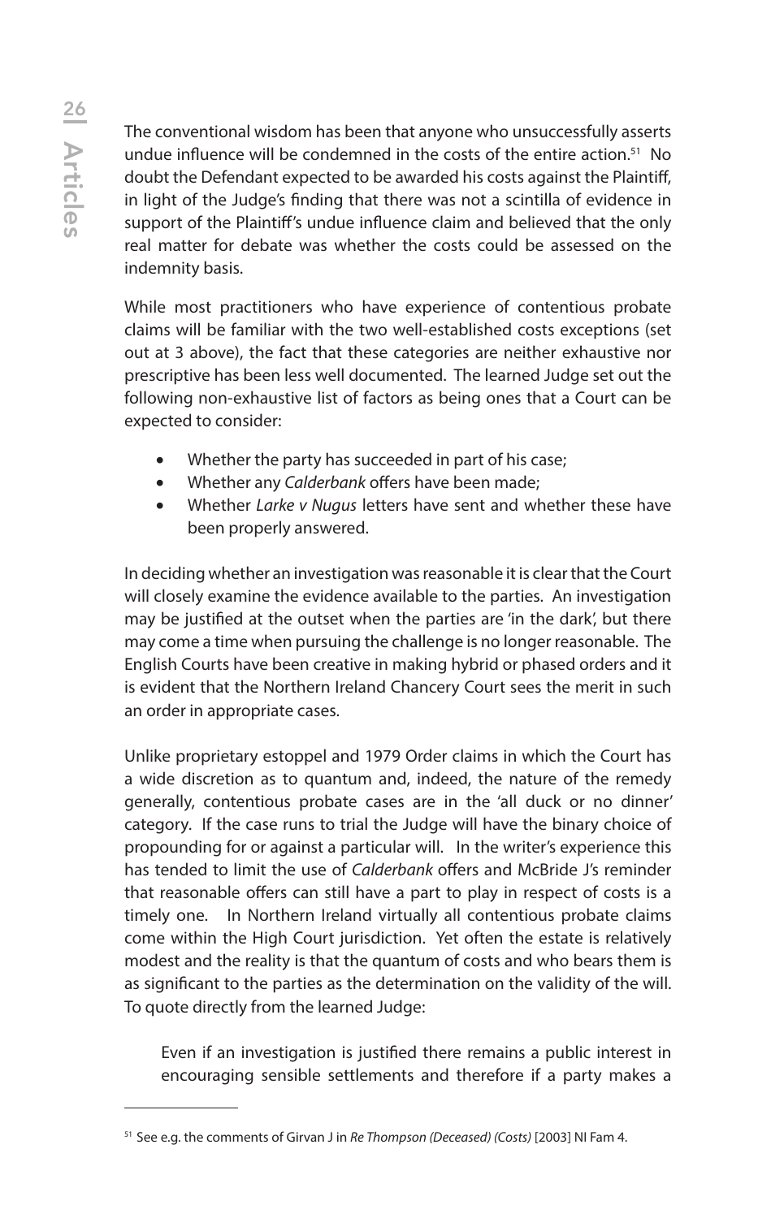The conventional wisdom has been that anyone who unsuccessfully asserts undue influence will be condemned in the costs of the entire action.[51] No doubt the Defendant expected to be awarded his costs against the Plaintiff, in light of the Judge's finding that there was not a scintilla of evidence in support of the Plaintiff's undue influence claim and believed that the only real matter for debate was whether the costs could be assessed on the indemnity basis.

While most practitioners who have experience of contentious probate claims will be familiar with the two well-established costs exceptions (set out at 3 above), the fact that these categories are neither exhaustive nor prescriptive has been less well documented. The learned Judge set out the following non-exhaustive list of factors as being ones that a Court can be expected to consider:

- Whether the party has succeeded in part of his case;
- Whether any *Calderbank* offers have been made;
- Whether *Larke v Nugus* letters have sent and whether these have been properly answered.

In deciding whether an investigation was reasonable it is clear that the Court will closely examine the evidence available to the parties. An investigation may be justified at the outset when the parties are 'in the dark', but there may come a time when pursuing the challenge is no longer reasonable. The English Courts have been creative in making hybrid or phased orders and it is evident that the Northern Ireland Chancery Court sees the merit in such an order in appropriate cases.

Unlike proprietary estoppel and 1979 Order claims in which the Court has a wide discretion as to quantum and, indeed, the nature of the remedy generally, contentious probate cases are in the 'all duck or no dinner' category. If the case runs to trial the Judge will have the binary choice of propounding for or against a particular will. In the writer's experience this has tended to limit the use of *Calderbank* offers and McBride J's reminder that reasonable offers can still have a part to play in respect of costs is a timely one. In Northern Ireland virtually all contentious probate claims come within the High Court jurisdiction. Yet often the estate is relatively modest and the reality is that the quantum of costs and who bears them is as significant to the parties as the determination on the validity of the will. To quote directly from the learned Judge:

> Even if an investigation is justified there remains a public interest in encouraging sensible settlements and therefore if a party makes a

---

[51] See e.g. the comments of Girvan J in *Re Thompson (Deceased) (Costs)* [2003] NI Fam 4.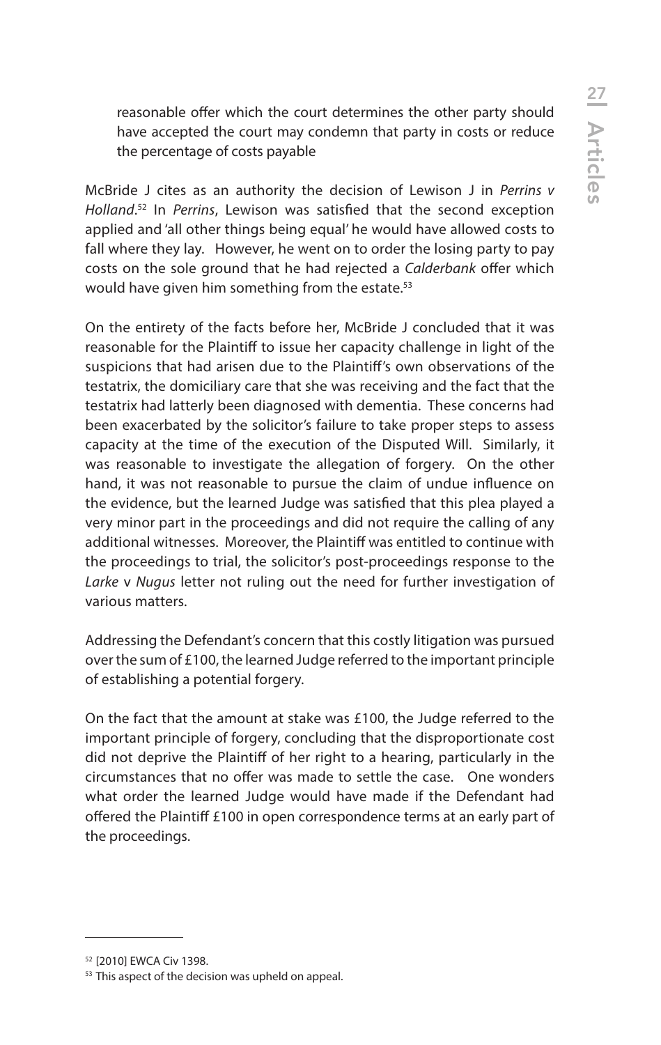reasonable offer which the court determines the other party should have accepted the court may condemn that party in costs or reduce the percentage of costs payable

McBride J cites as an authority the decision of Lewison J in *Perrins v Holland*.[52] In *Perrins*, Lewison was satisfied that the second exception applied and 'all other things being equal' he would have allowed costs to fall where they lay. However, he went on to order the losing party to pay costs on the sole ground that he had rejected a *Calderbank* offer which would have given him something from the estate.[53]

On the entirety of the facts before her, McBride J concluded that it was reasonable for the Plaintiff to issue her capacity challenge in light of the suspicions that had arisen due to the Plaintiff's own observations of the testatrix, the domiciliary care that she was receiving and the fact that the testatrix had latterly been diagnosed with dementia. These concerns had been exacerbated by the solicitor's failure to take proper steps to assess capacity at the time of the execution of the Disputed Will. Similarly, it was reasonable to investigate the allegation of forgery. On the other hand, it was not reasonable to pursue the claim of undue influence on the evidence, but the learned Judge was satisfied that this plea played a very minor part in the proceedings and did not require the calling of any additional witnesses. Moreover, the Plaintiff was entitled to continue with the proceedings to trial, the solicitor's post-proceedings response to the *Larke* v *Nugus* letter not ruling out the need for further investigation of various matters.

Addressing the Defendant's concern that this costly litigation was pursued over the sum of £100, the learned Judge referred to the important principle of establishing a potential forgery.

On the fact that the amount at stake was £100, the Judge referred to the important principle of forgery, concluding that the disproportionate cost did not deprive the Plaintiff of her right to a hearing, particularly in the circumstances that no offer was made to settle the case. One wonders what order the learned Judge would have made if the Defendant had offered the Plaintiff £100 in open correspondence terms at an early part of the proceedings.

---

[52] [2010] EWCA Civ 1398.

[53] This aspect of the decision was upheld on appeal.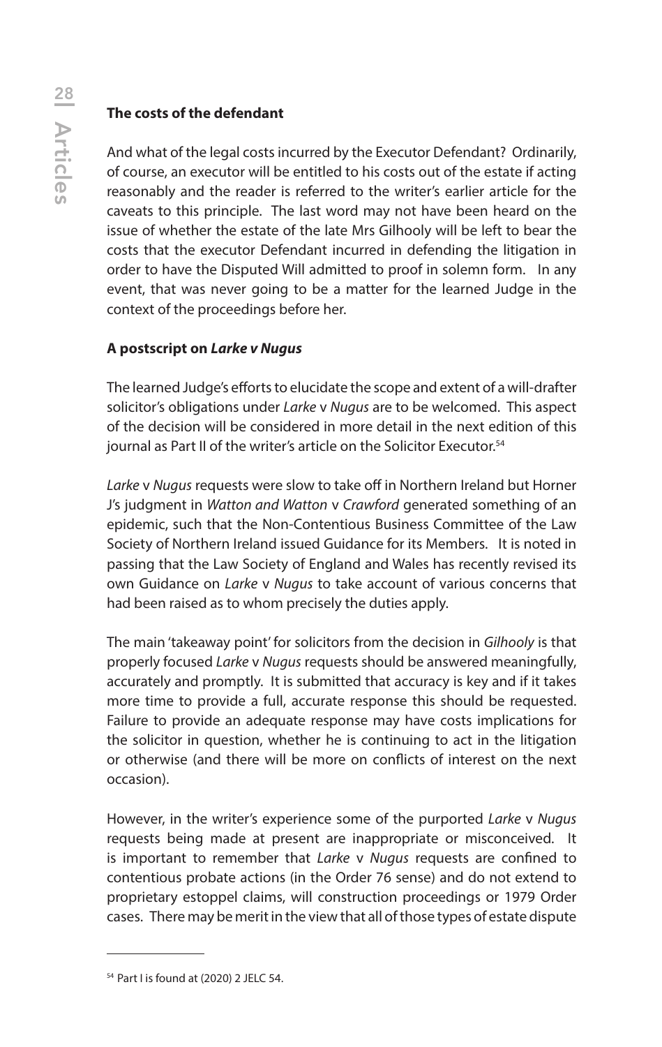**The costs of the defendant**

And what of the legal costs incurred by the Executor Defendant? Ordinarily, of course, an executor will be entitled to his costs out of the estate if acting reasonably and the reader is referred to the writer's earlier article for the caveats to this principle. The last word may not have been heard on the issue of whether the estate of the late Mrs Gilhooly will be left to bear the costs that the executor Defendant incurred in defending the litigation in order to have the Disputed Will admitted to proof in solemn form. In any event, that was never going to be a matter for the learned Judge in the context of the proceedings before her.

**A postscript on *Larke v Nugus***

The learned Judge's efforts to elucidate the scope and extent of a will-drafter solicitor's obligations under *Larke* v *Nugus* are to be welcomed. This aspect of the decision will be considered in more detail in the next edition of this journal as Part II of the writer's article on the Solicitor Executor.[54]

*Larke* v *Nugus* requests were slow to take off in Northern Ireland but Horner J's judgment in *Watton and Watton* v *Crawford* generated something of an epidemic, such that the Non-Contentious Business Committee of the Law Society of Northern Ireland issued Guidance for its Members. It is noted in passing that the Law Society of England and Wales has recently revised its own Guidance on *Larke* v *Nugus* to take account of various concerns that had been raised as to whom precisely the duties apply.

The main 'takeaway point' for solicitors from the decision in *Gilhooly* is that properly focused *Larke* v *Nugus* requests should be answered meaningfully, accurately and promptly. It is submitted that accuracy is key and if it takes more time to provide a full, accurate response this should be requested. Failure to provide an adequate response may have costs implications for the solicitor in question, whether he is continuing to act in the litigation or otherwise (and there will be more on conflicts of interest on the next occasion).

However, in the writer's experience some of the purported *Larke* v *Nugus* requests being made at present are inappropriate or misconceived. It is important to remember that *Larke* v *Nugus* requests are confined to contentious probate actions (in the Order 76 sense) and do not extend to proprietary estoppel claims, will construction proceedings or 1979 Order cases. There may be merit in the view that all of those types of estate dispute

---

[54] Part I is found at (2020) 2 JELC 54.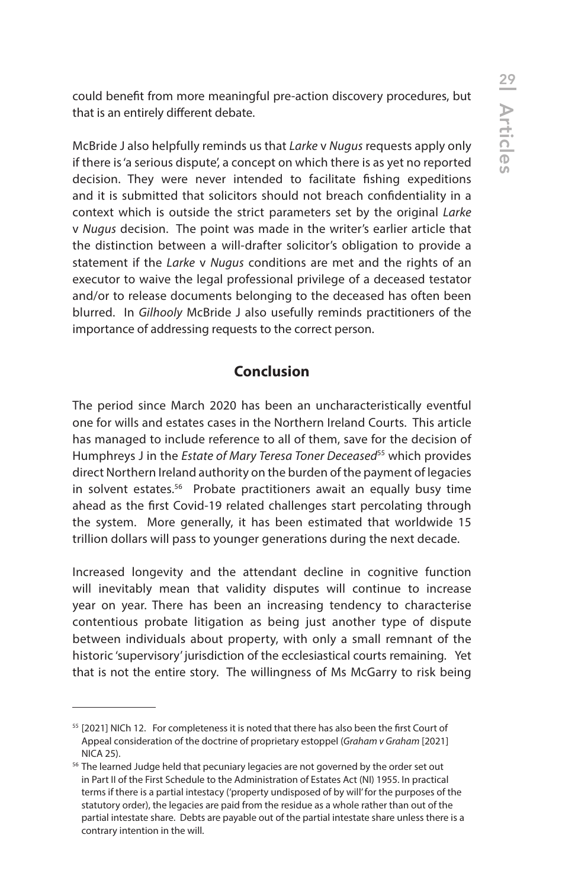could benefit from more meaningful pre-action discovery procedures, but that is an entirely different debate.

McBride J also helpfully reminds us that *Larke* v *Nugus* requests apply only if there is 'a serious dispute', a concept on which there is as yet no reported decision. They were never intended to facilitate fishing expeditions and it is submitted that solicitors should not breach confidentiality in a context which is outside the strict parameters set by the original *Larke* v *Nugus* decision. The point was made in the writer's earlier article that the distinction between a will-drafter solicitor's obligation to provide a statement if the *Larke* v *Nugus* conditions are met and the rights of an executor to waive the legal professional privilege of a deceased testator and/or to release documents belonging to the deceased has often been blurred. In *Gilhooly* McBride J also usefully reminds practitioners of the importance of addressing requests to the correct person.

## Conclusion

The period since March 2020 has been an uncharacteristically eventful one for wills and estates cases in the Northern Ireland Courts. This article has managed to include reference to all of them, save for the decision of Humphreys J in the *Estate of Mary Teresa Toner Deceased*[55] which provides direct Northern Ireland authority on the burden of the payment of legacies in solvent estates.[56] Probate practitioners await an equally busy time ahead as the first Covid-19 related challenges start percolating through the system. More generally, it has been estimated that worldwide 15 trillion dollars will pass to younger generations during the next decade.

Increased longevity and the attendant decline in cognitive function will inevitably mean that validity disputes will continue to increase year on year. There has been an increasing tendency to characterise contentious probate litigation as being just another type of dispute between individuals about property, with only a small remnant of the historic 'supervisory' jurisdiction of the ecclesiastical courts remaining. Yet that is not the entire story. The willingness of Ms McGarry to risk being

---

[55] [2021] NICh 12. For completeness it is noted that there has also been the first Court of Appeal consideration of the doctrine of proprietary estoppel (*Graham v Graham* [2021] NICA 25).

[56] The learned Judge held that pecuniary legacies are not governed by the order set out in Part II of the First Schedule to the Administration of Estates Act (NI) 1955. In practical terms if there is a partial intestacy ('property undisposed of by will' for the purposes of the statutory order), the legacies are paid from the residue as a whole rather than out of the partial intestate share. Debts are payable out of the partial intestate share unless there is a contrary intention in the will.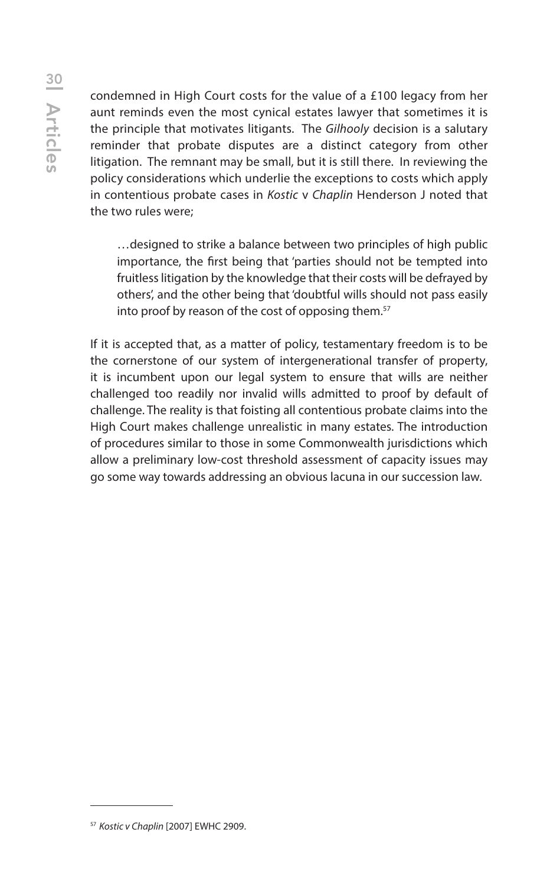condemned in High Court costs for the value of a £100 legacy from her aunt reminds even the most cynical estates lawyer that sometimes it is the principle that motivates litigants. The *Gilhooly* decision is a salutary reminder that probate disputes are a distinct category from other litigation. The remnant may be small, but it is still there. In reviewing the policy considerations which underlie the exceptions to costs which apply in contentious probate cases in *Kostic* v *Chaplin* Henderson J noted that the two rules were;

> …designed to strike a balance between two principles of high public importance, the first being that 'parties should not be tempted into fruitless litigation by the knowledge that their costs will be defrayed by others', and the other being that 'doubtful wills should not pass easily into proof by reason of the cost of opposing them.[57]

If it is accepted that, as a matter of policy, testamentary freedom is to be the cornerstone of our system of intergenerational transfer of property, it is incumbent upon our legal system to ensure that wills are neither challenged too readily nor invalid wills admitted to proof by default of challenge. The reality is that foisting all contentious probate claims into the High Court makes challenge unrealistic in many estates. The introduction of procedures similar to those in some Commonwealth jurisdictions which allow a preliminary low-cost threshold assessment of capacity issues may go some way towards addressing an obvious lacuna in our succession law.

---

[57] *Kostic v Chaplin* [2007] EWHC 2909.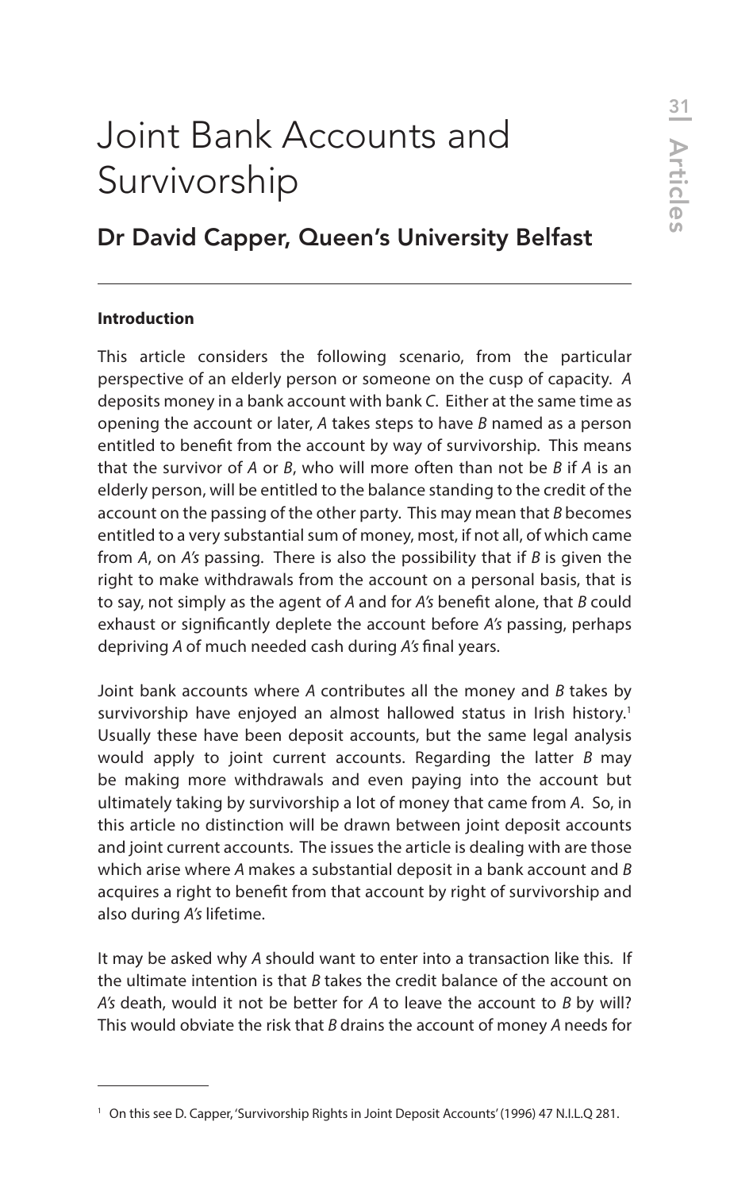# Joint Bank Accounts and Survivorship

## Dr David Capper, Queen's University Belfast

### Introduction

This article considers the following scenario, from the particular perspective of an elderly person or someone on the cusp of capacity. *A* deposits money in a bank account with bank *C*. Either at the same time as opening the account or later, *A* takes steps to have *B* named as a person entitled to benefit from the account by way of survivorship. This means that the survivor of *A* or *B*, who will more often than not be *B* if *A* is an elderly person, will be entitled to the balance standing to the credit of the account on the passing of the other party. This may mean that *B* becomes entitled to a very substantial sum of money, most, if not all, of which came from *A*, on *A's* passing. There is also the possibility that if *B* is given the right to make withdrawals from the account on a personal basis, that is to say, not simply as the agent of *A* and for *A's* benefit alone, that *B* could exhaust or significantly deplete the account before *A's* passing, perhaps depriving *A* of much needed cash during *A's* final years.

Joint bank accounts where *A* contributes all the money and *B* takes by survivorship have enjoyed an almost hallowed status in Irish history.[1] Usually these have been deposit accounts, but the same legal analysis would apply to joint current accounts. Regarding the latter *B* may be making more withdrawals and even paying into the account but ultimately taking by survivorship a lot of money that came from *A*. So, in this article no distinction will be drawn between joint deposit accounts and joint current accounts. The issues the article is dealing with are those which arise where *A* makes a substantial deposit in a bank account and *B* acquires a right to benefit from that account by right of survivorship and also during *A's* lifetime.

It may be asked why *A* should want to enter into a transaction like this. If the ultimate intention is that *B* takes the credit balance of the account on *A's* death, would it not be better for *A* to leave the account to *B* by will? This would obviate the risk that *B* drains the account of money *A* needs for

---

[1] On this see D. Capper, 'Survivorship Rights in Joint Deposit Accounts' (1996) 47 N.I.L.Q 281.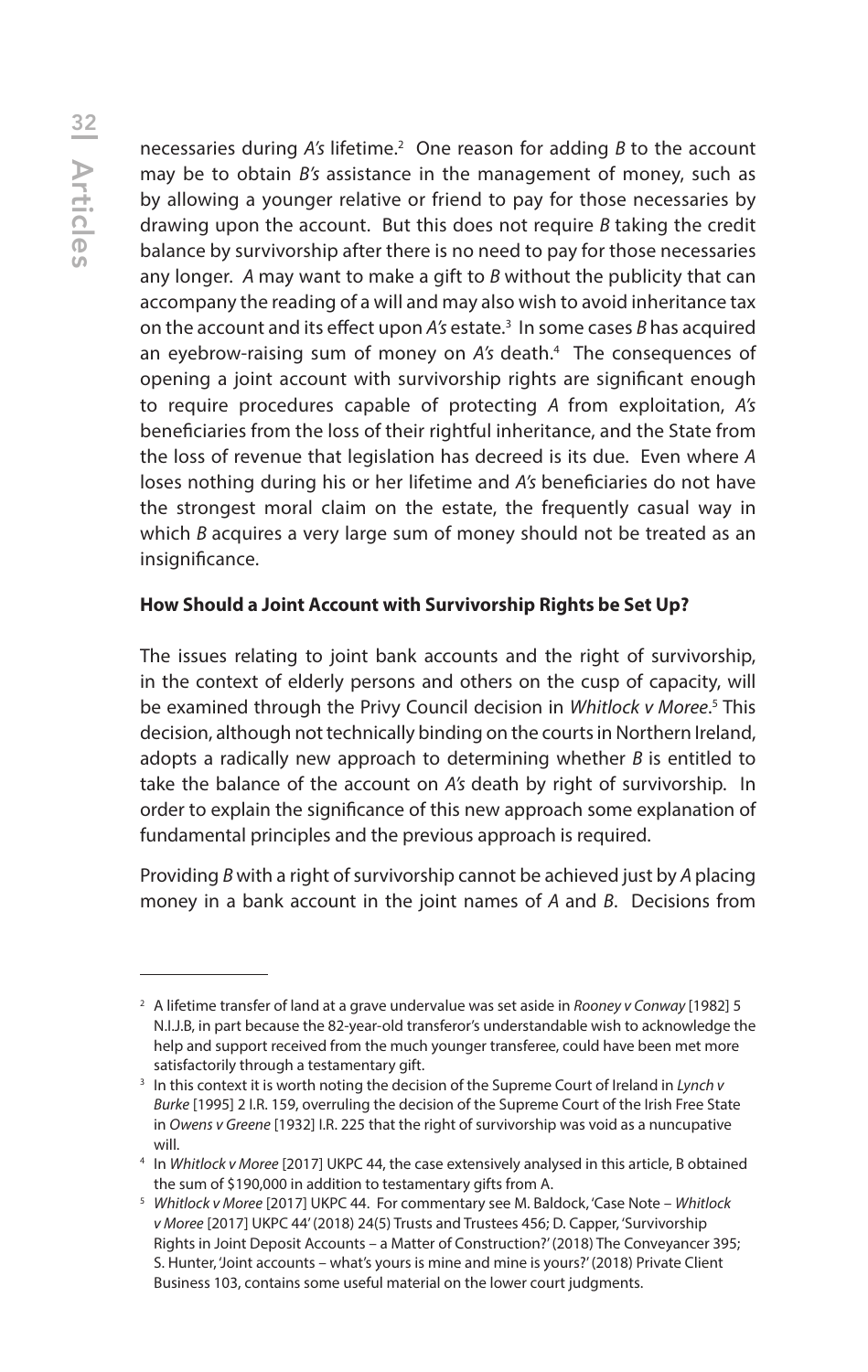necessaries during *A's* lifetime.[2] One reason for adding *B* to the account may be to obtain *B's* assistance in the management of money, such as by allowing a younger relative or friend to pay for those necessaries by drawing upon the account. But this does not require *B* taking the credit balance by survivorship after there is no need to pay for those necessaries any longer. *A* may want to make a gift to *B* without the publicity that can accompany the reading of a will and may also wish to avoid inheritance tax on the account and its effect upon *A's* estate.[3] In some cases *B* has acquired an eyebrow-raising sum of money on *A's* death.[4] The consequences of opening a joint account with survivorship rights are significant enough to require procedures capable of protecting *A* from exploitation, *A's* beneficiaries from the loss of their rightful inheritance, and the State from the loss of revenue that legislation has decreed is its due. Even where *A* loses nothing during his or her lifetime and *A's* beneficiaries do not have the strongest moral claim on the estate, the frequently casual way in which *B* acquires a very large sum of money should not be treated as an insignificance.

**How Should a Joint Account with Survivorship Rights be Set Up?**

The issues relating to joint bank accounts and the right of survivorship, in the context of elderly persons and others on the cusp of capacity, will be examined through the Privy Council decision in *Whitlock v Moree*.[5] This decision, although not technically binding on the courts in Northern Ireland, adopts a radically new approach to determining whether *B* is entitled to take the balance of the account on *A's* death by right of survivorship. In order to explain the significance of this new approach some explanation of fundamental principles and the previous approach is required.

Providing *B* with a right of survivorship cannot be achieved just by *A* placing money in a bank account in the joint names of *A* and *B*. Decisions from

---

[2] A lifetime transfer of land at a grave undervalue was set aside in *Rooney v Conway* [1982] 5 N.I.J.B, in part because the 82-year-old transferor's understandable wish to acknowledge the help and support received from the much younger transferee, could have been met more satisfactorily through a testamentary gift.

[3] In this context it is worth noting the decision of the Supreme Court of Ireland in *Lynch v Burke* [1995] 2 I.R. 159, overruling the decision of the Supreme Court of the Irish Free State in *Owens v Greene* [1932] I.R. 225 that the right of survivorship was void as a nuncupative will.

[4] In *Whitlock v Moree* [2017] UKPC 44, the case extensively analysed in this article, B obtained the sum of $190,000 in addition to testamentary gifts from A.

[5] *Whitlock v Moree* [2017] UKPC 44. For commentary see M. Baldock, 'Case Note – *Whitlock v Moree* [2017] UKPC 44' (2018) 24(5) Trusts and Trustees 456; D. Capper, 'Survivorship Rights in Joint Deposit Accounts – a Matter of Construction?' (2018) The Conveyancer 395; S. Hunter, 'Joint accounts – what's yours is mine and mine is yours?' (2018) Private Client Business 103, contains some useful material on the lower court judgments.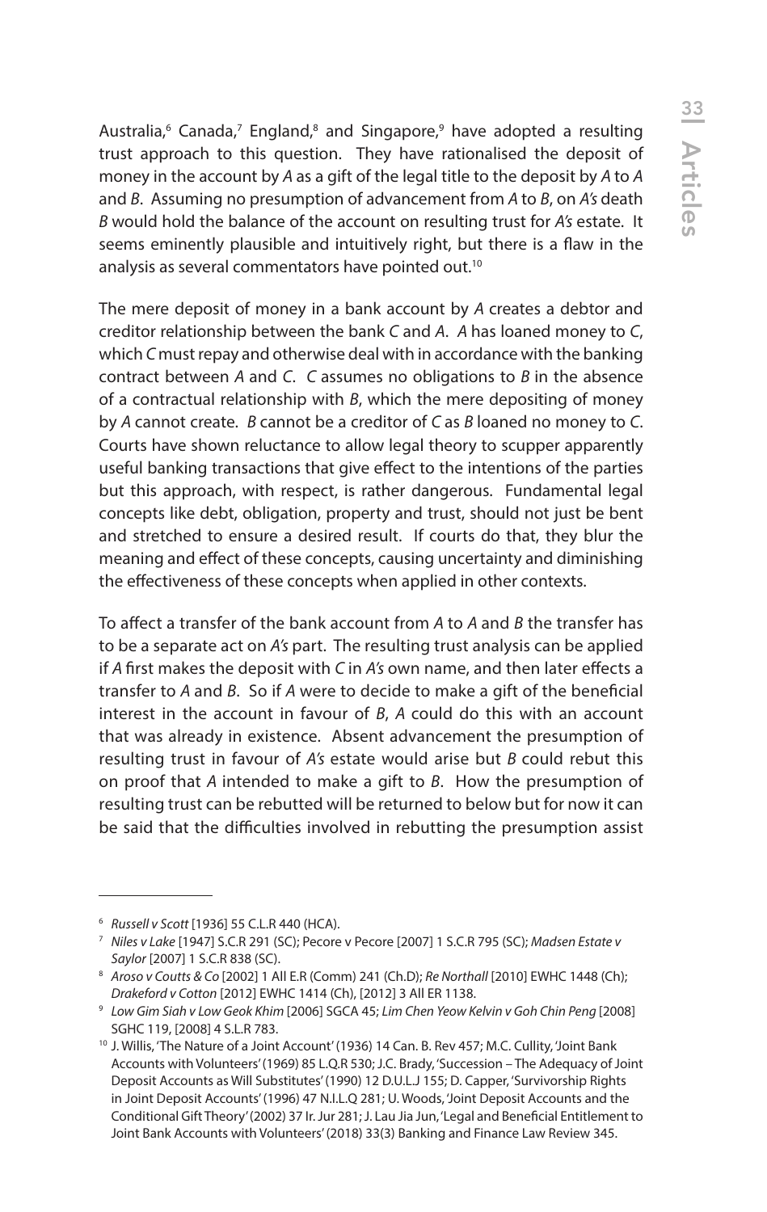Australia,[6] Canada,[7] England,[8] and Singapore,[9] have adopted a resulting trust approach to this question. They have rationalised the deposit of money in the account by *A* as a gift of the legal title to the deposit by *A* to *A* and *B*. Assuming no presumption of advancement from *A* to *B*, on *A's* death *B* would hold the balance of the account on resulting trust for *A's* estate. It seems eminently plausible and intuitively right, but there is a flaw in the analysis as several commentators have pointed out.[10]

The mere deposit of money in a bank account by *A* creates a debtor and creditor relationship between the bank *C* and *A*. *A* has loaned money to *C*, which *C* must repay and otherwise deal with in accordance with the banking contract between *A* and *C*. *C* assumes no obligations to *B* in the absence of a contractual relationship with *B*, which the mere depositing of money by *A* cannot create. *B* cannot be a creditor of *C* as *B* loaned no money to *C*. Courts have shown reluctance to allow legal theory to scupper apparently useful banking transactions that give effect to the intentions of the parties but this approach, with respect, is rather dangerous. Fundamental legal concepts like debt, obligation, property and trust, should not just be bent and stretched to ensure a desired result. If courts do that, they blur the meaning and effect of these concepts, causing uncertainty and diminishing the effectiveness of these concepts when applied in other contexts.

To affect a transfer of the bank account from *A* to *A* and *B* the transfer has to be a separate act on *A's* part. The resulting trust analysis can be applied if *A* first makes the deposit with *C* in *A's* own name, and then later effects a transfer to *A* and *B*. So if *A* were to decide to make a gift of the beneficial interest in the account in favour of *B*, *A* could do this with an account that was already in existence. Absent advancement the presumption of resulting trust in favour of *A's* estate would arise but *B* could rebut this on proof that *A* intended to make a gift to *B*. How the presumption of resulting trust can be rebutted will be returned to below but for now it can be said that the difficulties involved in rebutting the presumption assist

---

[6] *Russell v Scott* [1936] 55 C.L.R 440 (HCA).

[7] *Niles v Lake* [1947] S.C.R 291 (SC); Pecore v Pecore [2007] 1 S.C.R 795 (SC); *Madsen Estate v Saylor* [2007] 1 S.C.R 838 (SC).

[8] *Aroso v Coutts & Co* [2002] 1 All E.R (Comm) 241 (Ch.D); *Re Northall* [2010] EWHC 1448 (Ch); *Drakeford v Cotton* [2012] EWHC 1414 (Ch), [2012] 3 All ER 1138.

[9] *Low Gim Siah v Low Geok Khim* [2006] SGCA 45; *Lim Chen Yeow Kelvin v Goh Chin Peng* [2008] SGHC 119, [2008] 4 S.L.R 783.

[10] J. Willis, 'The Nature of a Joint Account' (1936) 14 Can. B. Rev 457; M.C. Cullity, 'Joint Bank Accounts with Volunteers' (1969) 85 L.Q.R 530; J.C. Brady, 'Succession – The Adequacy of Joint Deposit Accounts as Will Substitutes' (1990) 12 D.U.L.J 155; D. Capper, 'Survivorship Rights in Joint Deposit Accounts' (1996) 47 N.I.L.Q 281; U. Woods, 'Joint Deposit Accounts and the Conditional Gift Theory' (2002) 37 Ir. Jur 281; J. Lau Jia Jun, 'Legal and Beneficial Entitlement to Joint Bank Accounts with Volunteers' (2018) 33(3) Banking and Finance Law Review 345.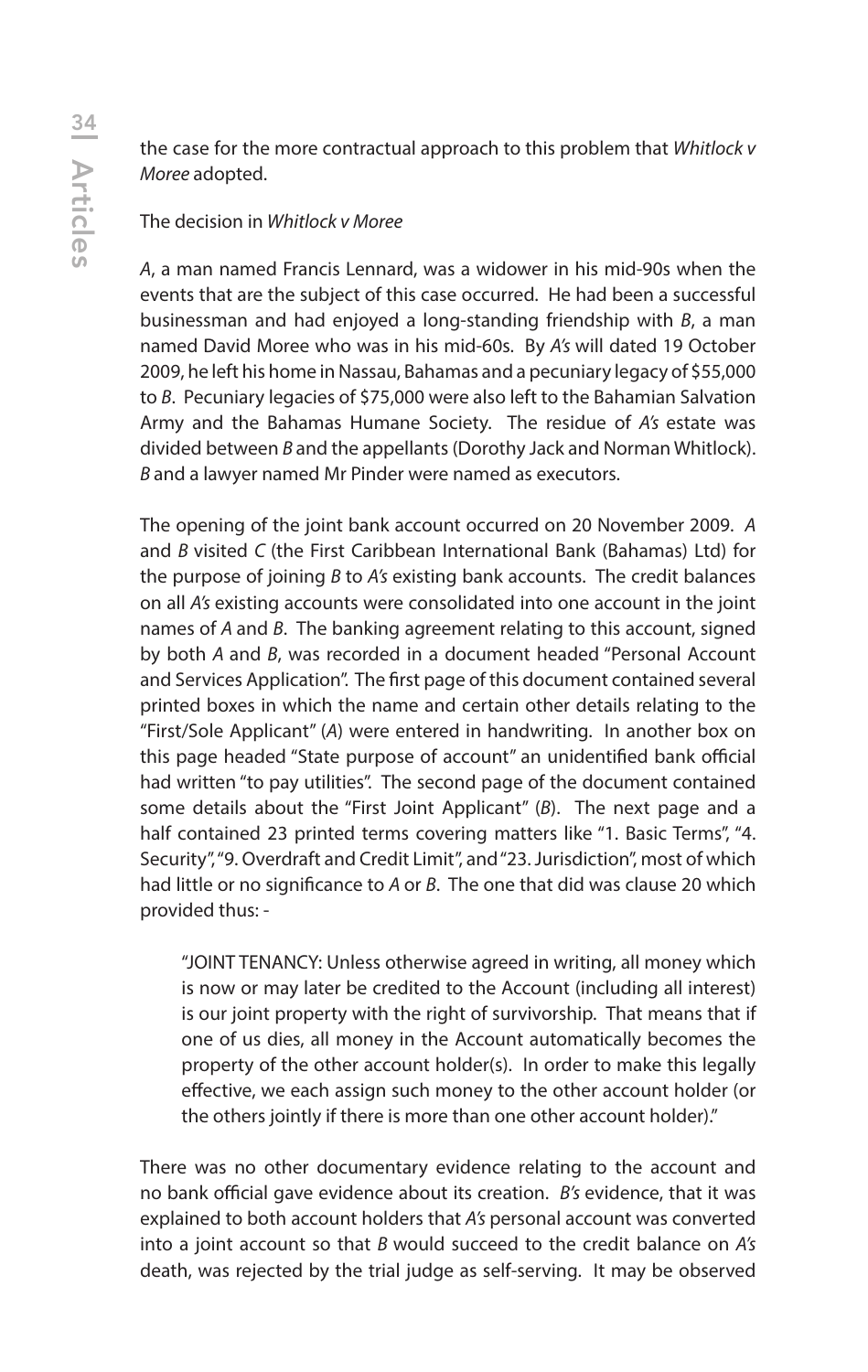the case for the more contractual approach to this problem that *Whitlock v Moree* adopted.

The decision in *Whitlock v Moree*

*A*, a man named Francis Lennard, was a widower in his mid-90s when the events that are the subject of this case occurred. He had been a successful businessman and had enjoyed a long-standing friendship with *B*, a man named David Moree who was in his mid-60s. By *A's* will dated 19 October 2009, he left his home in Nassau, Bahamas and a pecuniary legacy of $55,000 to *B*. Pecuniary legacies of $75,000 were also left to the Bahamian Salvation Army and the Bahamas Humane Society. The residue of *A's* estate was divided between *B* and the appellants (Dorothy Jack and Norman Whitlock). *B* and a lawyer named Mr Pinder were named as executors.

The opening of the joint bank account occurred on 20 November 2009. *A* and *B* visited *C* (the First Caribbean International Bank (Bahamas) Ltd) for the purpose of joining *B* to *A's* existing bank accounts. The credit balances on all *A's* existing accounts were consolidated into one account in the joint names of *A* and *B*. The banking agreement relating to this account, signed by both *A* and *B*, was recorded in a document headed "Personal Account and Services Application". The first page of this document contained several printed boxes in which the name and certain other details relating to the "First/Sole Applicant" (*A*) were entered in handwriting. In another box on this page headed "State purpose of account" an unidentified bank official had written "to pay utilities". The second page of the document contained some details about the "First Joint Applicant" (*B*). The next page and a half contained 23 printed terms covering matters like "1. Basic Terms", "4. Security", "9. Overdraft and Credit Limit", and "23. Jurisdiction", most of which had little or no significance to *A* or *B*. The one that did was clause 20 which provided thus: -

> "JOINT TENANCY: Unless otherwise agreed in writing, all money which is now or may later be credited to the Account (including all interest) is our joint property with the right of survivorship. That means that if one of us dies, all money in the Account automatically becomes the property of the other account holder(s). In order to make this legally effective, we each assign such money to the other account holder (or the others jointly if there is more than one other account holder)."

There was no other documentary evidence relating to the account and no bank official gave evidence about its creation. *B's* evidence, that it was explained to both account holders that *A's* personal account was converted into a joint account so that *B* would succeed to the credit balance on *A's* death, was rejected by the trial judge as self-serving. It may be observed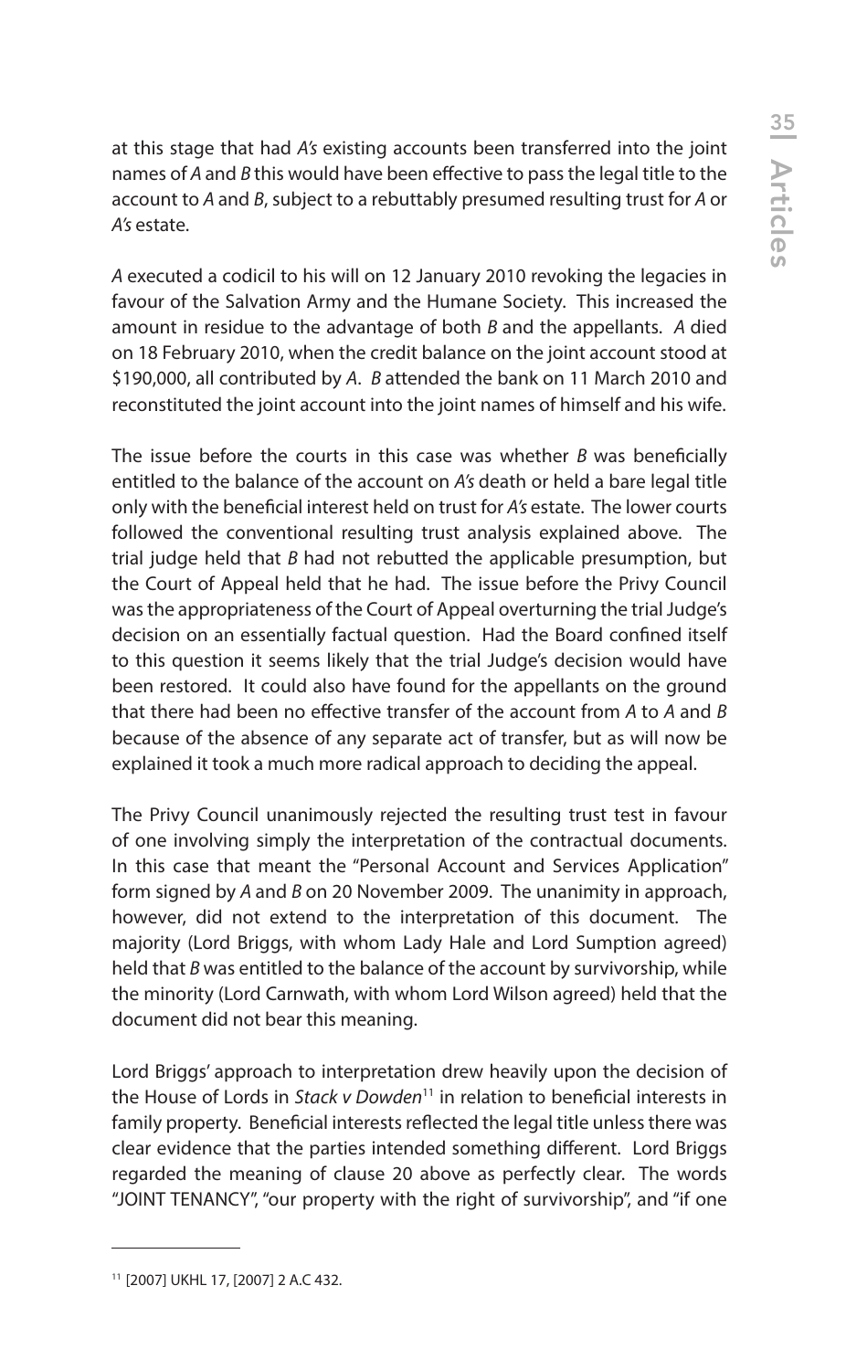at this stage that had *A's* existing accounts been transferred into the joint names of *A* and *B* this would have been effective to pass the legal title to the account to *A* and *B*, subject to a rebuttably presumed resulting trust for *A* or *A's* estate.

*A* executed a codicil to his will on 12 January 2010 revoking the legacies in favour of the Salvation Army and the Humane Society. This increased the amount in residue to the advantage of both *B* and the appellants. *A* died on 18 February 2010, when the credit balance on the joint account stood at \$190,000, all contributed by *A*. *B* attended the bank on 11 March 2010 and reconstituted the joint account into the joint names of himself and his wife.

The issue before the courts in this case was whether *B* was beneficially entitled to the balance of the account on *A's* death or held a bare legal title only with the beneficial interest held on trust for *A's* estate. The lower courts followed the conventional resulting trust analysis explained above. The trial judge held that *B* had not rebutted the applicable presumption, but the Court of Appeal held that he had. The issue before the Privy Council was the appropriateness of the Court of Appeal overturning the trial Judge's decision on an essentially factual question. Had the Board confined itself to this question it seems likely that the trial Judge's decision would have been restored. It could also have found for the appellants on the ground that there had been no effective transfer of the account from *A* to *A* and *B* because of the absence of any separate act of transfer, but as will now be explained it took a much more radical approach to deciding the appeal.

The Privy Council unanimously rejected the resulting trust test in favour of one involving simply the interpretation of the contractual documents. In this case that meant the "Personal Account and Services Application" form signed by *A* and *B* on 20 November 2009. The unanimity in approach, however, did not extend to the interpretation of this document. The majority (Lord Briggs, with whom Lady Hale and Lord Sumption agreed) held that *B* was entitled to the balance of the account by survivorship, while the minority (Lord Carnwath, with whom Lord Wilson agreed) held that the document did not bear this meaning.

Lord Briggs' approach to interpretation drew heavily upon the decision of the House of Lords in *Stack v Dowden*[11] in relation to beneficial interests in family property. Beneficial interests reflected the legal title unless there was clear evidence that the parties intended something different. Lord Briggs regarded the meaning of clause 20 above as perfectly clear. The words "JOINT TENANCY", "our property with the right of survivorship", and "if one

---

[11] [2007] UKHL 17, [2007] 2 A.C 432.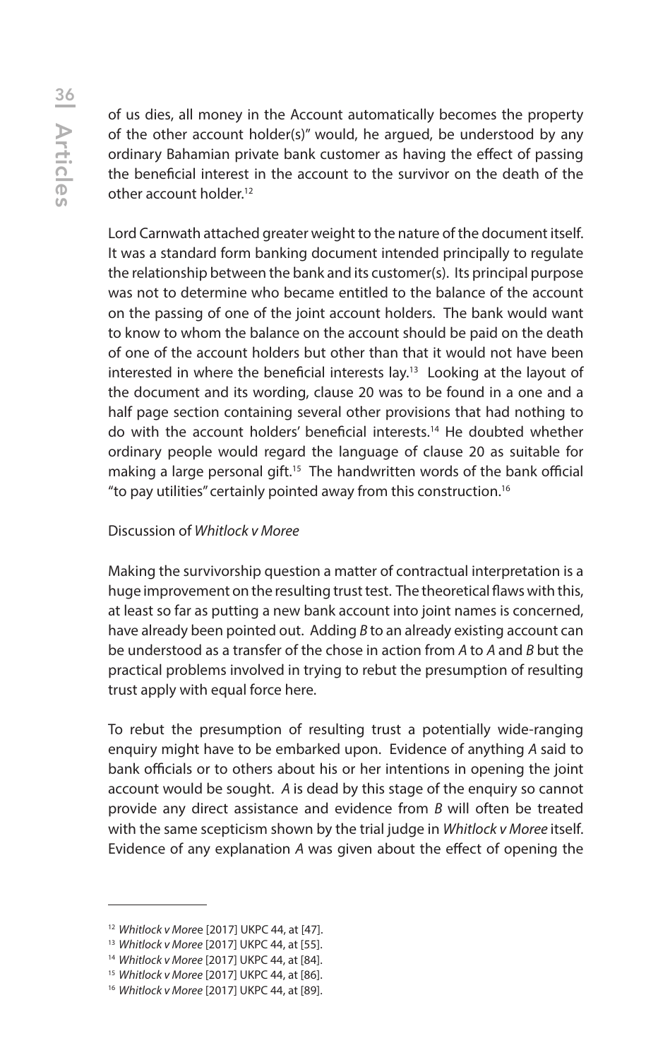of us dies, all money in the Account automatically becomes the property of the other account holder(s)" would, he argued, be understood by any ordinary Bahamian private bank customer as having the effect of passing the beneficial interest in the account to the survivor on the death of the other account holder.[12]

Lord Carnwath attached greater weight to the nature of the document itself. It was a standard form banking document intended principally to regulate the relationship between the bank and its customer(s). Its principal purpose was not to determine who became entitled to the balance of the account on the passing of one of the joint account holders. The bank would want to know to whom the balance on the account should be paid on the death of one of the account holders but other than that it would not have been interested in where the beneficial interests lay.[13] Looking at the layout of the document and its wording, clause 20 was to be found in a one and a half page section containing several other provisions that had nothing to do with the account holders' beneficial interests.[14] He doubted whether ordinary people would regard the language of clause 20 as suitable for making a large personal gift.[15] The handwritten words of the bank official "to pay utilities" certainly pointed away from this construction.[16]

Discussion of *Whitlock v Moree*

Making the survivorship question a matter of contractual interpretation is a huge improvement on the resulting trust test. The theoretical flaws with this, at least so far as putting a new bank account into joint names is concerned, have already been pointed out. Adding *B* to an already existing account can be understood as a transfer of the chose in action from *A* to *A* and *B* but the practical problems involved in trying to rebut the presumption of resulting trust apply with equal force here.

To rebut the presumption of resulting trust a potentially wide-ranging enquiry might have to be embarked upon. Evidence of anything *A* said to bank officials or to others about his or her intentions in opening the joint account would be sought. *A* is dead by this stage of the enquiry so cannot provide any direct assistance and evidence from *B* will often be treated with the same scepticism shown by the trial judge in *Whitlock v Moree* itself. Evidence of any explanation *A* was given about the effect of opening the

---

[12] *Whitlock v Moree* [2017] UKPC 44, at [47].

[13] *Whitlock v Moree* [2017] UKPC 44, at [55].

[14] *Whitlock v Moree* [2017] UKPC 44, at [84].

[15] *Whitlock v Moree* [2017] UKPC 44, at [86].

[16] *Whitlock v Moree* [2017] UKPC 44, at [89].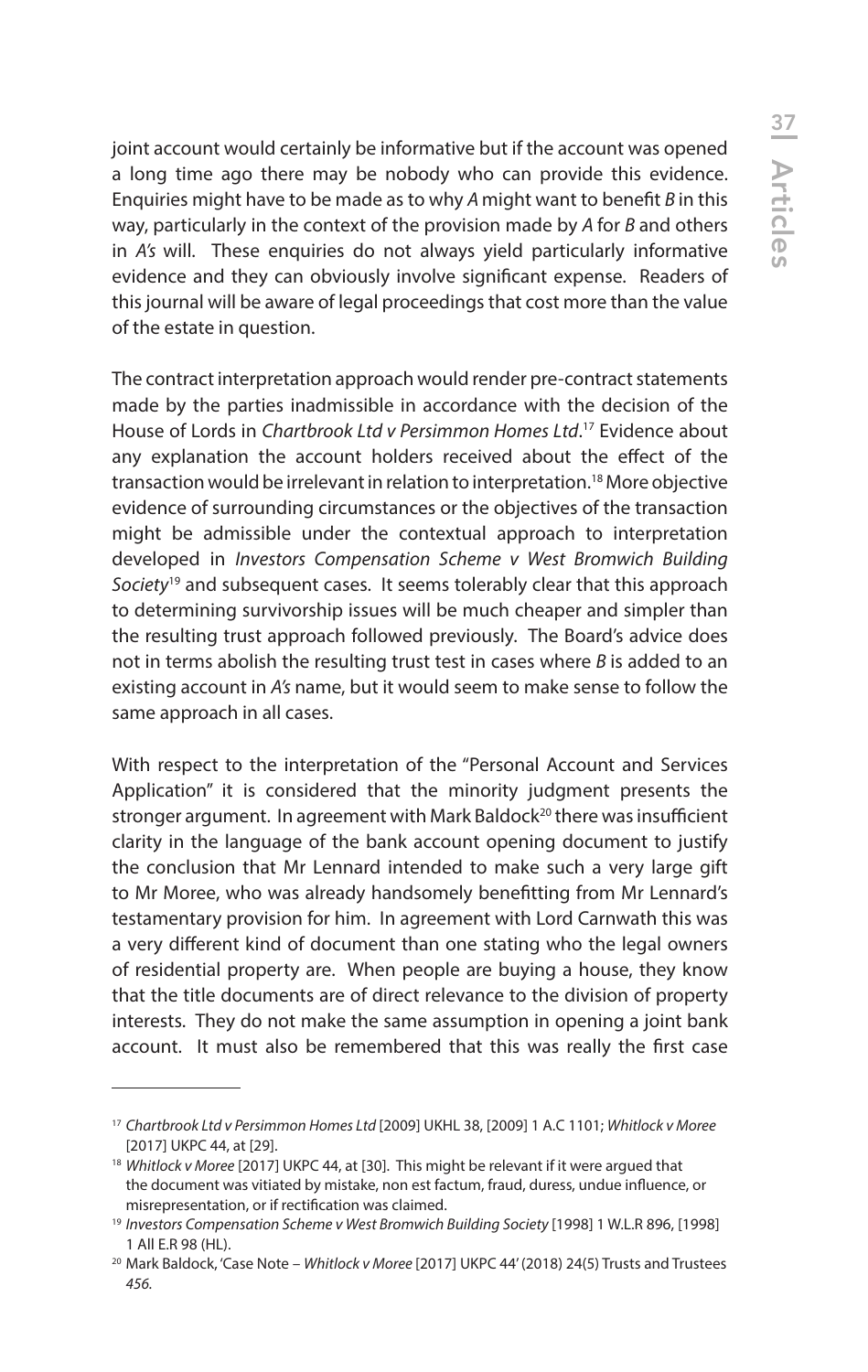joint account would certainly be informative but if the account was opened a long time ago there may be nobody who can provide this evidence. Enquiries might have to be made as to why *A* might want to benefit *B* in this way, particularly in the context of the provision made by *A* for *B* and others in *A's* will. These enquiries do not always yield particularly informative evidence and they can obviously involve significant expense. Readers of this journal will be aware of legal proceedings that cost more than the value of the estate in question.

The contract interpretation approach would render pre-contract statements made by the parties inadmissible in accordance with the decision of the House of Lords in *Chartbrook Ltd v Persimmon Homes Ltd*.[17] Evidence about any explanation the account holders received about the effect of the transaction would be irrelevant in relation to interpretation.[18] More objective evidence of surrounding circumstances or the objectives of the transaction might be admissible under the contextual approach to interpretation developed in *Investors Compensation Scheme v West Bromwich Building Society*[19] and subsequent cases. It seems tolerably clear that this approach to determining survivorship issues will be much cheaper and simpler than the resulting trust approach followed previously. The Board's advice does not in terms abolish the resulting trust test in cases where *B* is added to an existing account in *A's* name, but it would seem to make sense to follow the same approach in all cases.

With respect to the interpretation of the "Personal Account and Services Application" it is considered that the minority judgment presents the stronger argument. In agreement with Mark Baldock[20] there was insufficient clarity in the language of the bank account opening document to justify the conclusion that Mr Lennard intended to make such a very large gift to Mr Moree, who was already handsomely benefitting from Mr Lennard's testamentary provision for him. In agreement with Lord Carnwath this was a very different kind of document than one stating who the legal owners of residential property are. When people are buying a house, they know that the title documents are of direct relevance to the division of property interests. They do not make the same assumption in opening a joint bank account. It must also be remembered that this was really the first case

---

[17] *Chartbrook Ltd v Persimmon Homes Ltd* [2009] UKHL 38, [2009] 1 A.C 1101; *Whitlock v Moree* [2017] UKPC 44, at [29].

[18] *Whitlock v Moree* [2017] UKPC 44, at [30]. This might be relevant if it were argued that the document was vitiated by mistake, non est factum, fraud, duress, undue influence, or misrepresentation, or if rectification was claimed.

[19] *Investors Compensation Scheme v West Bromwich Building Society* [1998] 1 W.L.R 896, [1998] 1 All E.R 98 (HL).

[20] Mark Baldock, 'Case Note – *Whitlock v Moree* [2017] UKPC 44' (2018) 24(5) Trusts and Trustees *456*.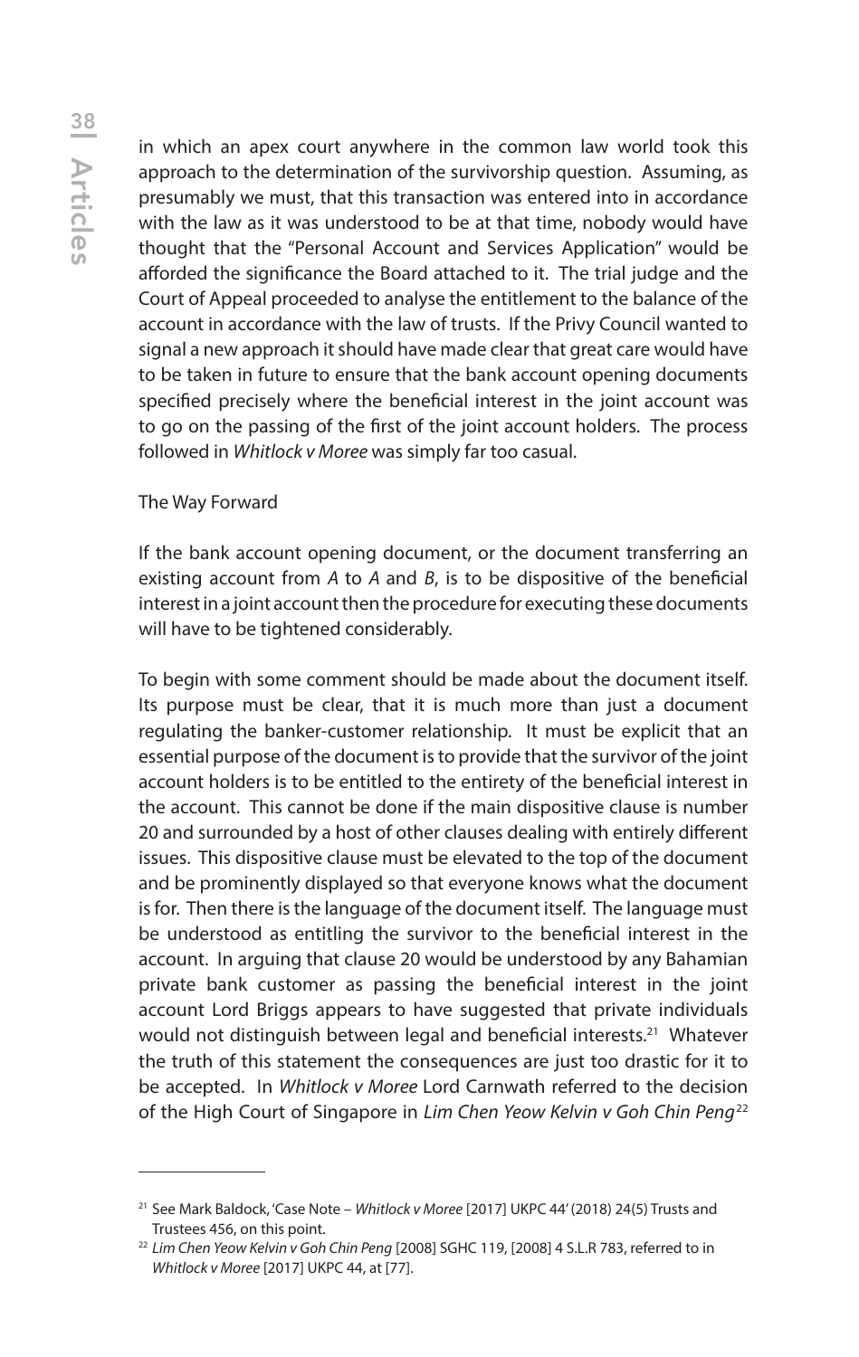in which an apex court anywhere in the common law world took this approach to the determination of the survivorship question. Assuming, as presumably we must, that this transaction was entered into in accordance with the law as it was understood to be at that time, nobody would have thought that the "Personal Account and Services Application" would be afforded the significance the Board attached to it. The trial judge and the Court of Appeal proceeded to analyse the entitlement to the balance of the account in accordance with the law of trusts. If the Privy Council wanted to signal a new approach it should have made clear that great care would have to be taken in future to ensure that the bank account opening documents specified precisely where the beneficial interest in the joint account was to go on the passing of the first of the joint account holders. The process followed in *Whitlock v Moree* was simply far too casual.

The Way Forward

If the bank account opening document, or the document transferring an existing account from *A* to *A* and *B*, is to be dispositive of the beneficial interest in a joint account then the procedure for executing these documents will have to be tightened considerably.

To begin with some comment should be made about the document itself. Its purpose must be clear, that it is much more than just a document regulating the banker-customer relationship. It must be explicit that an essential purpose of the document is to provide that the survivor of the joint account holders is to be entitled to the entirety of the beneficial interest in the account. This cannot be done if the main dispositive clause is number 20 and surrounded by a host of other clauses dealing with entirely different issues. This dispositive clause must be elevated to the top of the document and be prominently displayed so that everyone knows what the document is for. Then there is the language of the document itself. The language must be understood as entitling the survivor to the beneficial interest in the account. In arguing that clause 20 would be understood by any Bahamian private bank customer as passing the beneficial interest in the joint account Lord Briggs appears to have suggested that private individuals would not distinguish between legal and beneficial interests.[21] Whatever the truth of this statement the consequences are just too drastic for it to be accepted. In *Whitlock v Moree* Lord Carnwath referred to the decision of the High Court of Singapore in *Lim Chen Yeow Kelvin v Goh Chin Peng*[22]

---

[21] See Mark Baldock, 'Case Note – *Whitlock v Moree* [2017] UKPC 44' (2018) 24(5) Trusts and Trustees 456, on this point.

[22] *Lim Chen Yeow Kelvin v Goh Chin Peng* [2008] SGHC 119, [2008] 4 S.L.R 783, referred to in *Whitlock v Moree* [2017] UKPC 44, at [77].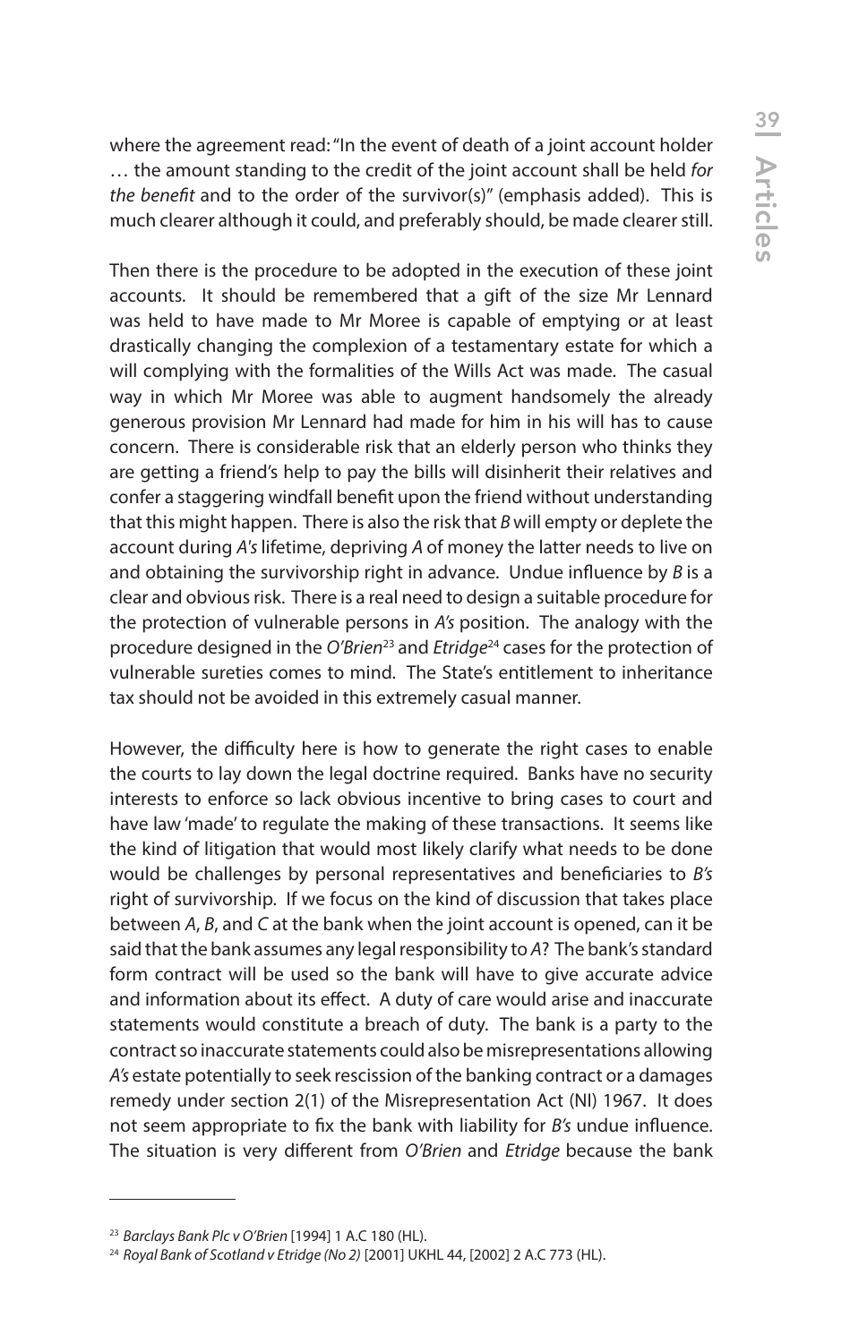where the agreement read: "In the event of death of a joint account holder … the amount standing to the credit of the joint account shall be held *for the benefit* and to the order of the survivor(s)" (emphasis added). This is much clearer although it could, and preferably should, be made clearer still.

Then there is the procedure to be adopted in the execution of these joint accounts. It should be remembered that a gift of the size Mr Lennard was held to have made to Mr Moree is capable of emptying or at least drastically changing the complexion of a testamentary estate for which a will complying with the formalities of the Wills Act was made. The casual way in which Mr Moree was able to augment handsomely the already generous provision Mr Lennard had made for him in his will has to cause concern. There is considerable risk that an elderly person who thinks they are getting a friend's help to pay the bills will disinherit their relatives and confer a staggering windfall benefit upon the friend without understanding that this might happen. There is also the risk that *B* will empty or deplete the account during *A's* lifetime, depriving *A* of money the latter needs to live on and obtaining the survivorship right in advance. Undue influence by *B* is a clear and obvious risk. There is a real need to design a suitable procedure for the protection of vulnerable persons in *A's* position. The analogy with the procedure designed in the *O'Brien*[23] and *Etridge*[24] cases for the protection of vulnerable sureties comes to mind. The State's entitlement to inheritance tax should not be avoided in this extremely casual manner.

However, the difficulty here is how to generate the right cases to enable the courts to lay down the legal doctrine required. Banks have no security interests to enforce so lack obvious incentive to bring cases to court and have law 'made' to regulate the making of these transactions. It seems like the kind of litigation that would most likely clarify what needs to be done would be challenges by personal representatives and beneficiaries to *B's* right of survivorship. If we focus on the kind of discussion that takes place between *A*, *B*, and *C* at the bank when the joint account is opened, can it be said that the bank assumes any legal responsibility to *A*? The bank's standard form contract will be used so the bank will have to give accurate advice and information about its effect. A duty of care would arise and inaccurate statements would constitute a breach of duty. The bank is a party to the contract so inaccurate statements could also be misrepresentations allowing *A's* estate potentially to seek rescission of the banking contract or a damages remedy under section 2(1) of the Misrepresentation Act (NI) 1967. It does not seem appropriate to fix the bank with liability for *B's* undue influence. The situation is very different from *O'Brien* and *Etridge* because the bank

---

[23] *Barclays Bank Plc v O'Brien* [1994] 1 A.C 180 (HL).

[24] *Royal Bank of Scotland v Etridge (No 2)* [2001] UKHL 44, [2002] 2 A.C 773 (HL).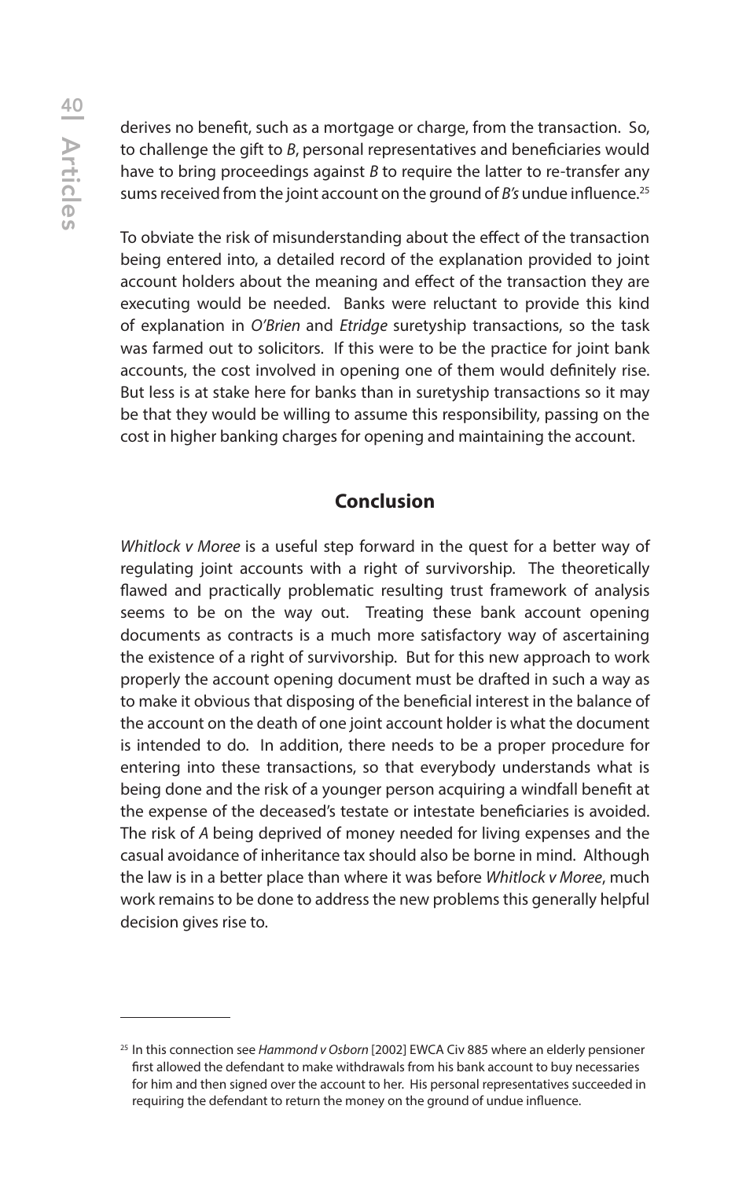derives no benefit, such as a mortgage or charge, from the transaction. So, to challenge the gift to *B*, personal representatives and beneficiaries would have to bring proceedings against *B* to require the latter to re-transfer any sums received from the joint account on the ground of *B's* undue influence.[25]

To obviate the risk of misunderstanding about the effect of the transaction being entered into, a detailed record of the explanation provided to joint account holders about the meaning and effect of the transaction they are executing would be needed. Banks were reluctant to provide this kind of explanation in *O'Brien* and *Etridge* suretyship transactions, so the task was farmed out to solicitors. If this were to be the practice for joint bank accounts, the cost involved in opening one of them would definitely rise. But less is at stake here for banks than in suretyship transactions so it may be that they would be willing to assume this responsibility, passing on the cost in higher banking charges for opening and maintaining the account.

## Conclusion

*Whitlock v Moree* is a useful step forward in the quest for a better way of regulating joint accounts with a right of survivorship. The theoretically flawed and practically problematic resulting trust framework of analysis seems to be on the way out. Treating these bank account opening documents as contracts is a much more satisfactory way of ascertaining the existence of a right of survivorship. But for this new approach to work properly the account opening document must be drafted in such a way as to make it obvious that disposing of the beneficial interest in the balance of the account on the death of one joint account holder is what the document is intended to do. In addition, there needs to be a proper procedure for entering into these transactions, so that everybody understands what is being done and the risk of a younger person acquiring a windfall benefit at the expense of the deceased's testate or intestate beneficiaries is avoided. The risk of *A* being deprived of money needed for living expenses and the casual avoidance of inheritance tax should also be borne in mind. Although the law is in a better place than where it was before *Whitlock v Moree*, much work remains to be done to address the new problems this generally helpful decision gives rise to.

---

[25] In this connection see *Hammond v Osborn* [2002] EWCA Civ 885 where an elderly pensioner first allowed the defendant to make withdrawals from his bank account to buy necessaries for him and then signed over the account to her. His personal representatives succeeded in requiring the defendant to return the money on the ground of undue influence.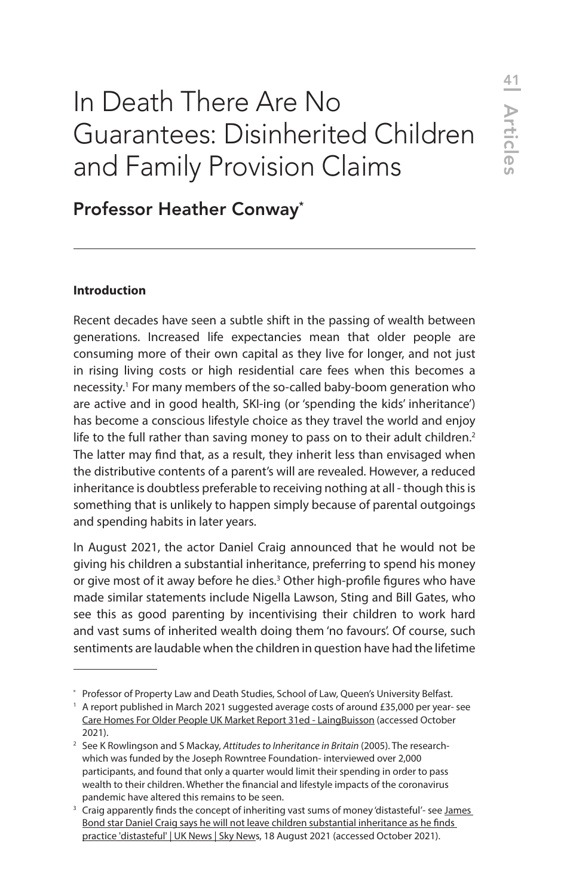# In Death There Are No Guarantees: Disinherited Children and Family Provision Claims

## Professor Heather Conway*

**Introduction**

Recent decades have seen a subtle shift in the passing of wealth between generations. Increased life expectancies mean that older people are consuming more of their own capital as they live for longer, and not just in rising living costs or high residential care fees when this becomes a necessity.[1] For many members of the so-called baby-boom generation who are active and in good health, SKI-ing (or 'spending the kids' inheritance') has become a conscious lifestyle choice as they travel the world and enjoy life to the full rather than saving money to pass on to their adult children.[2] The latter may find that, as a result, they inherit less than envisaged when the distributive contents of a parent's will are revealed. However, a reduced inheritance is doubtless preferable to receiving nothing at all - though this is something that is unlikely to happen simply because of parental outgoings and spending habits in later years.

In August 2021, the actor Daniel Craig announced that he would not be giving his children a substantial inheritance, preferring to spend his money or give most of it away before he dies.[3] Other high-profile figures who have made similar statements include Nigella Lawson, Sting and Bill Gates, who see this as good parenting by incentivising their children to work hard and vast sums of inherited wealth doing them 'no favours'. Of course, such sentiments are laudable when the children in question have had the lifetime

---

\* Professor of Property Law and Death Studies, School of Law, Queen's University Belfast.

[1] A report published in March 2021 suggested average costs of around £35,000 per year- see Care Homes For Older People UK Market Report 31ed - LaingBuisson (accessed October 2021).

[2] See K Rowlingson and S Mackay, *Attitudes to Inheritance in Britain* (2005). The research- which was funded by the Joseph Rowntree Foundation- interviewed over 2,000 participants, and found that only a quarter would limit their spending in order to pass wealth to their children. Whether the financial and lifestyle impacts of the coronavirus pandemic have altered this remains to be seen.

[3] Craig apparently finds the concept of inheriting vast sums of money 'distasteful'- see James Bond star Daniel Craig says he will not leave children substantial inheritance as he finds practice 'distasteful' | UK News | Sky News, 18 August 2021 (accessed October 2021).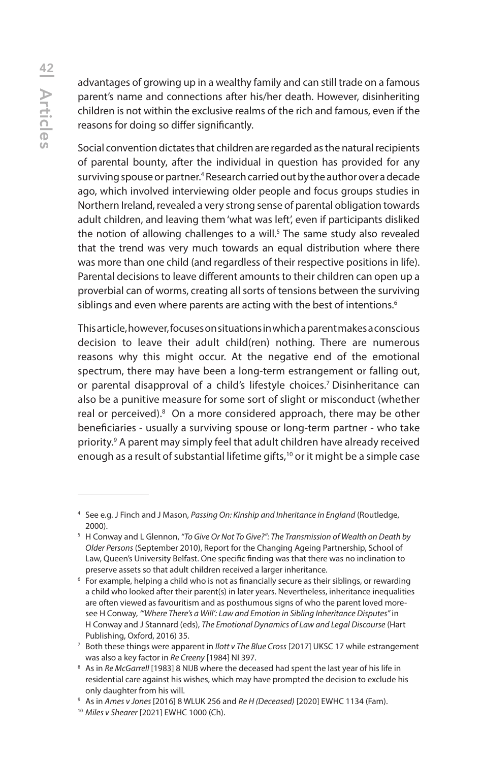advantages of growing up in a wealthy family and can still trade on a famous parent's name and connections after his/her death. However, disinheriting children is not within the exclusive realms of the rich and famous, even if the reasons for doing so differ significantly.

Social convention dictates that children are regarded as the natural recipients of parental bounty, after the individual in question has provided for any surviving spouse or partner.[4] Research carried out by the author over a decade ago, which involved interviewing older people and focus groups studies in Northern Ireland, revealed a very strong sense of parental obligation towards adult children, and leaving them 'what was left', even if participants disliked the notion of allowing challenges to a will.[5] The same study also revealed that the trend was very much towards an equal distribution where there was more than one child (and regardless of their respective positions in life). Parental decisions to leave different amounts to their children can open up a proverbial can of worms, creating all sorts of tensions between the surviving siblings and even where parents are acting with the best of intentions.[6]

This article, however, focuses on situations in which a parent makes a conscious decision to leave their adult child(ren) nothing. There are numerous reasons why this might occur. At the negative end of the emotional spectrum, there may have been a long-term estrangement or falling out, or parental disapproval of a child's lifestyle choices.[7] Disinheritance can also be a punitive measure for some sort of slight or misconduct (whether real or perceived).[8] On a more considered approach, there may be other beneficiaries - usually a surviving spouse or long-term partner - who take priority.[9] A parent may simply feel that adult children have already received enough as a result of substantial lifetime gifts,[10] or it might be a simple case

---

[4] See e.g. J Finch and J Mason, *Passing On: Kinship and Inheritance in England* (Routledge, 2000).

[5] H Conway and L Glennon, *"To Give Or Not To Give?": The Transmission of Wealth on Death by Older Persons* (September 2010), Report for the Changing Ageing Partnership, School of Law, Queen's University Belfast. One specific finding was that there was no inclination to preserve assets so that adult children received a larger inheritance.

[6] For example, helping a child who is not as financially secure as their siblings, or rewarding a child who looked after their parent(s) in later years. Nevertheless, inheritance inequalities are often viewed as favouritism and as posthumous signs of who the parent loved more- see H Conway, *"'Where There's a Will': Law and Emotion in Sibling Inheritance Disputes"* in H Conway and J Stannard (eds), *The Emotional Dynamics of Law and Legal Discourse* (Hart Publishing, Oxford, 2016) 35.

[7] Both these things were apparent in *Ilott v The Blue Cross* [2017] UKSC 17 while estrangement was also a key factor in *Re Creeny* [1984] NI 397.

[8] As in *Re McGarrell* [1983] 8 NIJB where the deceased had spent the last year of his life in residential care against his wishes, which may have prompted the decision to exclude his only daughter from his will.

[9] As in *Ames v Jones* [2016] 8 WLUK 256 and *Re H (Deceased)* [2020] EWHC 1134 (Fam).

[10] *Miles v Shearer* [2021] EWHC 1000 (Ch).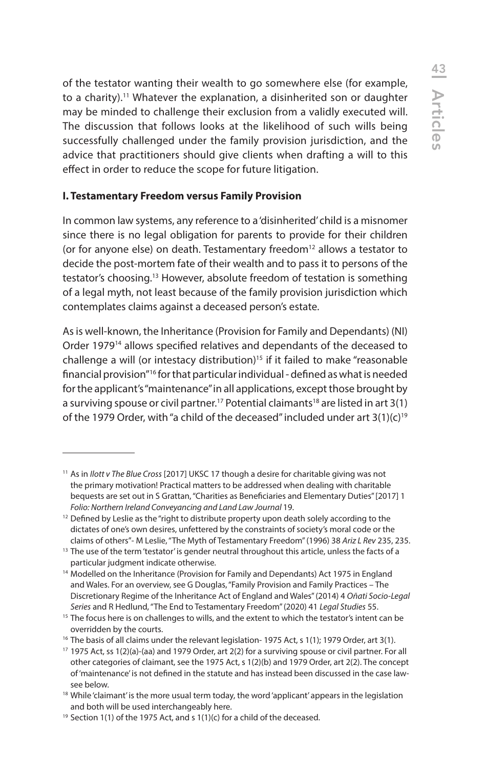of the testator wanting their wealth to go somewhere else (for example, to a charity).[11] Whatever the explanation, a disinherited son or daughter may be minded to challenge their exclusion from a validly executed will. The discussion that follows looks at the likelihood of such wills being successfully challenged under the family provision jurisdiction, and the advice that practitioners should give clients when drafting a will to this effect in order to reduce the scope for future litigation.

## I. Testamentary Freedom versus Family Provision

In common law systems, any reference to a 'disinherited' child is a misnomer since there is no legal obligation for parents to provide for their children (or for anyone else) on death. Testamentary freedom[12] allows a testator to decide the post-mortem fate of their wealth and to pass it to persons of the testator's choosing.[13] However, absolute freedom of testation is something of a legal myth, not least because of the family provision jurisdiction which contemplates claims against a deceased person's estate.

As is well-known, the Inheritance (Provision for Family and Dependants) (NI) Order 1979[14] allows specified relatives and dependants of the deceased to challenge a will (or intestacy distribution)[15] if it failed to make "reasonable financial provision"[16] for that particular individual - defined as what is needed for the applicant's "maintenance" in all applications, except those brought by a surviving spouse or civil partner.[17] Potential claimants[18] are listed in art 3(1) of the 1979 Order, with "a child of the deceased" included under art 3(1)(c)[19]

---

[11] As in *Ilott v The Blue Cross* [2017] UKSC 17 though a desire for charitable giving was not the primary motivation! Practical matters to be addressed when dealing with charitable bequests are set out in S Grattan, "Charities as Beneficiaries and Elementary Duties" [2017] 1 *Folio: Northern Ireland Conveyancing and Land Law Journal* 19.

[12] Defined by Leslie as the "right to distribute property upon death solely according to the dictates of one's own desires, unfettered by the constraints of society's moral code or the claims of others"- M Leslie, "The Myth of Testamentary Freedom" (1996) 38 *Ariz L Rev* 235, 235.

[13] The use of the term 'testator' is gender neutral throughout this article, unless the facts of a particular judgment indicate otherwise.

[14] Modelled on the Inheritance (Provision for Family and Dependants) Act 1975 in England and Wales. For an overview, see G Douglas, "Family Provision and Family Practices – The Discretionary Regime of the Inheritance Act of England and Wales" (2014) 4 *Oñati Socio-Legal Series* and R Hedlund, "The End to Testamentary Freedom" (2020) 41 *Legal Studies* 55.

[15] The focus here is on challenges to wills, and the extent to which the testator's intent can be overridden by the courts.

[16] The basis of all claims under the relevant legislation- 1975 Act, s 1(1); 1979 Order, art 3(1).

[17] 1975 Act, ss 1(2)(a)-(aa) and 1979 Order, art 2(2) for a surviving spouse or civil partner. For all other categories of claimant, see the 1975 Act, s 1(2)(b) and 1979 Order, art 2(2). The concept of 'maintenance' is not defined in the statute and has instead been discussed in the case law- see below.

[18] While 'claimant' is the more usual term today, the word 'applicant' appears in the legislation and both will be used interchangeably here.

[19] Section 1(1) of the 1975 Act, and s 1(1)(c) for a child of the deceased.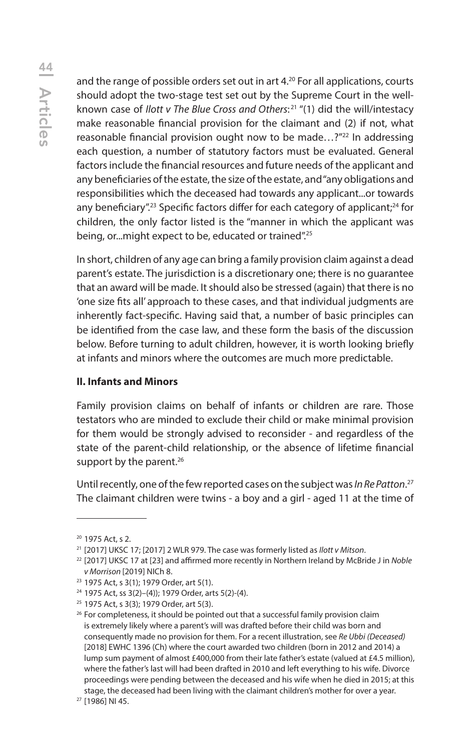and the range of possible orders set out in art 4.[20] For all applications, courts should adopt the two-stage test set out by the Supreme Court in the well-known case of *Ilott v The Blue Cross and Others*:[21] "(1) did the will/intestacy make reasonable financial provision for the claimant and (2) if not, what reasonable financial provision ought now to be made…?"[22] In addressing each question, a number of statutory factors must be evaluated. General factors include the financial resources and future needs of the applicant and any beneficiaries of the estate, the size of the estate, and "any obligations and responsibilities which the deceased had towards any applicant...or towards any beneficiary".[23] Specific factors differ for each category of applicant;[24] for children, the only factor listed is the "manner in which the applicant was being, or...might expect to be, educated or trained".[25]

In short, children of any age can bring a family provision claim against a dead parent's estate. The jurisdiction is a discretionary one; there is no guarantee that an award will be made. It should also be stressed (again) that there is no 'one size fits all' approach to these cases, and that individual judgments are inherently fact-specific. Having said that, a number of basic principles can be identified from the case law, and these form the basis of the discussion below. Before turning to adult children, however, it is worth looking briefly at infants and minors where the outcomes are much more predictable.

## II. Infants and Minors

Family provision claims on behalf of infants or children are rare. Those testators who are minded to exclude their child or make minimal provision for them would be strongly advised to reconsider - and regardless of the state of the parent-child relationship, or the absence of lifetime financial support by the parent.[26]

Until recently, one of the few reported cases on the subject was *In Re Patton*.[27] The claimant children were twins - a boy and a girl - aged 11 at the time of

---

[20] 1975 Act, s 2.

[21] [2017] UKSC 17; [2017] 2 WLR 979. The case was formerly listed as *Ilott v Mitson*.

[22] [2017] UKSC 17 at [23] and affirmed more recently in Northern Ireland by McBride J in *Noble v Morrison* [2019] NICh 8.

[23] 1975 Act, s 3(1); 1979 Order, art 5(1).

[24] 1975 Act, ss 3(2)–(4)); 1979 Order, arts 5(2)-(4).

[25] 1975 Act, s 3(3); 1979 Order, art 5(3).

[26] For completeness, it should be pointed out that a successful family provision claim is extremely likely where a parent's will was drafted before their child was born and consequently made no provision for them. For a recent illustration, see *Re Ubbi (Deceased)* [2018] EWHC 1396 (Ch) where the court awarded two children (born in 2012 and 2014) a lump sum payment of almost £400,000 from their late father's estate (valued at £4.5 million), where the father's last will had been drafted in 2010 and left everything to his wife. Divorce proceedings were pending between the deceased and his wife when he died in 2015; at this stage, the deceased had been living with the claimant children's mother for over a year.

[27] [1986] NI 45.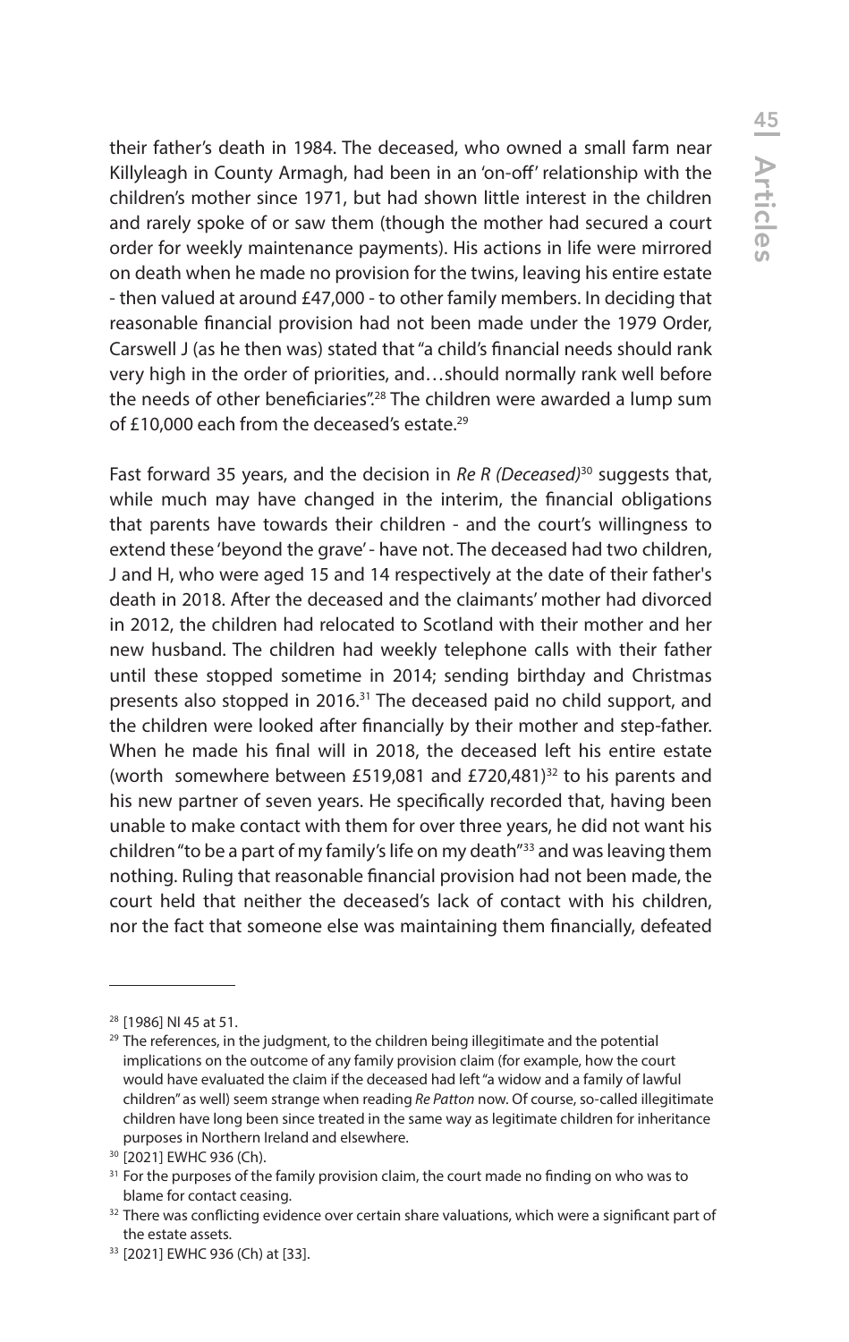their father's death in 1984. The deceased, who owned a small farm near Killyleagh in County Armagh, had been in an 'on-off' relationship with the children's mother since 1971, but had shown little interest in the children and rarely spoke of or saw them (though the mother had secured a court order for weekly maintenance payments). His actions in life were mirrored on death when he made no provision for the twins, leaving his entire estate - then valued at around £47,000 - to other family members. In deciding that reasonable financial provision had not been made under the 1979 Order, Carswell J (as he then was) stated that "a child's financial needs should rank very high in the order of priorities, and…should normally rank well before the needs of other beneficiaries".[28] The children were awarded a lump sum of £10,000 each from the deceased's estate.[29]

Fast forward 35 years, and the decision in *Re R (Deceased)*[30] suggests that, while much may have changed in the interim, the financial obligations that parents have towards their children - and the court's willingness to extend these 'beyond the grave' - have not. The deceased had two children, J and H, who were aged 15 and 14 respectively at the date of their father's death in 2018. After the deceased and the claimants' mother had divorced in 2012, the children had relocated to Scotland with their mother and her new husband. The children had weekly telephone calls with their father until these stopped sometime in 2014; sending birthday and Christmas presents also stopped in 2016.[31] The deceased paid no child support, and the children were looked after financially by their mother and step-father. When he made his final will in 2018, the deceased left his entire estate (worth somewhere between £519,081 and £720,481)[32] to his parents and his new partner of seven years. He specifically recorded that, having been unable to make contact with them for over three years, he did not want his children "to be a part of my family's life on my death"[33] and was leaving them nothing. Ruling that reasonable financial provision had not been made, the court held that neither the deceased's lack of contact with his children, nor the fact that someone else was maintaining them financially, defeated

---

[28] [1986] NI 45 at 51.

[29] The references, in the judgment, to the children being illegitimate and the potential implications on the outcome of any family provision claim (for example, how the court would have evaluated the claim if the deceased had left "a widow and a family of lawful children" as well) seem strange when reading *Re Patton* now. Of course, so-called illegitimate children have long been since treated in the same way as legitimate children for inheritance purposes in Northern Ireland and elsewhere.

[30] [2021] EWHC 936 (Ch).

[31] For the purposes of the family provision claim, the court made no finding on who was to blame for contact ceasing.

[32] There was conflicting evidence over certain share valuations, which were a significant part of the estate assets.

[33] [2021] EWHC 936 (Ch) at [33].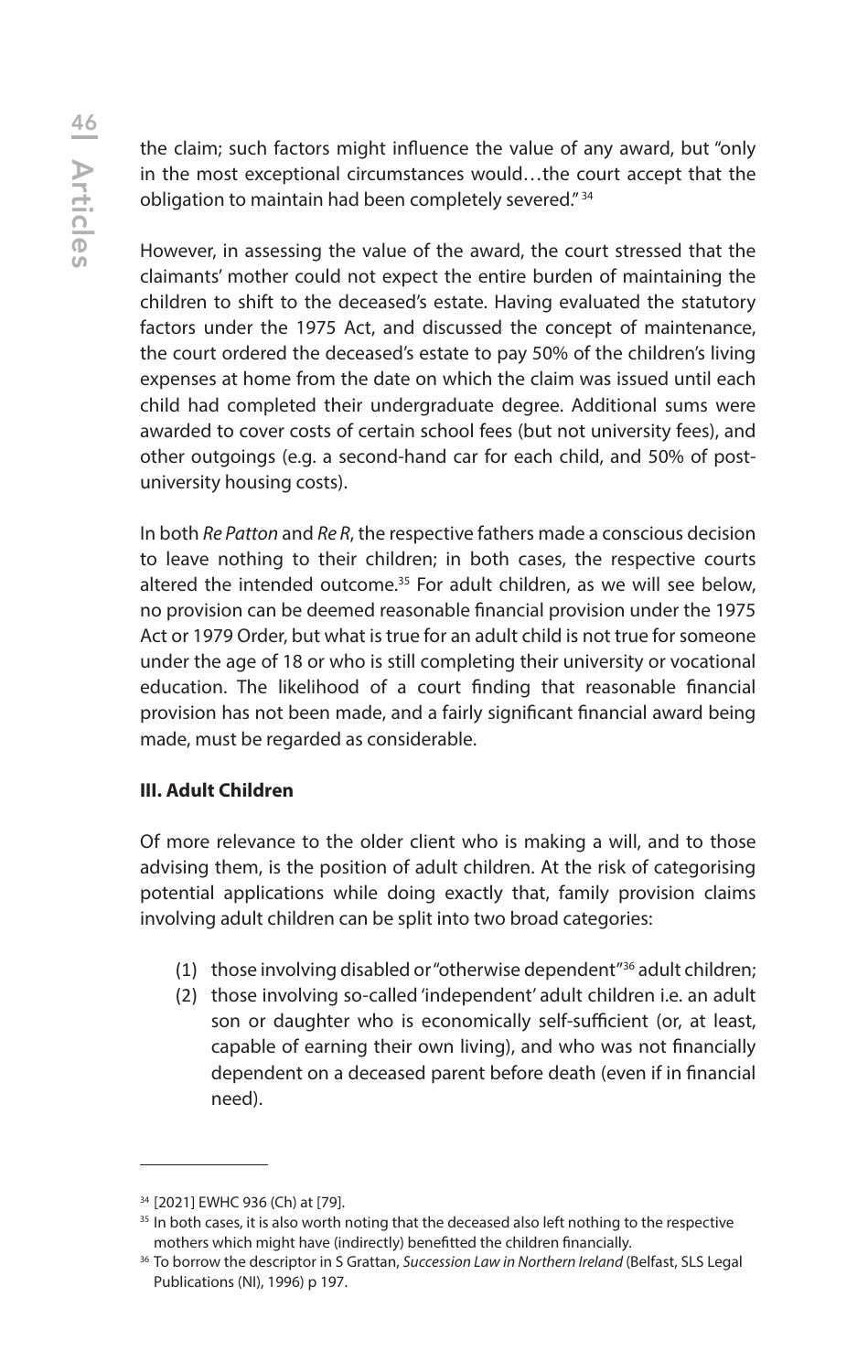the claim; such factors might influence the value of any award, but "only in the most exceptional circumstances would…the court accept that the obligation to maintain had been completely severed."[34]

However, in assessing the value of the award, the court stressed that the claimants' mother could not expect the entire burden of maintaining the children to shift to the deceased's estate. Having evaluated the statutory factors under the 1975 Act, and discussed the concept of maintenance, the court ordered the deceased's estate to pay 50% of the children's living expenses at home from the date on which the claim was issued until each child had completed their undergraduate degree. Additional sums were awarded to cover costs of certain school fees (but not university fees), and other outgoings (e.g. a second-hand car for each child, and 50% of post-university housing costs).

In both *Re Patton* and *Re R*, the respective fathers made a conscious decision to leave nothing to their children; in both cases, the respective courts altered the intended outcome.[35] For adult children, as we will see below, no provision can be deemed reasonable financial provision under the 1975 Act or 1979 Order, but what is true for an adult child is not true for someone under the age of 18 or who is still completing their university or vocational education. The likelihood of a court finding that reasonable financial provision has not been made, and a fairly significant financial award being made, must be regarded as considerable.

**III. Adult Children**

Of more relevance to the older client who is making a will, and to those advising them, is the position of adult children. At the risk of categorising potential applications while doing exactly that, family provision claims involving adult children can be split into two broad categories:

(1) those involving disabled or "otherwise dependent"[36] adult children;
(2) those involving so-called 'independent' adult children i.e. an adult son or daughter who is economically self-sufficient (or, at least, capable of earning their own living), and who was not financially dependent on a deceased parent before death (even if in financial need).

---

[34] [2021] EWHC 936 (Ch) at [79].

[35] In both cases, it is also worth noting that the deceased also left nothing to the respective mothers which might have (indirectly) benefitted the children financially.

[36] To borrow the descriptor in S Grattan, *Succession Law in Northern Ireland* (Belfast, SLS Legal Publications (NI), 1996) p 197.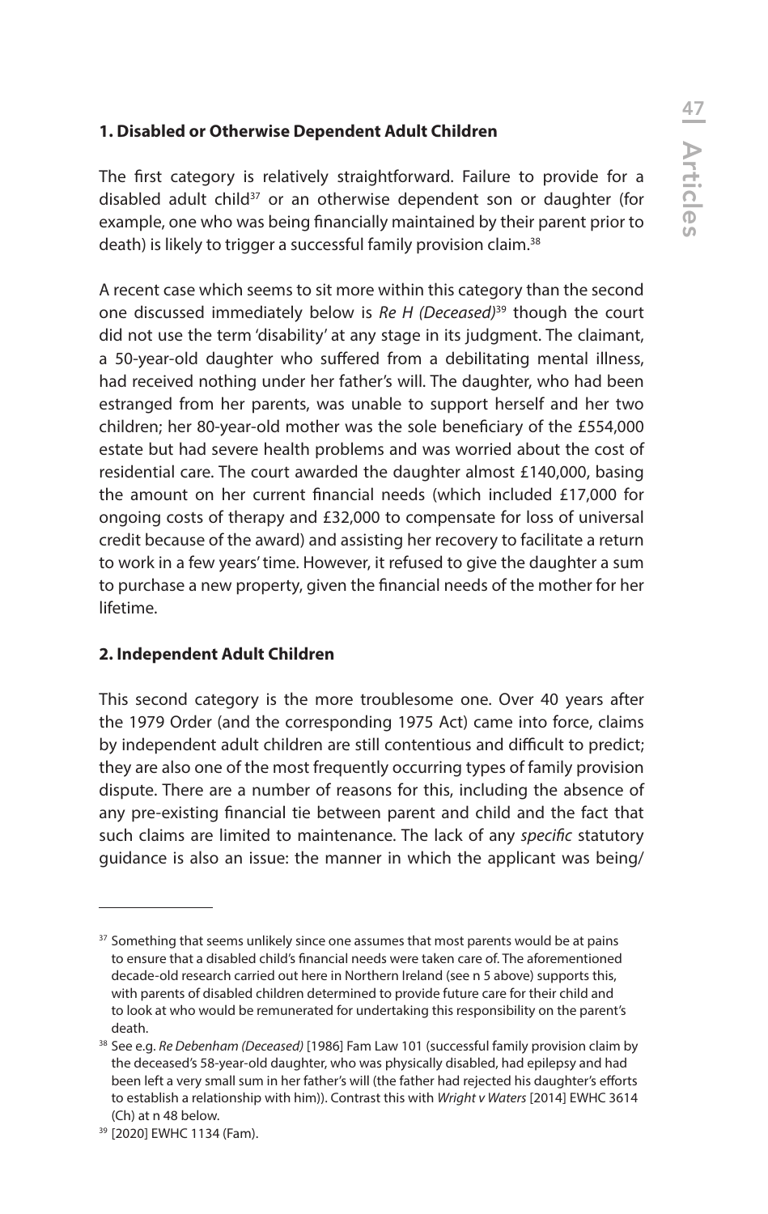### 1. Disabled or Otherwise Dependent Adult Children

The first category is relatively straightforward. Failure to provide for a disabled adult child[37] or an otherwise dependent son or daughter (for example, one who was being financially maintained by their parent prior to death) is likely to trigger a successful family provision claim.[38]

A recent case which seems to sit more within this category than the second one discussed immediately below is *Re H (Deceased)*[39] though the court did not use the term 'disability' at any stage in its judgment. The claimant, a 50-year-old daughter who suffered from a debilitating mental illness, had received nothing under her father's will. The daughter, who had been estranged from her parents, was unable to support herself and her two children; her 80-year-old mother was the sole beneficiary of the £554,000 estate but had severe health problems and was worried about the cost of residential care. The court awarded the daughter almost £140,000, basing the amount on her current financial needs (which included £17,000 for ongoing costs of therapy and £32,000 to compensate for loss of universal credit because of the award) and assisting her recovery to facilitate a return to work in a few years' time. However, it refused to give the daughter a sum to purchase a new property, given the financial needs of the mother for her lifetime.

### 2. Independent Adult Children

This second category is the more troublesome one. Over 40 years after the 1979 Order (and the corresponding 1975 Act) came into force, claims by independent adult children are still contentious and difficult to predict; they are also one of the most frequently occurring types of family provision dispute. There are a number of reasons for this, including the absence of any pre-existing financial tie between parent and child and the fact that such claims are limited to maintenance. The lack of any *specific* statutory guidance is also an issue: the manner in which the applicant was being/

---

[37] Something that seems unlikely since one assumes that most parents would be at pains to ensure that a disabled child's financial needs were taken care of. The aforementioned decade-old research carried out here in Northern Ireland (see n 5 above) supports this, with parents of disabled children determined to provide future care for their child and to look at who would be remunerated for undertaking this responsibility on the parent's death.

[38] See e.g. *Re Debenham (Deceased)* [1986] Fam Law 101 (successful family provision claim by the deceased's 58-year-old daughter, who was physically disabled, had epilepsy and had been left a very small sum in her father's will (the father had rejected his daughter's efforts to establish a relationship with him)). Contrast this with *Wright v Waters* [2014] EWHC 3614 (Ch) at n 48 below.

[39] [2020] EWHC 1134 (Fam).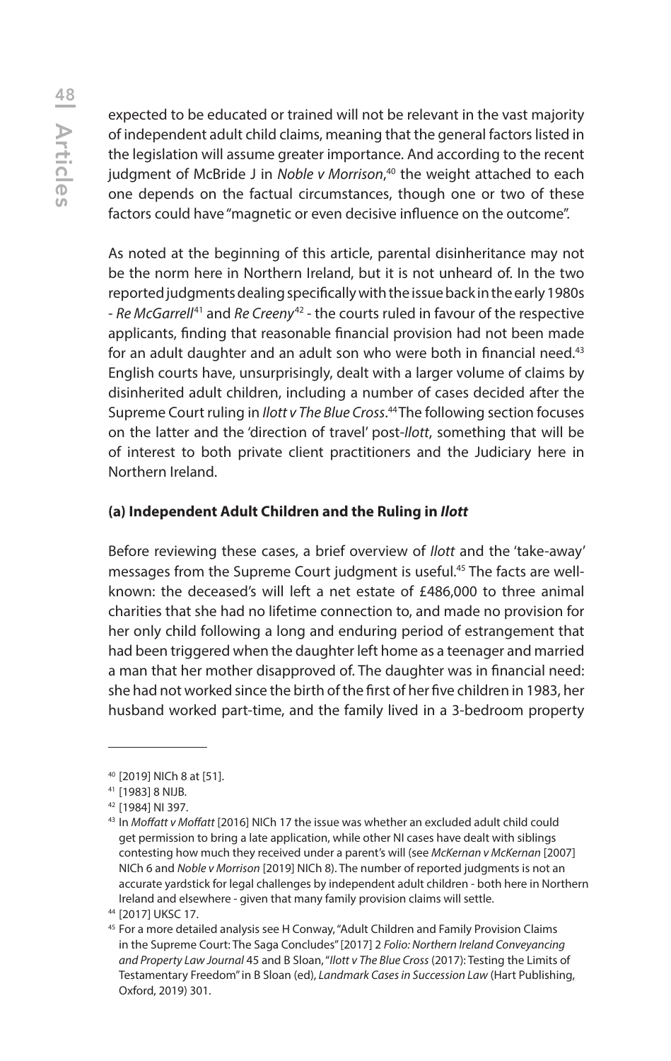expected to be educated or trained will not be relevant in the vast majority of independent adult child claims, meaning that the general factors listed in the legislation will assume greater importance. And according to the recent judgment of McBride J in *Noble v Morrison*,[40] the weight attached to each one depends on the factual circumstances, though one or two of these factors could have "magnetic or even decisive influence on the outcome".

As noted at the beginning of this article, parental disinheritance may not be the norm here in Northern Ireland, but it is not unheard of. In the two reported judgments dealing specifically with the issue back in the early 1980s - *Re McGarrell*[41] and *Re Creeny*[42] - the courts ruled in favour of the respective applicants, finding that reasonable financial provision had not been made for an adult daughter and an adult son who were both in financial need.[43] English courts have, unsurprisingly, dealt with a larger volume of claims by disinherited adult children, including a number of cases decided after the Supreme Court ruling in *Ilott v The Blue Cross*.[44] The following section focuses on the latter and the 'direction of travel' post-*Ilott*, something that will be of interest to both private client practitioners and the Judiciary here in Northern Ireland.

### (a) Independent Adult Children and the Ruling in *Ilott*

Before reviewing these cases, a brief overview of *Ilott* and the 'take-away' messages from the Supreme Court judgment is useful.[45] The facts are well-known: the deceased's will left a net estate of £486,000 to three animal charities that she had no lifetime connection to, and made no provision for her only child following a long and enduring period of estrangement that had been triggered when the daughter left home as a teenager and married a man that her mother disapproved of. The daughter was in financial need: she had not worked since the birth of the first of her five children in 1983, her husband worked part-time, and the family lived in a 3-bedroom property

---

[40] [2019] NICh 8 at [51].

[41] [1983] 8 NIJB.

[42] [1984] NI 397.

[43] In *Moffatt v Moffatt* [2016] NICh 17 the issue was whether an excluded adult child could get permission to bring a late application, while other NI cases have dealt with siblings contesting how much they received under a parent's will (see *McKernan v McKernan* [2007] NICh 6 and *Noble v Morrison* [2019] NICh 8). The number of reported judgments is not an accurate yardstick for legal challenges by independent adult children - both here in Northern Ireland and elsewhere - given that many family provision claims will settle.

[44] [2017] UKSC 17.

[45] For a more detailed analysis see H Conway, "Adult Children and Family Provision Claims in the Supreme Court: The Saga Concludes" [2017] 2 *Folio: Northern Ireland Conveyancing and Property Law Journal* 45 and B Sloan, "*Ilott v The Blue Cross* (2017): Testing the Limits of Testamentary Freedom" in B Sloan (ed), *Landmark Cases in Succession Law* (Hart Publishing, Oxford, 2019) 301.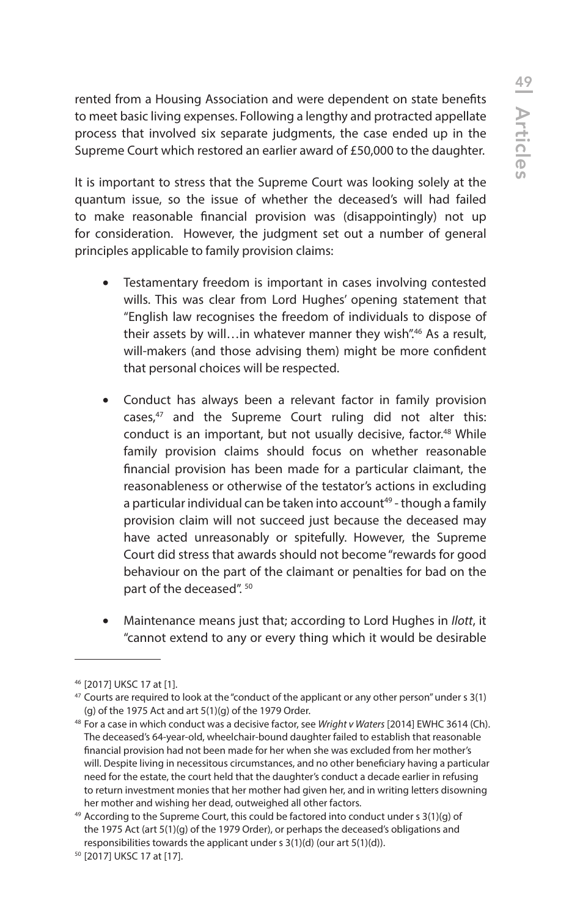rented from a Housing Association and were dependent on state benefits to meet basic living expenses. Following a lengthy and protracted appellate process that involved six separate judgments, the case ended up in the Supreme Court which restored an earlier award of £50,000 to the daughter.

It is important to stress that the Supreme Court was looking solely at the quantum issue, so the issue of whether the deceased's will had failed to make reasonable financial provision was (disappointingly) not up for consideration. However, the judgment set out a number of general principles applicable to family provision claims:

- Testamentary freedom is important in cases involving contested wills. This was clear from Lord Hughes' opening statement that "English law recognises the freedom of individuals to dispose of their assets by will…in whatever manner they wish".[46] As a result, will-makers (and those advising them) might be more confident that personal choices will be respected.

- Conduct has always been a relevant factor in family provision cases,[47] and the Supreme Court ruling did not alter this: conduct is an important, but not usually decisive, factor.[48] While family provision claims should focus on whether reasonable financial provision has been made for a particular claimant, the reasonableness or otherwise of the testator's actions in excluding a particular individual can be taken into account[49] - though a family provision claim will not succeed just because the deceased may have acted unreasonably or spitefully. However, the Supreme Court did stress that awards should not become "rewards for good behaviour on the part of the claimant or penalties for bad on the part of the deceased".[50]

- Maintenance means just that; according to Lord Hughes in *Ilott*, it "cannot extend to any or every thing which it would be desirable

---

[46] [2017] UKSC 17 at [1].

[47] Courts are required to look at the "conduct of the applicant or any other person" under s 3(1)(g) of the 1975 Act and art 5(1)(g) of the 1979 Order.

[48] For a case in which conduct was a decisive factor, see *Wright v Waters* [2014] EWHC 3614 (Ch). The deceased's 64-year-old, wheelchair-bound daughter failed to establish that reasonable financial provision had not been made for her when she was excluded from her mother's will. Despite living in necessitous circumstances, and no other beneficiary having a particular need for the estate, the court held that the daughter's conduct a decade earlier in refusing to return investment monies that her mother had given her, and in writing letters disowning her mother and wishing her dead, outweighed all other factors.

[49] According to the Supreme Court, this could be factored into conduct under s 3(1)(g) of the 1975 Act (art 5(1)(g) of the 1979 Order), or perhaps the deceased's obligations and responsibilities towards the applicant under s 3(1)(d) (our art 5(1)(d)).

[50] [2017] UKSC 17 at [17].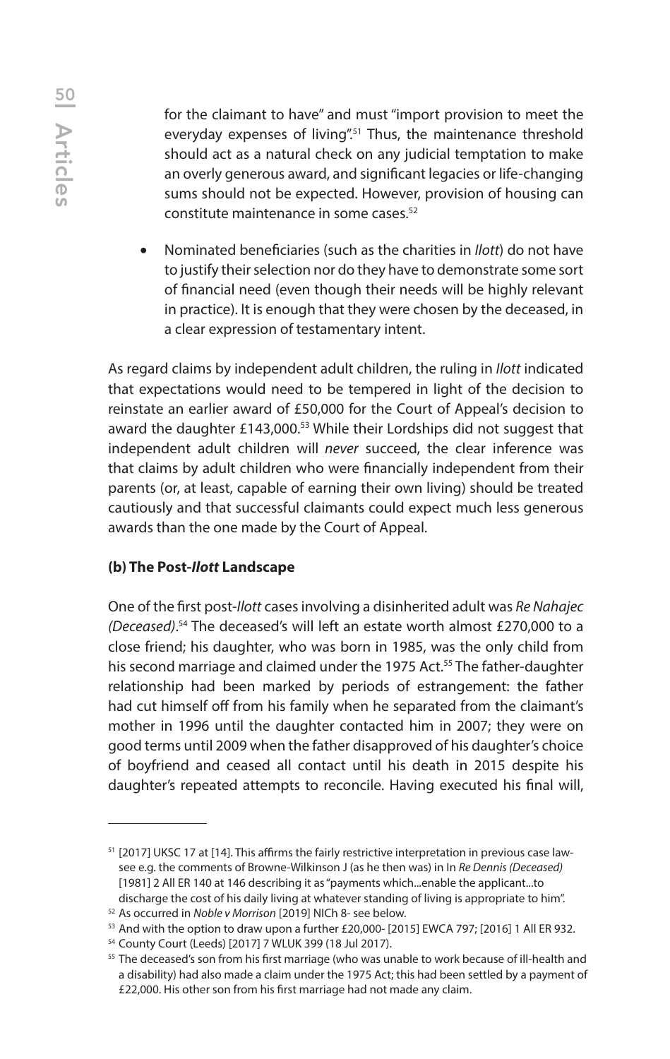for the claimant to have" and must "import provision to meet the everyday expenses of living".[51] Thus, the maintenance threshold should act as a natural check on any judicial temptation to make an overly generous award, and significant legacies or life-changing sums should not be expected. However, provision of housing can constitute maintenance in some cases.[52]

- Nominated beneficiaries (such as the charities in *Ilott*) do not have to justify their selection nor do they have to demonstrate some sort of financial need (even though their needs will be highly relevant in practice). It is enough that they were chosen by the deceased, in a clear expression of testamentary intent.

As regard claims by independent adult children, the ruling in *Ilott* indicated that expectations would need to be tempered in light of the decision to reinstate an earlier award of £50,000 for the Court of Appeal's decision to award the daughter £143,000.[53] While their Lordships did not suggest that independent adult children will *never* succeed, the clear inference was that claims by adult children who were financially independent from their parents (or, at least, capable of earning their own living) should be treated cautiously and that successful claimants could expect much less generous awards than the one made by the Court of Appeal.

### (b) The Post-*Ilott* Landscape

One of the first post-*Ilott* cases involving a disinherited adult was *Re Nahajec (Deceased)*.[54] The deceased's will left an estate worth almost £270,000 to a close friend; his daughter, who was born in 1985, was the only child from his second marriage and claimed under the 1975 Act.[55] The father-daughter relationship had been marked by periods of estrangement: the father had cut himself off from his family when he separated from the claimant's mother in 1996 until the daughter contacted him in 2007; they were on good terms until 2009 when the father disapproved of his daughter's choice of boyfriend and ceased all contact until his death in 2015 despite his daughter's repeated attempts to reconcile. Having executed his final will,

---

[51] [2017] UKSC 17 at [14]. This affirms the fairly restrictive interpretation in previous case law- see e.g. the comments of Browne-Wilkinson J (as he then was) in In *Re Dennis (Deceased)* [1981] 2 All ER 140 at 146 describing it as "payments which...enable the applicant...to discharge the cost of his daily living at whatever standing of living is appropriate to him".

[52] As occurred in *Noble v Morrison* [2019] NICh 8- see below.

[53] And with the option to draw upon a further £20,000- [2015] EWCA 797; [2016] 1 All ER 932.

[54] County Court (Leeds) [2017] 7 WLUK 399 (18 Jul 2017).

[55] The deceased's son from his first marriage (who was unable to work because of ill-health and a disability) had also made a claim under the 1975 Act; this had been settled by a payment of £22,000. His other son from his first marriage had not made any claim.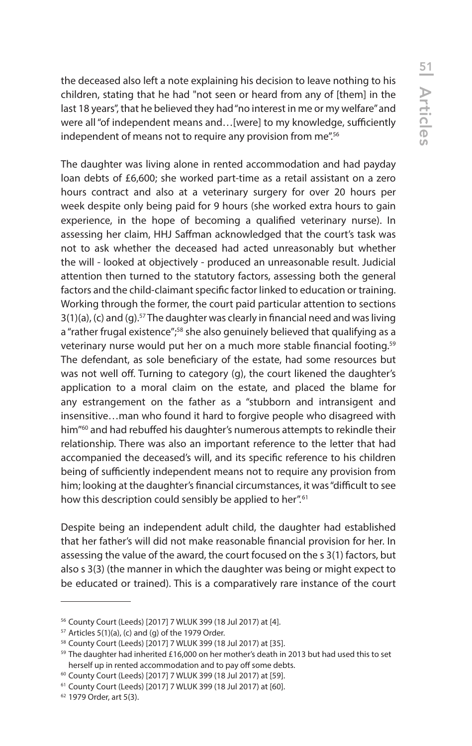the deceased also left a note explaining his decision to leave nothing to his children, stating that he had "not seen or heard from any of [them] in the last 18 years", that he believed they had "no interest in me or my welfare" and were all "of independent means and…[were] to my knowledge, sufficiently independent of means not to require any provision from me".[56]

The daughter was living alone in rented accommodation and had payday loan debts of £6,600; she worked part-time as a retail assistant on a zero hours contract and also at a veterinary surgery for over 20 hours per week despite only being paid for 9 hours (she worked extra hours to gain experience, in the hope of becoming a qualified veterinary nurse). In assessing her claim, HHJ Saffman acknowledged that the court's task was not to ask whether the deceased had acted unreasonably but whether the will - looked at objectively - produced an unreasonable result. Judicial attention then turned to the statutory factors, assessing both the general factors and the child-claimant specific factor linked to education or training. Working through the former, the court paid particular attention to sections 3(1)(a), (c) and (g).[57] The daughter was clearly in financial need and was living a "rather frugal existence";[58] she also genuinely believed that qualifying as a veterinary nurse would put her on a much more stable financial footing.[59] The defendant, as sole beneficiary of the estate, had some resources but was not well off. Turning to category (g), the court likened the daughter's application to a moral claim on the estate, and placed the blame for any estrangement on the father as a "stubborn and intransigent and insensitive…man who found it hard to forgive people who disagreed with him"[60] and had rebuffed his daughter's numerous attempts to rekindle their relationship. There was also an important reference to the letter that had accompanied the deceased's will, and its specific reference to his children being of sufficiently independent means not to require any provision from him; looking at the daughter's financial circumstances, it was "difficult to see how this description could sensibly be applied to her".[61]

Despite being an independent adult child, the daughter had established that her father's will did not make reasonable financial provision for her. In assessing the value of the award, the court focused on the s 3(1) factors, but also s 3(3) (the manner in which the daughter was being or might expect to be educated or trained). This is a comparatively rare instance of the court

---

[56] County Court (Leeds) [2017] 7 WLUK 399 (18 Jul 2017) at [4].

[57] Articles 5(1)(a), (c) and (g) of the 1979 Order.

[58] County Court (Leeds) [2017] 7 WLUK 399 (18 Jul 2017) at [35].

[59] The daughter had inherited £16,000 on her mother's death in 2013 but had used this to set herself up in rented accommodation and to pay off some debts.

[60] County Court (Leeds) [2017] 7 WLUK 399 (18 Jul 2017) at [59].

[61] County Court (Leeds) [2017] 7 WLUK 399 (18 Jul 2017) at [60].

[62] 1979 Order, art 5(3).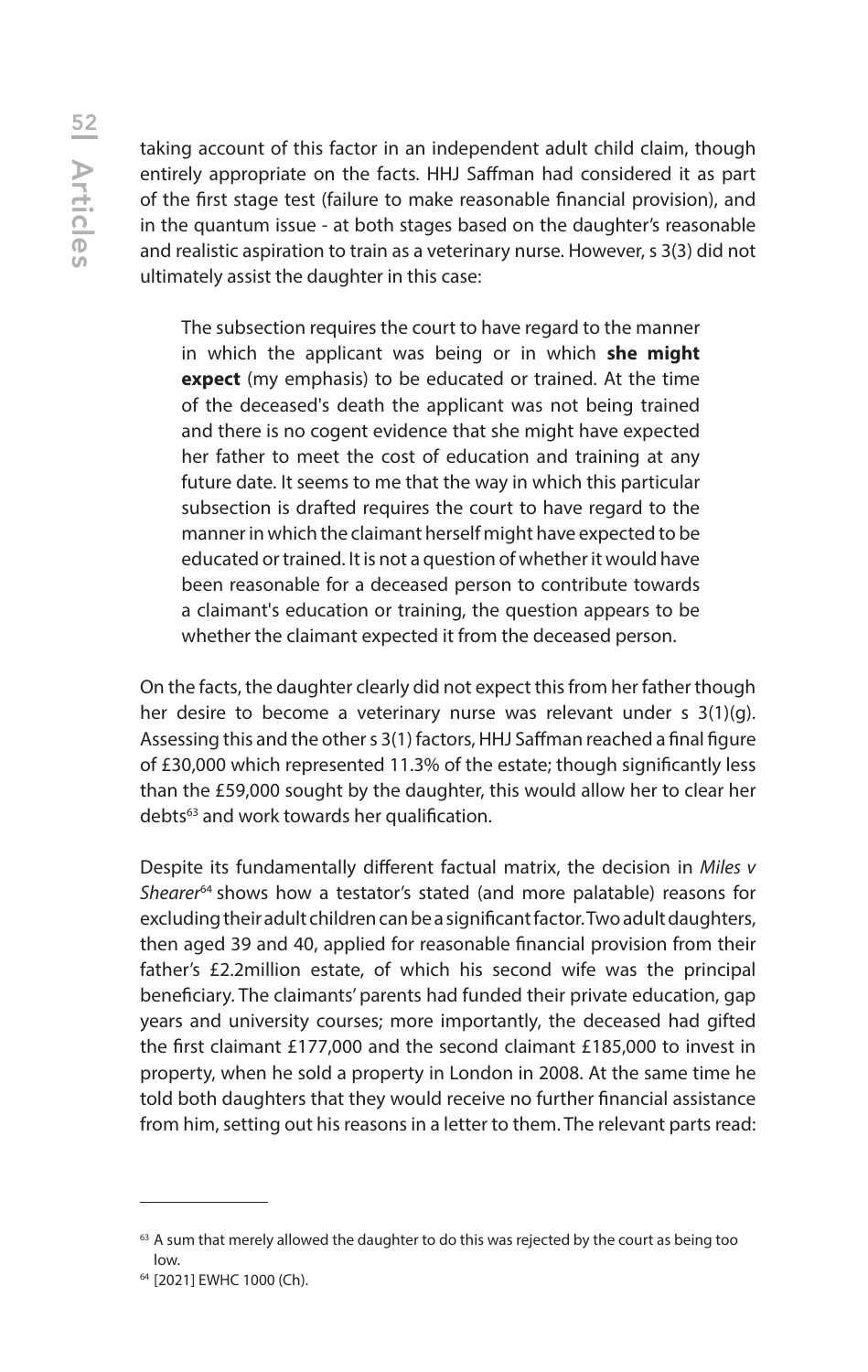taking account of this factor in an independent adult child claim, though entirely appropriate on the facts. HHJ Saffman had considered it as part of the first stage test (failure to make reasonable financial provision), and in the quantum issue - at both stages based on the daughter's reasonable and realistic aspiration to train as a veterinary nurse. However, s 3(3) did not ultimately assist the daughter in this case:

> The subsection requires the court to have regard to the manner in which the applicant was being or in which **she might expect** (my emphasis) to be educated or trained. At the time of the deceased's death the applicant was not being trained and there is no cogent evidence that she might have expected her father to meet the cost of education and training at any future date. It seems to me that the way in which this particular subsection is drafted requires the court to have regard to the manner in which the claimant herself might have expected to be educated or trained. It is not a question of whether it would have been reasonable for a deceased person to contribute towards a claimant's education or training, the question appears to be whether the claimant expected it from the deceased person.

On the facts, the daughter clearly did not expect this from her father though her desire to become a veterinary nurse was relevant under s 3(1)(g). Assessing this and the other s 3(1) factors, HHJ Saffman reached a final figure of £30,000 which represented 11.3% of the estate; though significantly less than the £59,000 sought by the daughter, this would allow her to clear her debts[63] and work towards her qualification.

Despite its fundamentally different factual matrix, the decision in *Miles v Shearer*[64] shows how a testator's stated (and more palatable) reasons for excluding their adult children can be a significant factor. Two adult daughters, then aged 39 and 40, applied for reasonable financial provision from their father's £2.2million estate, of which his second wife was the principal beneficiary. The claimants' parents had funded their private education, gap years and university courses; more importantly, the deceased had gifted the first claimant £177,000 and the second claimant £185,000 to invest in property, when he sold a property in London in 2008. At the same time he told both daughters that they would receive no further financial assistance from him, setting out his reasons in a letter to them. The relevant parts read:

---

[63] A sum that merely allowed the daughter to do this was rejected by the court as being too low.

[64] [2021] EWHC 1000 (Ch).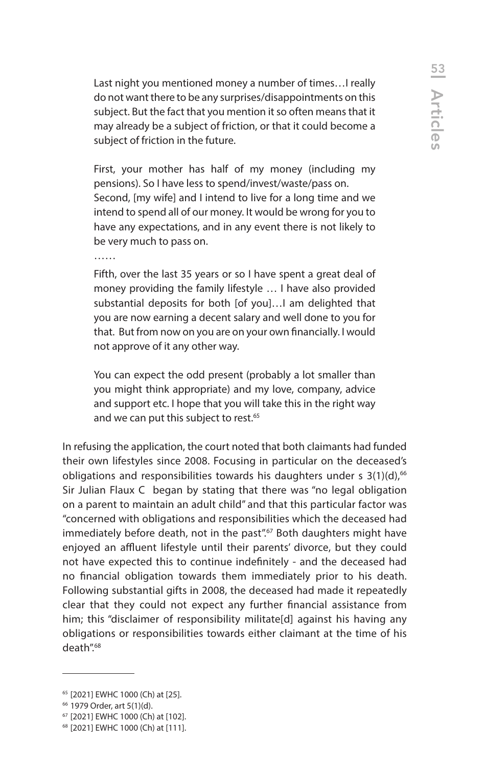> Last night you mentioned money a number of times…I really do not want there to be any surprises/disappointments on this subject. But the fact that you mention it so often means that it may already be a subject of friction, or that it could become a subject of friction in the future.
>
> First, your mother has half of my money (including my pensions). So I have less to spend/invest/waste/pass on. Second, [my wife] and I intend to live for a long time and we intend to spend all of our money. It would be wrong for you to have any expectations, and in any event there is not likely to be very much to pass on.
>
> ……
>
> Fifth, over the last 35 years or so I have spent a great deal of money providing the family lifestyle … I have also provided substantial deposits for both [of you]…I am delighted that you are now earning a decent salary and well done to you for that. But from now on you are on your own financially. I would not approve of it any other way.
>
> You can expect the odd present (probably a lot smaller than you might think appropriate) and my love, company, advice and support etc. I hope that you will take this in the right way and we can put this subject to rest.[65]

In refusing the application, the court noted that both claimants had funded their own lifestyles since 2008. Focusing in particular on the deceased's obligations and responsibilities towards his daughters under s 3(1)(d),[66] Sir Julian Flaux C began by stating that there was "no legal obligation on a parent to maintain an adult child" and that this particular factor was "concerned with obligations and responsibilities which the deceased had immediately before death, not in the past".[67] Both daughters might have enjoyed an affluent lifestyle until their parents' divorce, but they could not have expected this to continue indefinitely - and the deceased had no financial obligation towards them immediately prior to his death. Following substantial gifts in 2008, the deceased had made it repeatedly clear that they could not expect any further financial assistance from him; this "disclaimer of responsibility militate[d] against his having any obligations or responsibilities towards either claimant at the time of his death".[68]

---

[65] [2021] EWHC 1000 (Ch) at [25].

[66] 1979 Order, art 5(1)(d).

[67] [2021] EWHC 1000 (Ch) at [102].

[68] [2021] EWHC 1000 (Ch) at [111].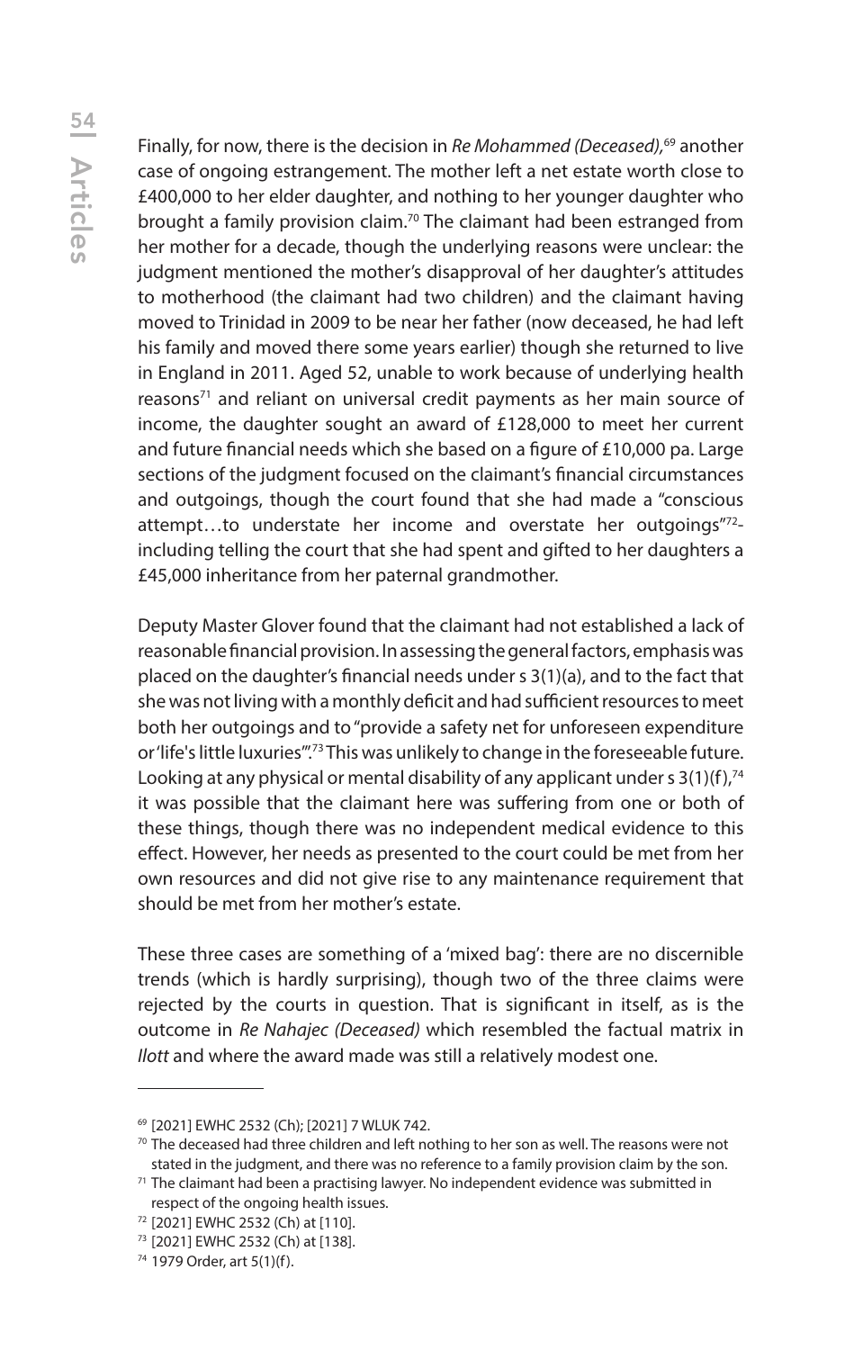Finally, for now, there is the decision in *Re Mohammed (Deceased)*,[69] another case of ongoing estrangement. The mother left a net estate worth close to £400,000 to her elder daughter, and nothing to her younger daughter who brought a family provision claim.[70] The claimant had been estranged from her mother for a decade, though the underlying reasons were unclear: the judgment mentioned the mother's disapproval of her daughter's attitudes to motherhood (the claimant had two children) and the claimant having moved to Trinidad in 2009 to be near her father (now deceased, he had left his family and moved there some years earlier) though she returned to live in England in 2011. Aged 52, unable to work because of underlying health reasons[71] and reliant on universal credit payments as her main source of income, the daughter sought an award of £128,000 to meet her current and future financial needs which she based on a figure of £10,000 pa. Large sections of the judgment focused on the claimant's financial circumstances and outgoings, though the court found that she had made a "conscious attempt…to understate her income and overstate her outgoings"[72]- including telling the court that she had spent and gifted to her daughters a £45,000 inheritance from her paternal grandmother.

Deputy Master Glover found that the claimant had not established a lack of reasonable financial provision. In assessing the general factors, emphasis was placed on the daughter's financial needs under s 3(1)(a), and to the fact that she was not living with a monthly deficit and had sufficient resources to meet both her outgoings and to "provide a safety net for unforeseen expenditure or 'life's little luxuries'".[73] This was unlikely to change in the foreseeable future. Looking at any physical or mental disability of any applicant under s 3(1)(f),[74] it was possible that the claimant here was suffering from one or both of these things, though there was no independent medical evidence to this effect. However, her needs as presented to the court could be met from her own resources and did not give rise to any maintenance requirement that should be met from her mother's estate.

These three cases are something of a 'mixed bag': there are no discernible trends (which is hardly surprising), though two of the three claims were rejected by the courts in question. That is significant in itself, as is the outcome in *Re Nahajec (Deceased)* which resembled the factual matrix in *Ilott* and where the award made was still a relatively modest one.

---

[69] [2021] EWHC 2532 (Ch); [2021] 7 WLUK 742.

[70] The deceased had three children and left nothing to her son as well. The reasons were not stated in the judgment, and there was no reference to a family provision claim by the son.

[71] The claimant had been a practising lawyer. No independent evidence was submitted in respect of the ongoing health issues.

[72] [2021] EWHC 2532 (Ch) at [110].

[73] [2021] EWHC 2532 (Ch) at [138].

[74] 1979 Order, art 5(1)(f).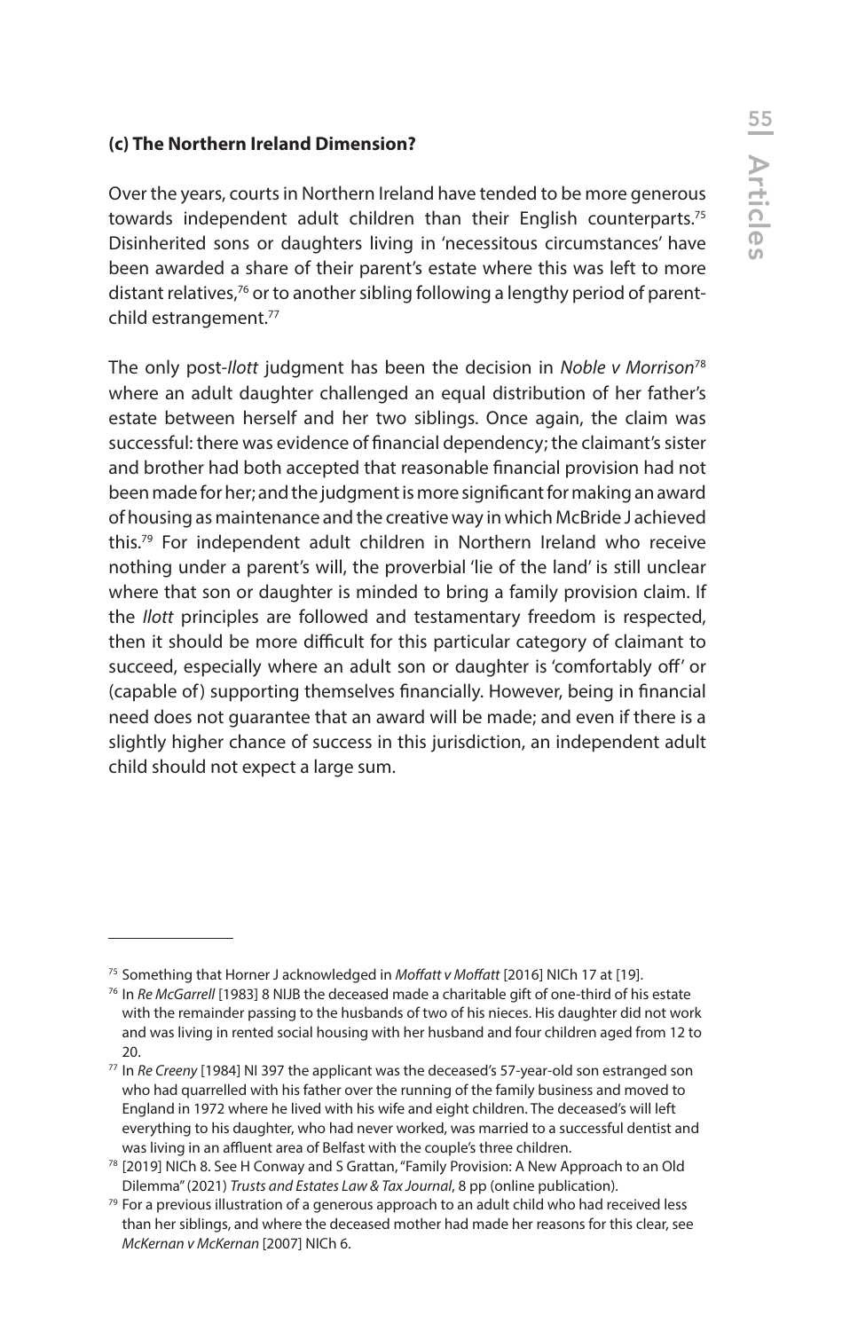### (c) The Northern Ireland Dimension?

Over the years, courts in Northern Ireland have tended to be more generous towards independent adult children than their English counterparts.[75] Disinherited sons or daughters living in 'necessitous circumstances' have been awarded a share of their parent's estate where this was left to more distant relatives,[76] or to another sibling following a lengthy period of parent-child estrangement.[77]

The only post-*Ilott* judgment has been the decision in *Noble v Morrison*[78] where an adult daughter challenged an equal distribution of her father's estate between herself and her two siblings. Once again, the claim was successful: there was evidence of financial dependency; the claimant's sister and brother had both accepted that reasonable financial provision had not been made for her; and the judgment is more significant for making an award of housing as maintenance and the creative way in which McBride J achieved this.[79] For independent adult children in Northern Ireland who receive nothing under a parent's will, the proverbial 'lie of the land' is still unclear where that son or daughter is minded to bring a family provision claim. If the *Ilott* principles are followed and testamentary freedom is respected, then it should be more difficult for this particular category of claimant to succeed, especially where an adult son or daughter is 'comfortably off' or (capable of) supporting themselves financially. However, being in financial need does not guarantee that an award will be made; and even if there is a slightly higher chance of success in this jurisdiction, an independent adult child should not expect a large sum.

---

[75] Something that Horner J acknowledged in *Moffatt v Moffatt* [2016] NICh 17 at [19].

[76] In *Re McGarrell* [1983] 8 NIJB the deceased made a charitable gift of one-third of his estate with the remainder passing to the husbands of two of his nieces. His daughter did not work and was living in rented social housing with her husband and four children aged from 12 to 20.

[77] In *Re Creeny* [1984] NI 397 the applicant was the deceased's 57-year-old son estranged son who had quarrelled with his father over the running of the family business and moved to England in 1972 where he lived with his wife and eight children. The deceased's will left everything to his daughter, who had never worked, was married to a successful dentist and was living in an affluent area of Belfast with the couple's three children.

[78] [2019] NICh 8. See H Conway and S Grattan, "Family Provision: A New Approach to an Old Dilemma" (2021) *Trusts and Estates Law & Tax Journal*, 8 pp (online publication).

[79] For a previous illustration of a generous approach to an adult child who had received less than her siblings, and where the deceased mother had made her reasons for this clear, see *McKernan v McKernan* [2007] NICh 6.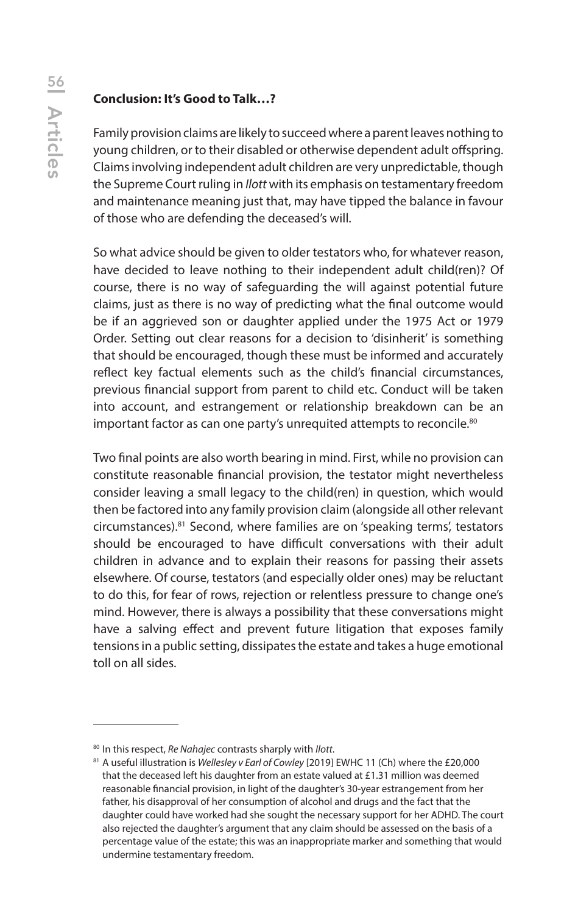## Conclusion: It's Good to Talk…?

Family provision claims are likely to succeed where a parent leaves nothing to young children, or to their disabled or otherwise dependent adult offspring. Claims involving independent adult children are very unpredictable, though the Supreme Court ruling in *Ilott* with its emphasis on testamentary freedom and maintenance meaning just that, may have tipped the balance in favour of those who are defending the deceased's will.

So what advice should be given to older testators who, for whatever reason, have decided to leave nothing to their independent adult child(ren)? Of course, there is no way of safeguarding the will against potential future claims, just as there is no way of predicting what the final outcome would be if an aggrieved son or daughter applied under the 1975 Act or 1979 Order. Setting out clear reasons for a decision to 'disinherit' is something that should be encouraged, though these must be informed and accurately reflect key factual elements such as the child's financial circumstances, previous financial support from parent to child etc. Conduct will be taken into account, and estrangement or relationship breakdown can be an important factor as can one party's unrequited attempts to reconcile.[80]

Two final points are also worth bearing in mind. First, while no provision can constitute reasonable financial provision, the testator might nevertheless consider leaving a small legacy to the child(ren) in question, which would then be factored into any family provision claim (alongside all other relevant circumstances).[81] Second, where families are on 'speaking terms', testators should be encouraged to have difficult conversations with their adult children in advance and to explain their reasons for passing their assets elsewhere. Of course, testators (and especially older ones) may be reluctant to do this, for fear of rows, rejection or relentless pressure to change one's mind. However, there is always a possibility that these conversations might have a salving effect and prevent future litigation that exposes family tensions in a public setting, dissipates the estate and takes a huge emotional toll on all sides.

---

[80] In this respect, *Re Nahajec* contrasts sharply with *Ilott*.

[81] A useful illustration is *Wellesley v Earl of Cowley* [2019] EWHC 11 (Ch) where the £20,000 that the deceased left his daughter from an estate valued at £1.31 million was deemed reasonable financial provision, in light of the daughter's 30-year estrangement from her father, his disapproval of her consumption of alcohol and drugs and the fact that the daughter could have worked had she sought the necessary support for her ADHD. The court also rejected the daughter's argument that any claim should be assessed on the basis of a percentage value of the estate; this was an inappropriate marker and something that would undermine testamentary freedom.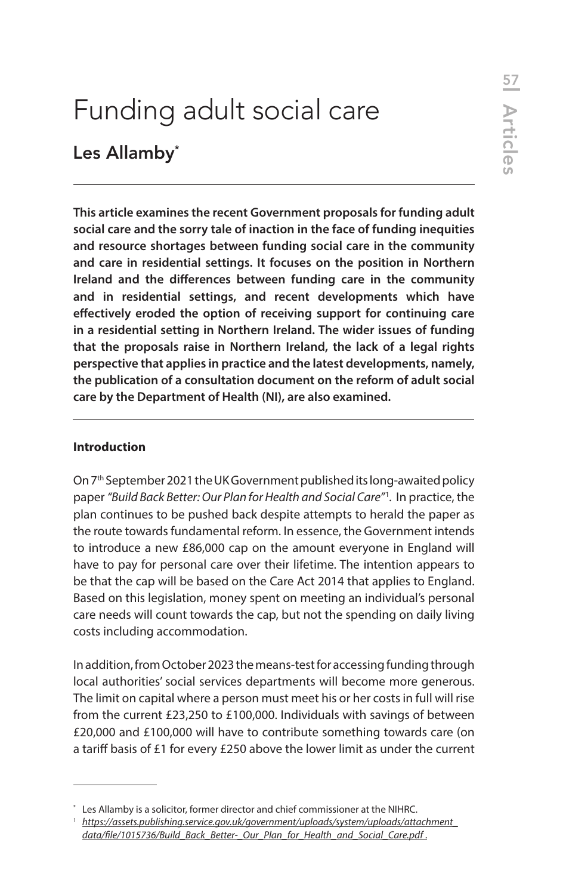# Funding adult social care

## Les Allamby[*]

**This article examines the recent Government proposals for funding adult social care and the sorry tale of inaction in the face of funding inequities and resource shortages between funding social care in the community and care in residential settings. It focuses on the position in Northern Ireland and the differences between funding care in the community and in residential settings, and recent developments which have effectively eroded the option of receiving support for continuing care in a residential setting in Northern Ireland. The wider issues of funding that the proposals raise in Northern Ireland, the lack of a legal rights perspective that applies in practice and the latest developments, namely, the publication of a consultation document on the reform of adult social care by the Department of Health (NI), are also examined.**

### Introduction

On 7th September 2021 the UK Government published its long-awaited policy paper *"Build Back Better: Our Plan for Health and Social Care"*[1]. In practice, the plan continues to be pushed back despite attempts to herald the paper as the route towards fundamental reform. In essence, the Government intends to introduce a new £86,000 cap on the amount everyone in England will have to pay for personal care over their lifetime. The intention appears to be that the cap will be based on the Care Act 2014 that applies to England. Based on this legislation, money spent on meeting an individual's personal care needs will count towards the cap, but not the spending on daily living costs including accommodation.

In addition, from October 2023 the means-test for accessing funding through local authorities' social services departments will become more generous. The limit on capital where a person must meet his or her costs in full will rise from the current £23,250 to £100,000. Individuals with savings of between £20,000 and £100,000 will have to contribute something towards care (on a tariff basis of £1 for every £250 above the lower limit as under the current

---

[*] Les Allamby is a solicitor, former director and chief commissioner at the NIHRC.

[1] *https://assets.publishing.service.gov.uk/government/uploads/system/uploads/attachment_data/file/1015736/Build_Back_Better-_Our_Plan_for_Health_and_Social_Care.pdf .*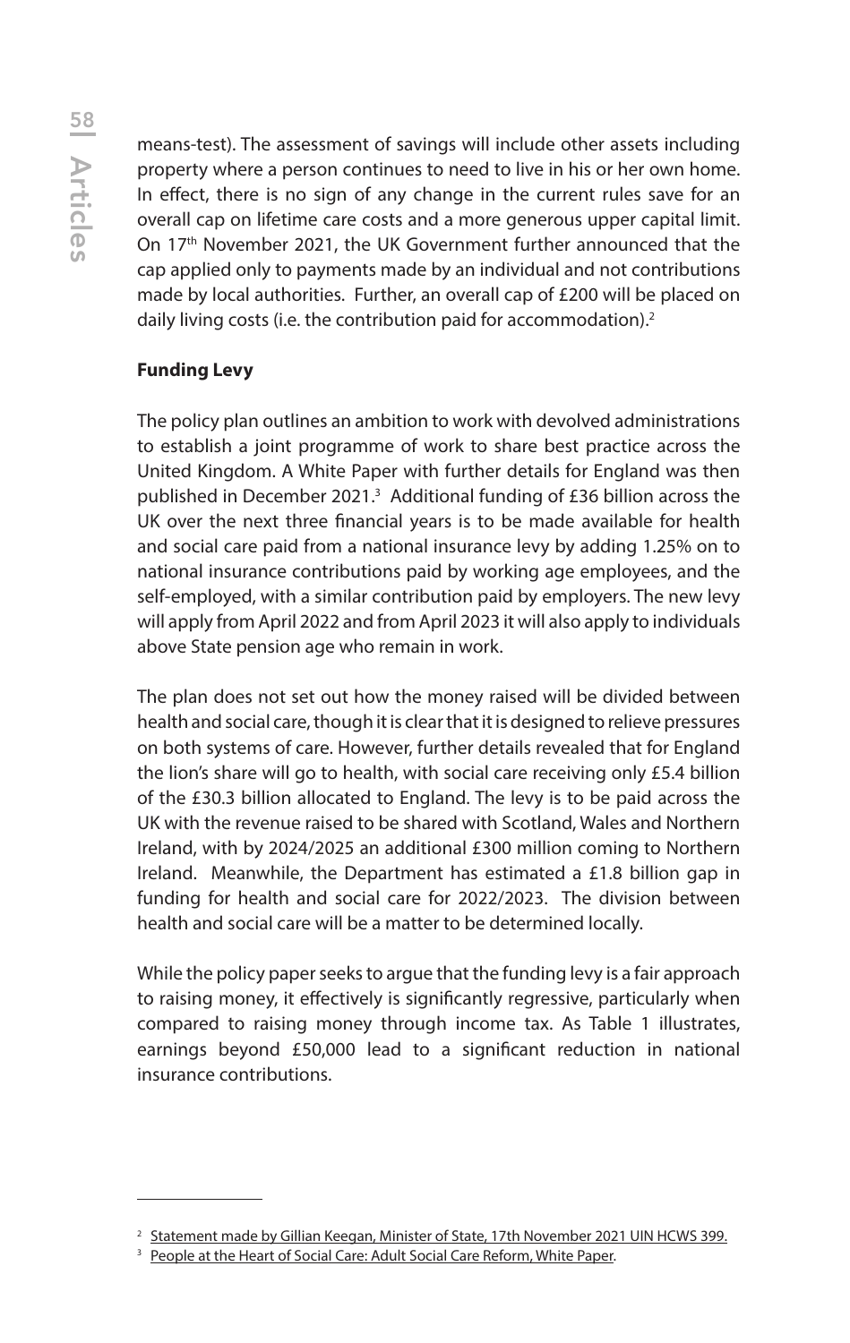means-test). The assessment of savings will include other assets including property where a person continues to need to live in his or her own home. In effect, there is no sign of any change in the current rules save for an overall cap on lifetime care costs and a more generous upper capital limit. On 17th November 2021, the UK Government further announced that the cap applied only to payments made by an individual and not contributions made by local authorities. Further, an overall cap of £200 will be placed on daily living costs (i.e. the contribution paid for accommodation).[2]

**Funding Levy**

The policy plan outlines an ambition to work with devolved administrations to establish a joint programme of work to share best practice across the United Kingdom. A White Paper with further details for England was then published in December 2021.[3] Additional funding of £36 billion across the UK over the next three financial years is to be made available for health and social care paid from a national insurance levy by adding 1.25% on to national insurance contributions paid by working age employees, and the self-employed, with a similar contribution paid by employers. The new levy will apply from April 2022 and from April 2023 it will also apply to individuals above State pension age who remain in work.

The plan does not set out how the money raised will be divided between health and social care, though it is clear that it is designed to relieve pressures on both systems of care. However, further details revealed that for England the lion's share will go to health, with social care receiving only £5.4 billion of the £30.3 billion allocated to England. The levy is to be paid across the UK with the revenue raised to be shared with Scotland, Wales and Northern Ireland, with by 2024/2025 an additional £300 million coming to Northern Ireland. Meanwhile, the Department has estimated a £1.8 billion gap in funding for health and social care for 2022/2023. The division between health and social care will be a matter to be determined locally.

While the policy paper seeks to argue that the funding levy is a fair approach to raising money, it effectively is significantly regressive, particularly when compared to raising money through income tax. As Table 1 illustrates, earnings beyond £50,000 lead to a significant reduction in national insurance contributions.

---

[2] Statement made by Gillian Keegan, Minister of State, 17th November 2021 UIN HCWS 399.

[3] People at the Heart of Social Care: Adult Social Care Reform, White Paper.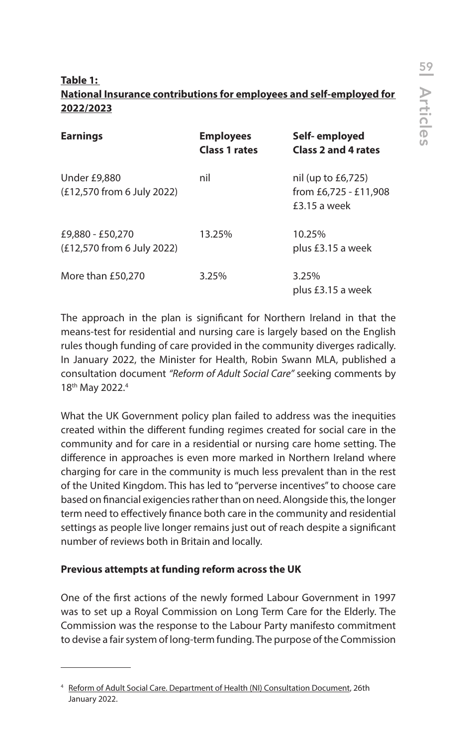**Table 1:**
**National Insurance contributions for employees and self-employed for 2022/2023**

| Earnings | Employees Class 1 rates | Self- employed Class 2 and 4 rates |
|---|---|---|
| Under £9,880 (£12,570 from 6 July 2022) | nil | nil (up to £6,725) from £6,725 - £11,908 £3.15 a week |
| £9,880 - £50,270 (£12,570 from 6 July 2022) | 13.25% | 10.25% plus £3.15 a week |
| More than £50,270 | 3.25% | 3.25% plus £3.15 a week |

The approach in the plan is significant for Northern Ireland in that the means-test for residential and nursing care is largely based on the English rules though funding of care provided in the community diverges radically. In January 2022, the Minister for Health, Robin Swann MLA, published a consultation document *"Reform of Adult Social Care"* seeking comments by 18th May 2022.[4]

What the UK Government policy plan failed to address was the inequities created within the different funding regimes created for social care in the community and for care in a residential or nursing care home setting. The difference in approaches is even more marked in Northern Ireland where charging for care in the community is much less prevalent than in the rest of the United Kingdom. This has led to "perverse incentives" to choose care based on financial exigencies rather than on need. Alongside this, the longer term need to effectively finance both care in the community and residential settings as people live longer remains just out of reach despite a significant number of reviews both in Britain and locally.

**Previous attempts at funding reform across the UK**

One of the first actions of the newly formed Labour Government in 1997 was to set up a Royal Commission on Long Term Care for the Elderly. The Commission was the response to the Labour Party manifesto commitment to devise a fair system of long-term funding. The purpose of the Commission

---

[4] Reform of Adult Social Care. Department of Health (NI) Consultation Document, 26th January 2022.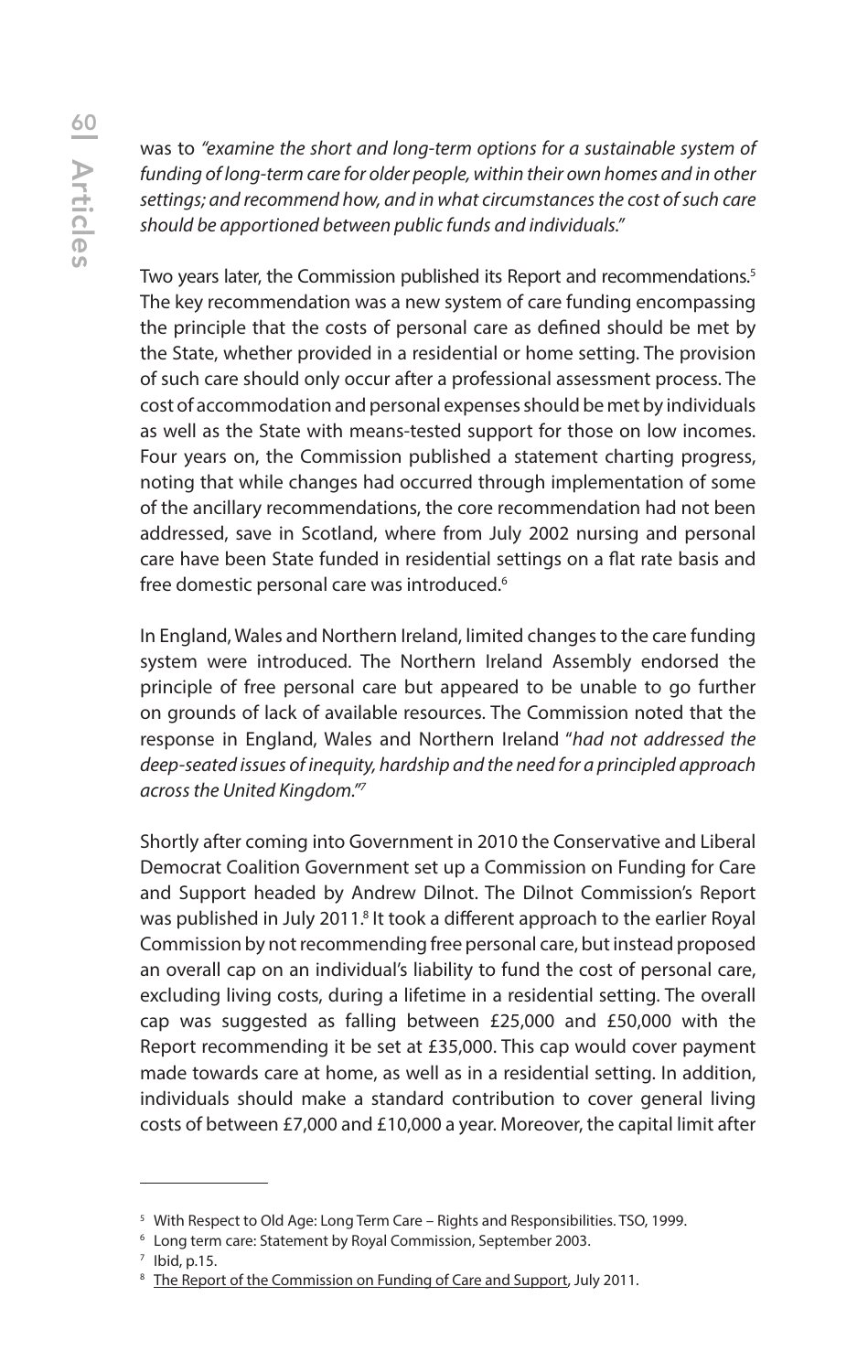was to *"examine the short and long-term options for a sustainable system of funding of long-term care for older people, within their own homes and in other settings; and recommend how, and in what circumstances the cost of such care should be apportioned between public funds and individuals."*

Two years later, the Commission published its Report and recommendations.[5] The key recommendation was a new system of care funding encompassing the principle that the costs of personal care as defined should be met by the State, whether provided in a residential or home setting. The provision of such care should only occur after a professional assessment process. The cost of accommodation and personal expenses should be met by individuals as well as the State with means-tested support for those on low incomes. Four years on, the Commission published a statement charting progress, noting that while changes had occurred through implementation of some of the ancillary recommendations, the core recommendation had not been addressed, save in Scotland, where from July 2002 nursing and personal care have been State funded in residential settings on a flat rate basis and free domestic personal care was introduced.[6]

In England, Wales and Northern Ireland, limited changes to the care funding system were introduced. The Northern Ireland Assembly endorsed the principle of free personal care but appeared to be unable to go further on grounds of lack of available resources. The Commission noted that the response in England, Wales and Northern Ireland "*had not addressed the deep-seated issues of inequity, hardship and the need for a principled approach across the United Kingdom."*[7]

Shortly after coming into Government in 2010 the Conservative and Liberal Democrat Coalition Government set up a Commission on Funding for Care and Support headed by Andrew Dilnot. The Dilnot Commission's Report was published in July 2011.[8] It took a different approach to the earlier Royal Commission by not recommending free personal care, but instead proposed an overall cap on an individual's liability to fund the cost of personal care, excluding living costs, during a lifetime in a residential setting. The overall cap was suggested as falling between £25,000 and £50,000 with the Report recommending it be set at £35,000. This cap would cover payment made towards care at home, as well as in a residential setting. In addition, individuals should make a standard contribution to cover general living costs of between £7,000 and £10,000 a year. Moreover, the capital limit after

---

[5] With Respect to Old Age: Long Term Care – Rights and Responsibilities. TSO, 1999.

[6] Long term care: Statement by Royal Commission, September 2003.

[7] Ibid, p.15.

[8] The Report of the Commission on Funding of Care and Support, July 2011.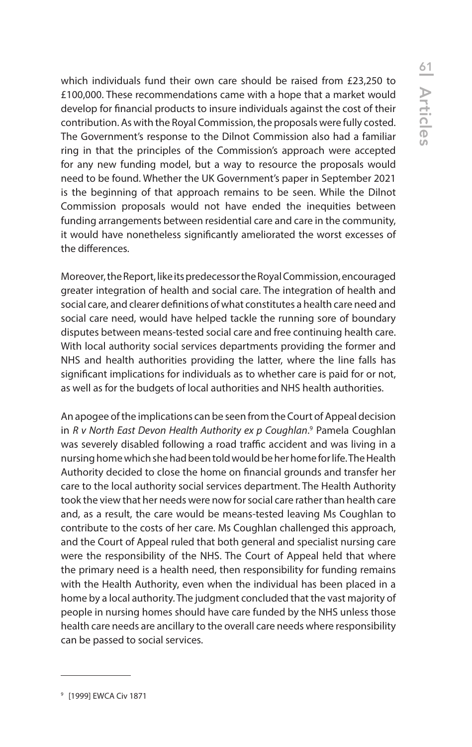which individuals fund their own care should be raised from £23,250 to £100,000. These recommendations came with a hope that a market would develop for financial products to insure individuals against the cost of their contribution. As with the Royal Commission, the proposals were fully costed. The Government's response to the Dilnot Commission also had a familiar ring in that the principles of the Commission's approach were accepted for any new funding model, but a way to resource the proposals would need to be found. Whether the UK Government's paper in September 2021 is the beginning of that approach remains to be seen. While the Dilnot Commission proposals would not have ended the inequities between funding arrangements between residential care and care in the community, it would have nonetheless significantly ameliorated the worst excesses of the differences.

Moreover, the Report, like its predecessor the Royal Commission, encouraged greater integration of health and social care. The integration of health and social care, and clearer definitions of what constitutes a health care need and social care need, would have helped tackle the running sore of boundary disputes between means-tested social care and free continuing health care. With local authority social services departments providing the former and NHS and health authorities providing the latter, where the line falls has significant implications for individuals as to whether care is paid for or not, as well as for the budgets of local authorities and NHS health authorities.

An apogee of the implications can be seen from the Court of Appeal decision in *R v North East Devon Health Authority ex p Coughlan*.[9] Pamela Coughlan was severely disabled following a road traffic accident and was living in a nursing home which she had been told would be her home for life. The Health Authority decided to close the home on financial grounds and transfer her care to the local authority social services department. The Health Authority took the view that her needs were now for social care rather than health care and, as a result, the care would be means-tested leaving Ms Coughlan to contribute to the costs of her care. Ms Coughlan challenged this approach, and the Court of Appeal ruled that both general and specialist nursing care were the responsibility of the NHS. The Court of Appeal held that where the primary need is a health need, then responsibility for funding remains with the Health Authority, even when the individual has been placed in a home by a local authority. The judgment concluded that the vast majority of people in nursing homes should have care funded by the NHS unless those health care needs are ancillary to the overall care needs where responsibility can be passed to social services.

---

[9] [1999] EWCA Civ 1871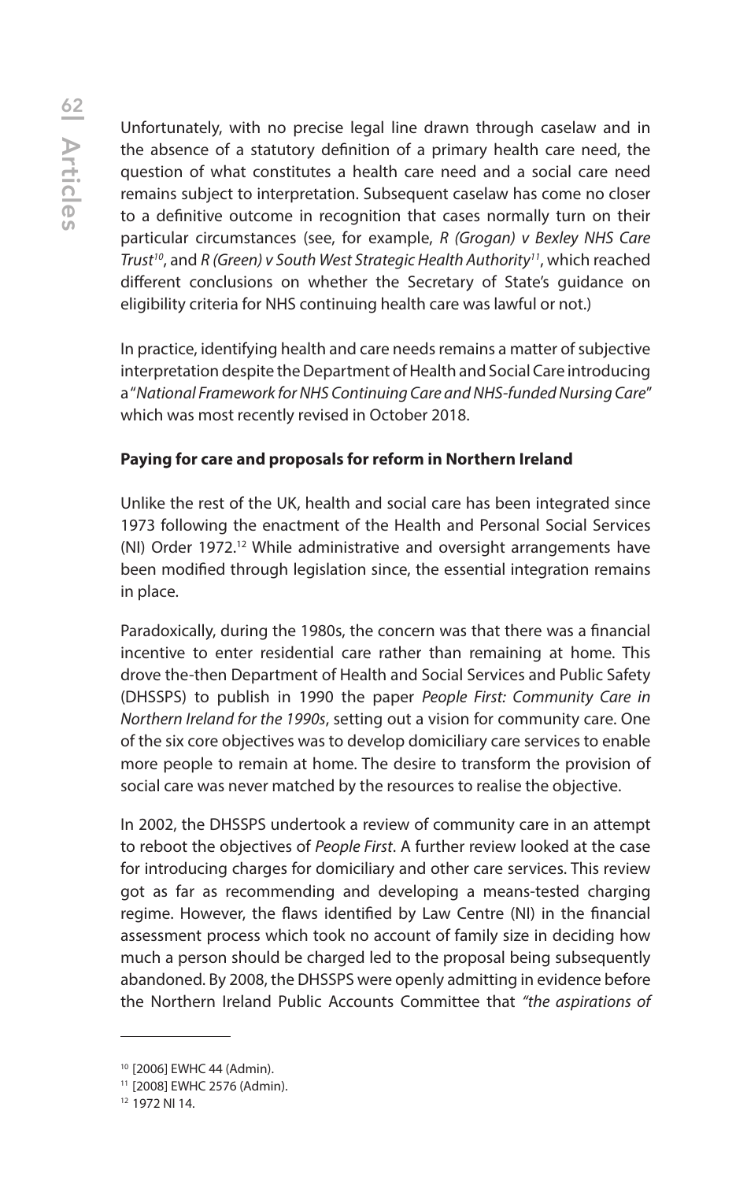Unfortunately, with no precise legal line drawn through caselaw and in the absence of a statutory definition of a primary health care need, the question of what constitutes a health care need and a social care need remains subject to interpretation. Subsequent caselaw has come no closer to a definitive outcome in recognition that cases normally turn on their particular circumstances (see, for example, *R (Grogan) v Bexley NHS Care Trust*[10], and *R (Green) v South West Strategic Health Authority*[11], which reached different conclusions on whether the Secretary of State's guidance on eligibility criteria for NHS continuing health care was lawful or not.)

In practice, identifying health and care needs remains a matter of subjective interpretation despite the Department of Health and Social Care introducing a "*National Framework for NHS Continuing Care and NHS-funded Nursing Care*" which was most recently revised in October 2018.

**Paying for care and proposals for reform in Northern Ireland**

Unlike the rest of the UK, health and social care has been integrated since 1973 following the enactment of the Health and Personal Social Services (NI) Order 1972.[12] While administrative and oversight arrangements have been modified through legislation since, the essential integration remains in place.

Paradoxically, during the 1980s, the concern was that there was a financial incentive to enter residential care rather than remaining at home. This drove the-then Department of Health and Social Services and Public Safety (DHSSPS) to publish in 1990 the paper *People First: Community Care in Northern Ireland for the 1990s*, setting out a vision for community care. One of the six core objectives was to develop domiciliary care services to enable more people to remain at home. The desire to transform the provision of social care was never matched by the resources to realise the objective.

In 2002, the DHSSPS undertook a review of community care in an attempt to reboot the objectives of *People First*. A further review looked at the case for introducing charges for domiciliary and other care services. This review got as far as recommending and developing a means-tested charging regime. However, the flaws identified by Law Centre (NI) in the financial assessment process which took no account of family size in deciding how much a person should be charged led to the proposal being subsequently abandoned. By 2008, the DHSSPS were openly admitting in evidence before the Northern Ireland Public Accounts Committee that *"the aspirations of*

---

[10] [2006] EWHC 44 (Admin).

[11] [2008] EWHC 2576 (Admin).

[12] 1972 NI 14.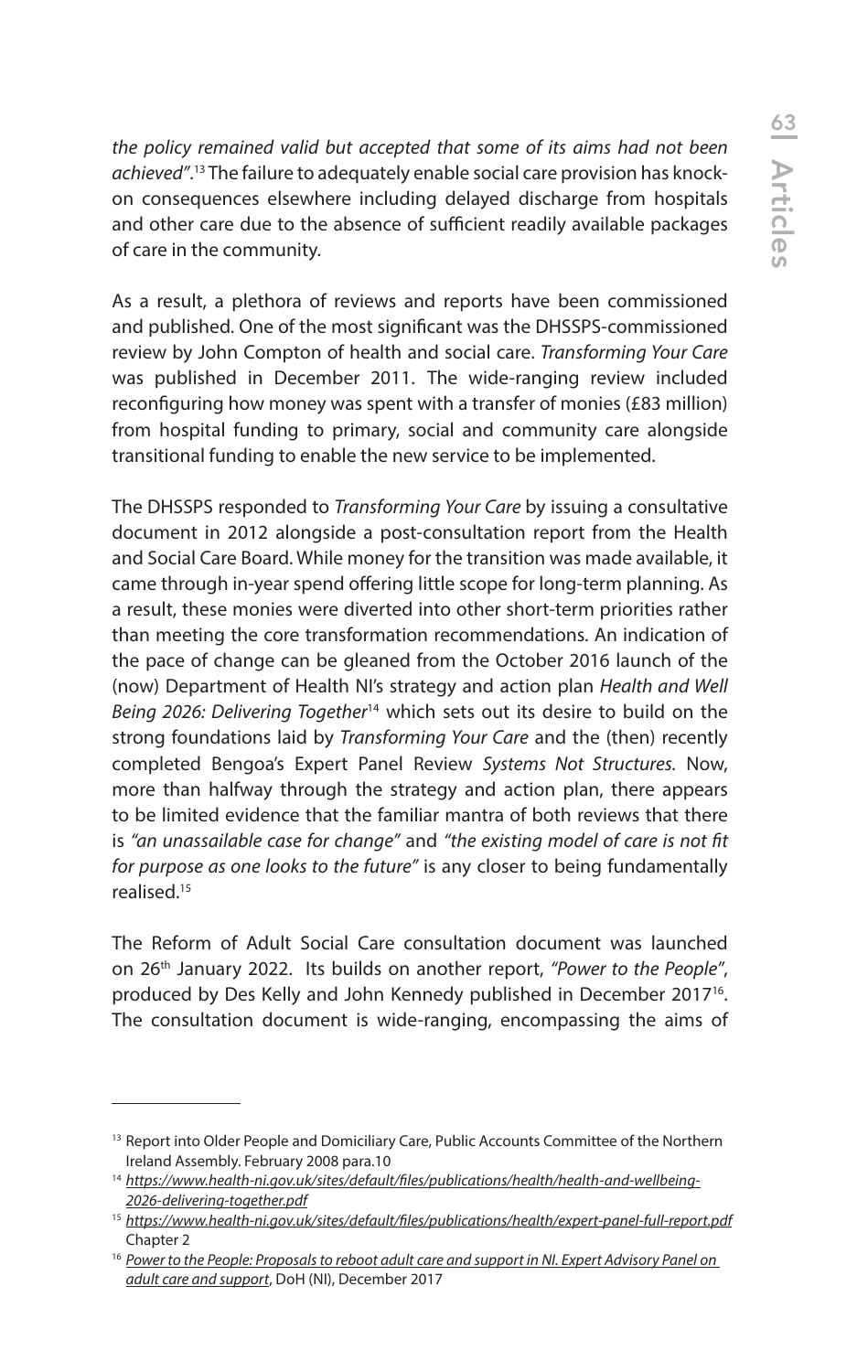*the policy remained valid but accepted that some of its aims had not been achieved"*.[13] The failure to adequately enable social care provision has knock-on consequences elsewhere including delayed discharge from hospitals and other care due to the absence of sufficient readily available packages of care in the community.

As a result, a plethora of reviews and reports have been commissioned and published. One of the most significant was the DHSSPS-commissioned review by John Compton of health and social care. *Transforming Your Care* was published in December 2011. The wide-ranging review included reconfiguring how money was spent with a transfer of monies (£83 million) from hospital funding to primary, social and community care alongside transitional funding to enable the new service to be implemented.

The DHSSPS responded to *Transforming Your Care* by issuing a consultative document in 2012 alongside a post-consultation report from the Health and Social Care Board. While money for the transition was made available, it came through in-year spend offering little scope for long-term planning. As a result, these monies were diverted into other short-term priorities rather than meeting the core transformation recommendations. An indication of the pace of change can be gleaned from the October 2016 launch of the (now) Department of Health NI's strategy and action plan *Health and Well Being 2026: Delivering Together*[14] which sets out its desire to build on the strong foundations laid by *Transforming Your Care* and the (then) recently completed Bengoa's Expert Panel Review *Systems Not Structures*. Now, more than halfway through the strategy and action plan, there appears to be limited evidence that the familiar mantra of both reviews that there is *"an unassailable case for change"* and *"the existing model of care is not fit for purpose as one looks to the future"* is any closer to being fundamentally realised.[15]

The Reform of Adult Social Care consultation document was launched on 26th January 2022. Its builds on another report, *"Power to the People"*, produced by Des Kelly and John Kennedy published in December 2017[16]. The consultation document is wide-ranging, encompassing the aims of

---

[13] Report into Older People and Domiciliary Care, Public Accounts Committee of the Northern Ireland Assembly. February 2008 para.10

[14] *https://www.health-ni.gov.uk/sites/default/files/publications/health/health-and-wellbeing-2026-delivering-together.pdf*

[15] *https://www.health-ni.gov.uk/sites/default/files/publications/health/expert-panel-full-report.pdf* Chapter 2

[16] *Power to the People: Proposals to reboot adult care and support in NI. Expert Advisory Panel on adult care and support*, DoH (NI), December 2017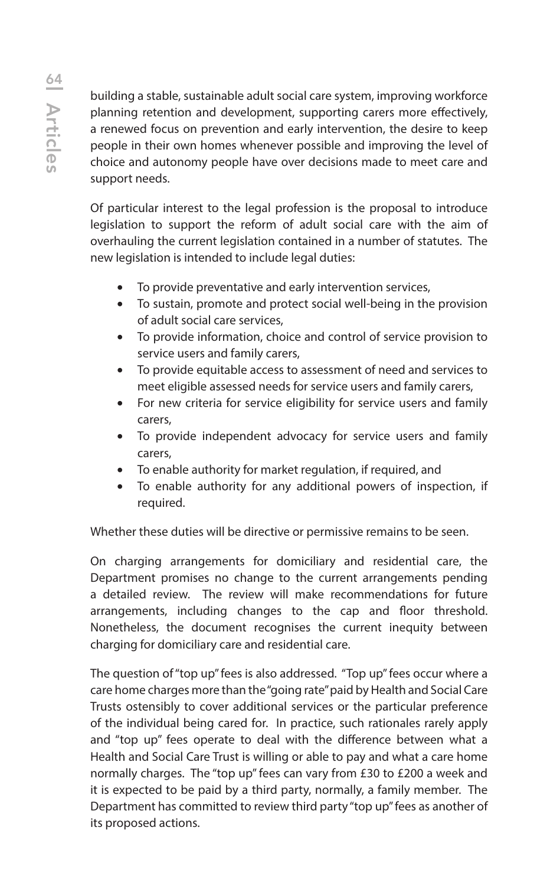building a stable, sustainable adult social care system, improving workforce planning retention and development, supporting carers more effectively, a renewed focus on prevention and early intervention, the desire to keep people in their own homes whenever possible and improving the level of choice and autonomy people have over decisions made to meet care and support needs.

Of particular interest to the legal profession is the proposal to introduce legislation to support the reform of adult social care with the aim of overhauling the current legislation contained in a number of statutes. The new legislation is intended to include legal duties:

- To provide preventative and early intervention services,
- To sustain, promote and protect social well-being in the provision of adult social care services,
- To provide information, choice and control of service provision to service users and family carers,
- To provide equitable access to assessment of need and services to meet eligible assessed needs for service users and family carers,
- For new criteria for service eligibility for service users and family carers,
- To provide independent advocacy for service users and family carers,
- To enable authority for market regulation, if required, and
- To enable authority for any additional powers of inspection, if required.

Whether these duties will be directive or permissive remains to be seen.

On charging arrangements for domiciliary and residential care, the Department promises no change to the current arrangements pending a detailed review. The review will make recommendations for future arrangements, including changes to the cap and floor threshold. Nonetheless, the document recognises the current inequity between charging for domiciliary care and residential care.

The question of "top up" fees is also addressed. "Top up" fees occur where a care home charges more than the "going rate" paid by Health and Social Care Trusts ostensibly to cover additional services or the particular preference of the individual being cared for. In practice, such rationales rarely apply and "top up" fees operate to deal with the difference between what a Health and Social Care Trust is willing or able to pay and what a care home normally charges. The "top up" fees can vary from £30 to £200 a week and it is expected to be paid by a third party, normally, a family member. The Department has committed to review third party "top up" fees as another of its proposed actions.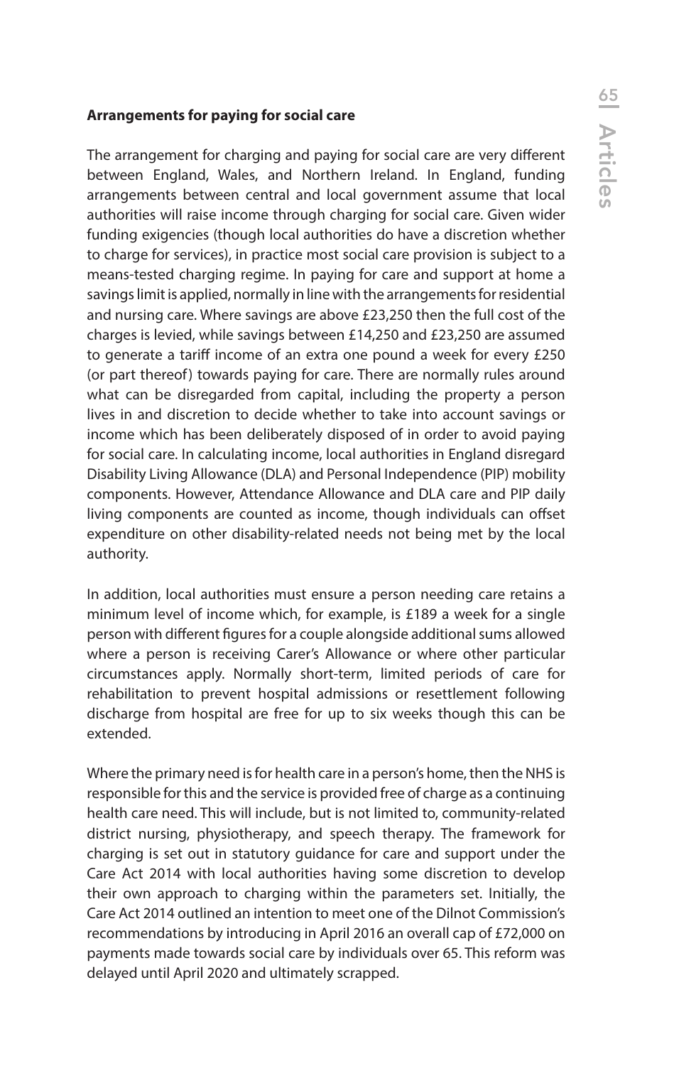**Arrangements for paying for social care**

The arrangement for charging and paying for social care are very different between England, Wales, and Northern Ireland. In England, funding arrangements between central and local government assume that local authorities will raise income through charging for social care. Given wider funding exigencies (though local authorities do have a discretion whether to charge for services), in practice most social care provision is subject to a means-tested charging regime. In paying for care and support at home a savings limit is applied, normally in line with the arrangements for residential and nursing care. Where savings are above £23,250 then the full cost of the charges is levied, while savings between £14,250 and £23,250 are assumed to generate a tariff income of an extra one pound a week for every £250 (or part thereof) towards paying for care. There are normally rules around what can be disregarded from capital, including the property a person lives in and discretion to decide whether to take into account savings or income which has been deliberately disposed of in order to avoid paying for social care. In calculating income, local authorities in England disregard Disability Living Allowance (DLA) and Personal Independence (PIP) mobility components. However, Attendance Allowance and DLA care and PIP daily living components are counted as income, though individuals can offset expenditure on other disability-related needs not being met by the local authority.

In addition, local authorities must ensure a person needing care retains a minimum level of income which, for example, is £189 a week for a single person with different figures for a couple alongside additional sums allowed where a person is receiving Carer's Allowance or where other particular circumstances apply. Normally short-term, limited periods of care for rehabilitation to prevent hospital admissions or resettlement following discharge from hospital are free for up to six weeks though this can be extended.

Where the primary need is for health care in a person's home, then the NHS is responsible for this and the service is provided free of charge as a continuing health care need. This will include, but is not limited to, community-related district nursing, physiotherapy, and speech therapy. The framework for charging is set out in statutory guidance for care and support under the Care Act 2014 with local authorities having some discretion to develop their own approach to charging within the parameters set. Initially, the Care Act 2014 outlined an intention to meet one of the Dilnot Commission's recommendations by introducing in April 2016 an overall cap of £72,000 on payments made towards social care by individuals over 65. This reform was delayed until April 2020 and ultimately scrapped.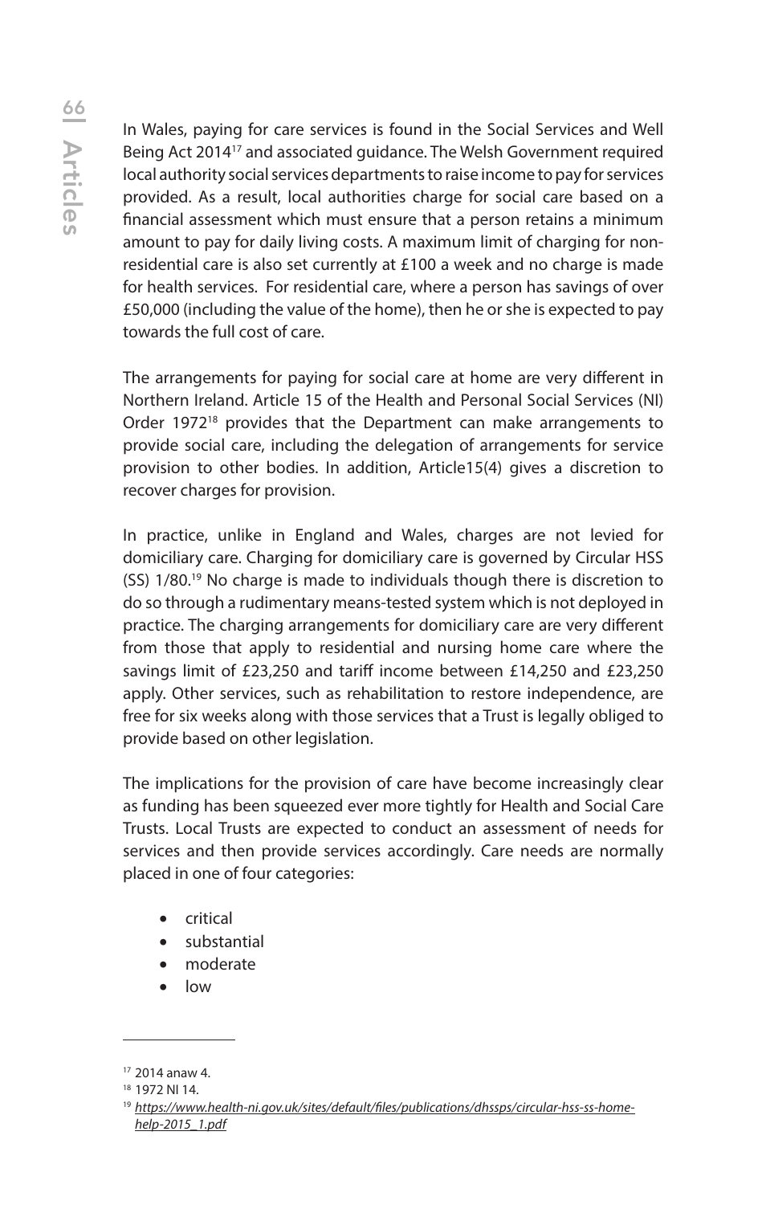In Wales, paying for care services is found in the Social Services and Well Being Act 2014[17] and associated guidance. The Welsh Government required local authority social services departments to raise income to pay for services provided. As a result, local authorities charge for social care based on a financial assessment which must ensure that a person retains a minimum amount to pay for daily living costs. A maximum limit of charging for non-residential care is also set currently at £100 a week and no charge is made for health services. For residential care, where a person has savings of over £50,000 (including the value of the home), then he or she is expected to pay towards the full cost of care.

The arrangements for paying for social care at home are very different in Northern Ireland. Article 15 of the Health and Personal Social Services (NI) Order 1972[18] provides that the Department can make arrangements to provide social care, including the delegation of arrangements for service provision to other bodies. In addition, Article15(4) gives a discretion to recover charges for provision.

In practice, unlike in England and Wales, charges are not levied for domiciliary care. Charging for domiciliary care is governed by Circular HSS (SS) 1/80.[19] No charge is made to individuals though there is discretion to do so through a rudimentary means-tested system which is not deployed in practice. The charging arrangements for domiciliary care are very different from those that apply to residential and nursing home care where the savings limit of £23,250 and tariff income between £14,250 and £23,250 apply. Other services, such as rehabilitation to restore independence, are free for six weeks along with those services that a Trust is legally obliged to provide based on other legislation.

The implications for the provision of care have become increasingly clear as funding has been squeezed ever more tightly for Health and Social Care Trusts. Local Trusts are expected to conduct an assessment of needs for services and then provide services accordingly. Care needs are normally placed in one of four categories:

- critical
- substantial
- moderate
- low

---

[17] 2014 anaw 4.

[18] 1972 NI 14.

[19] *https://www.health-ni.gov.uk/sites/default/files/publications/dhssps/circular-hss-ss-home-help-2015_1.pdf*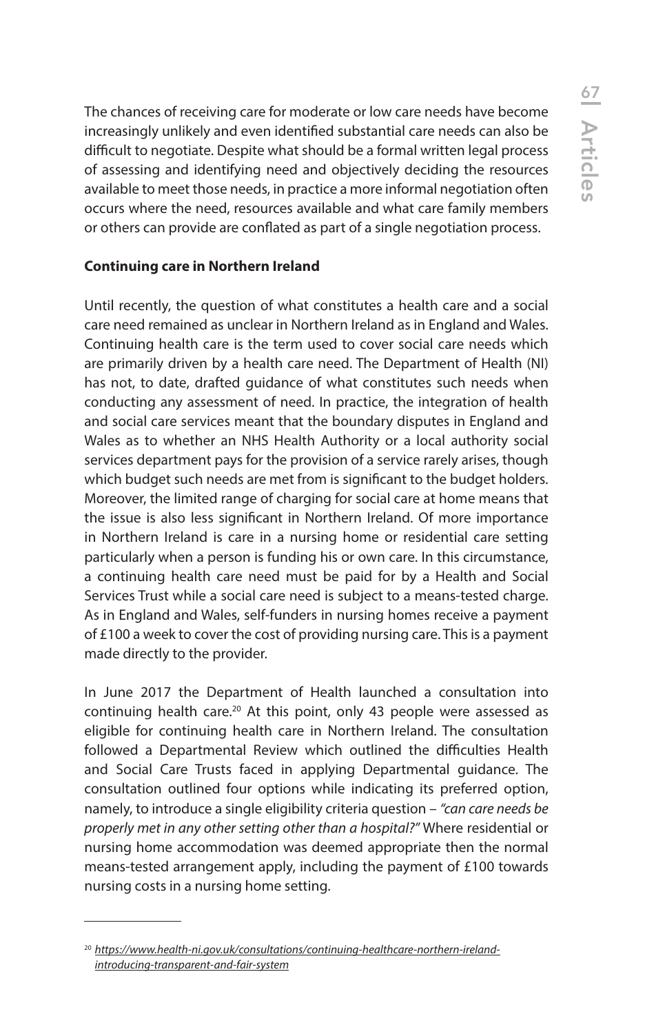The chances of receiving care for moderate or low care needs have become increasingly unlikely and even identified substantial care needs can also be difficult to negotiate. Despite what should be a formal written legal process of assessing and identifying need and objectively deciding the resources available to meet those needs, in practice a more informal negotiation often occurs where the need, resources available and what care family members or others can provide are conflated as part of a single negotiation process.

**Continuing care in Northern Ireland**

Until recently, the question of what constitutes a health care and a social care need remained as unclear in Northern Ireland as in England and Wales. Continuing health care is the term used to cover social care needs which are primarily driven by a health care need. The Department of Health (NI) has not, to date, drafted guidance of what constitutes such needs when conducting any assessment of need. In practice, the integration of health and social care services meant that the boundary disputes in England and Wales as to whether an NHS Health Authority or a local authority social services department pays for the provision of a service rarely arises, though which budget such needs are met from is significant to the budget holders. Moreover, the limited range of charging for social care at home means that the issue is also less significant in Northern Ireland. Of more importance in Northern Ireland is care in a nursing home or residential care setting particularly when a person is funding his or own care. In this circumstance, a continuing health care need must be paid for by a Health and Social Services Trust while a social care need is subject to a means-tested charge. As in England and Wales, self-funders in nursing homes receive a payment of £100 a week to cover the cost of providing nursing care. This is a payment made directly to the provider.

In June 2017 the Department of Health launched a consultation into continuing health care.[20] At this point, only 43 people were assessed as eligible for continuing health care in Northern Ireland. The consultation followed a Departmental Review which outlined the difficulties Health and Social Care Trusts faced in applying Departmental guidance. The consultation outlined four options while indicating its preferred option, namely, to introduce a single eligibility criteria question – *"can care needs be properly met in any other setting other than a hospital?"* Where residential or nursing home accommodation was deemed appropriate then the normal means-tested arrangement apply, including the payment of £100 towards nursing costs in a nursing home setting.

---

[20] https://www.health-ni.gov.uk/consultations/continuing-healthcare-northern-ireland-introducing-transparent-and-fair-system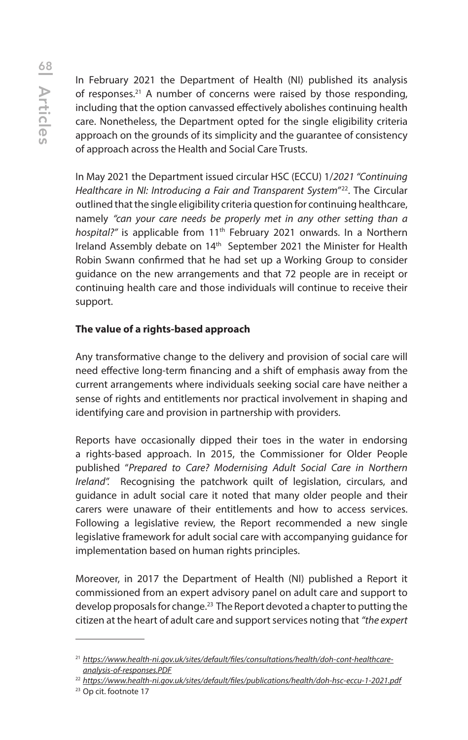In February 2021 the Department of Health (NI) published its analysis of responses.[21] A number of concerns were raised by those responding, including that the option canvassed effectively abolishes continuing health care. Nonetheless, the Department opted for the single eligibility criteria approach on the grounds of its simplicity and the guarantee of consistency of approach across the Health and Social Care Trusts.

In May 2021 the Department issued circular HSC (ECCU) 1/*2021 "Continuing Healthcare in NI: Introducing a Fair and Transparent System"*[22]. The Circular outlined that the single eligibility criteria question for continuing healthcare, namely *"can your care needs be properly met in any other setting than a hospital?"* is applicable from 11th February 2021 onwards. In a Northern Ireland Assembly debate on 14th September 2021 the Minister for Health Robin Swann confirmed that he had set up a Working Group to consider guidance on the new arrangements and that 72 people are in receipt or continuing health care and those individuals will continue to receive their support.

**The value of a rights-based approach**

Any transformative change to the delivery and provision of social care will need effective long-term financing and a shift of emphasis away from the current arrangements where individuals seeking social care have neither a sense of rights and entitlements nor practical involvement in shaping and identifying care and provision in partnership with providers.

Reports have occasionally dipped their toes in the water in endorsing a rights-based approach. In 2015, the Commissioner for Older People published "*Prepared to Care? Modernising Adult Social Care in Northern Ireland".* Recognising the patchwork quilt of legislation, circulars, and guidance in adult social care it noted that many older people and their carers were unaware of their entitlements and how to access services. Following a legislative review, the Report recommended a new single legislative framework for adult social care with accompanying guidance for implementation based on human rights principles.

Moreover, in 2017 the Department of Health (NI) published a Report it commissioned from an expert advisory panel on adult care and support to develop proposals for change.[23] The Report devoted a chapter to putting the citizen at the heart of adult care and support services noting that *"the expert*

---

[21] https://www.health-ni.gov.uk/sites/default/files/consultations/health/doh-cont-healthcare-analysis-of-responses.PDF

[22] https://www.health-ni.gov.uk/sites/default/files/publications/health/doh-hsc-eccu-1-2021.pdf

[23] Op cit. footnote 17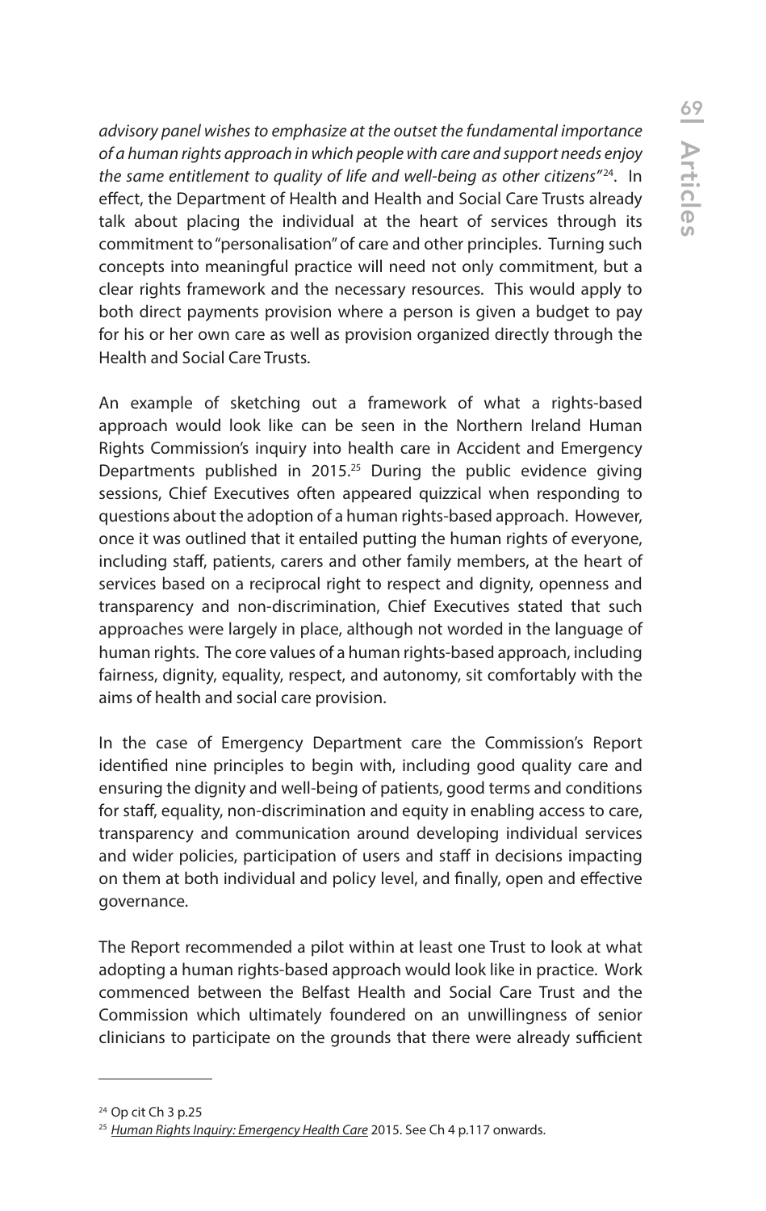*advisory panel wishes to emphasize at the outset the fundamental importance of a human rights approach in which people with care and support needs enjoy the same entitlement to quality of life and well-being as other citizens"*[24]. In effect, the Department of Health and Health and Social Care Trusts already talk about placing the individual at the heart of services through its commitment to "personalisation" of care and other principles. Turning such concepts into meaningful practice will need not only commitment, but a clear rights framework and the necessary resources. This would apply to both direct payments provision where a person is given a budget to pay for his or her own care as well as provision organized directly through the Health and Social Care Trusts.

An example of sketching out a framework of what a rights-based approach would look like can be seen in the Northern Ireland Human Rights Commission's inquiry into health care in Accident and Emergency Departments published in 2015.[25] During the public evidence giving sessions, Chief Executives often appeared quizzical when responding to questions about the adoption of a human rights-based approach. However, once it was outlined that it entailed putting the human rights of everyone, including staff, patients, carers and other family members, at the heart of services based on a reciprocal right to respect and dignity, openness and transparency and non-discrimination, Chief Executives stated that such approaches were largely in place, although not worded in the language of human rights. The core values of a human rights-based approach, including fairness, dignity, equality, respect, and autonomy, sit comfortably with the aims of health and social care provision.

In the case of Emergency Department care the Commission's Report identified nine principles to begin with, including good quality care and ensuring the dignity and well-being of patients, good terms and conditions for staff, equality, non-discrimination and equity in enabling access to care, transparency and communication around developing individual services and wider policies, participation of users and staff in decisions impacting on them at both individual and policy level, and finally, open and effective governance.

The Report recommended a pilot within at least one Trust to look at what adopting a human rights-based approach would look like in practice. Work commenced between the Belfast Health and Social Care Trust and the Commission which ultimately foundered on an unwillingness of senior clinicians to participate on the grounds that there were already sufficient

---

[24] Op cit Ch 3 p.25

[25] *Human Rights Inquiry: Emergency Health Care* 2015. See Ch 4 p.117 onwards.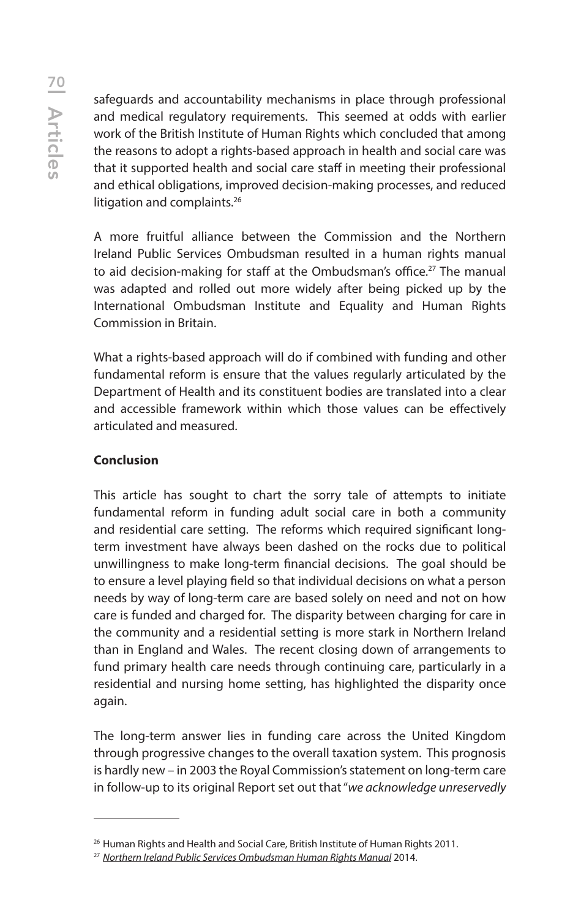safeguards and accountability mechanisms in place through professional and medical regulatory requirements. This seemed at odds with earlier work of the British Institute of Human Rights which concluded that among the reasons to adopt a rights-based approach in health and social care was that it supported health and social care staff in meeting their professional and ethical obligations, improved decision-making processes, and reduced litigation and complaints.[26]

A more fruitful alliance between the Commission and the Northern Ireland Public Services Ombudsman resulted in a human rights manual to aid decision-making for staff at the Ombudsman's office.[27] The manual was adapted and rolled out more widely after being picked up by the International Ombudsman Institute and Equality and Human Rights Commission in Britain.

What a rights-based approach will do if combined with funding and other fundamental reform is ensure that the values regularly articulated by the Department of Health and its constituent bodies are translated into a clear and accessible framework within which those values can be effectively articulated and measured.

**Conclusion**

This article has sought to chart the sorry tale of attempts to initiate fundamental reform in funding adult social care in both a community and residential care setting. The reforms which required significant long-term investment have always been dashed on the rocks due to political unwillingness to make long-term financial decisions. The goal should be to ensure a level playing field so that individual decisions on what a person needs by way of long-term care are based solely on need and not on how care is funded and charged for. The disparity between charging for care in the community and a residential setting is more stark in Northern Ireland than in England and Wales. The recent closing down of arrangements to fund primary health care needs through continuing care, particularly in a residential and nursing home setting, has highlighted the disparity once again.

The long-term answer lies in funding care across the United Kingdom through progressive changes to the overall taxation system. This prognosis is hardly new – in 2003 the Royal Commission's statement on long-term care in follow-up to its original Report set out that "*we acknowledge unreservedly*

---

[26] Human Rights and Health and Social Care, British Institute of Human Rights 2011.

[27] *Northern Ireland Public Services Ombudsman Human Rights Manual* 2014.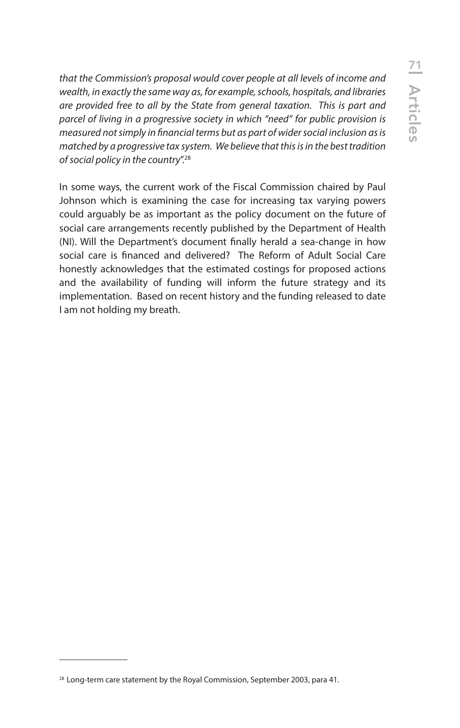*that the Commission's proposal would cover people at all levels of income and wealth, in exactly the same way as, for example, schools, hospitals, and libraries are provided free to all by the State from general taxation. This is part and parcel of living in a progressive society in which "need" for public provision is measured not simply in financial terms but as part of wider social inclusion as is matched by a progressive tax system. We believe that this is in the best tradition of social policy in the country".*[28]

In some ways, the current work of the Fiscal Commission chaired by Paul Johnson which is examining the case for increasing tax varying powers could arguably be as important as the policy document on the future of social care arrangements recently published by the Department of Health (NI). Will the Department's document finally herald a sea-change in how social care is financed and delivered? The Reform of Adult Social Care honestly acknowledges that the estimated costings for proposed actions and the availability of funding will inform the future strategy and its implementation. Based on recent history and the funding released to date I am not holding my breath.

---

[28] Long-term care statement by the Royal Commission, September 2003, para 41.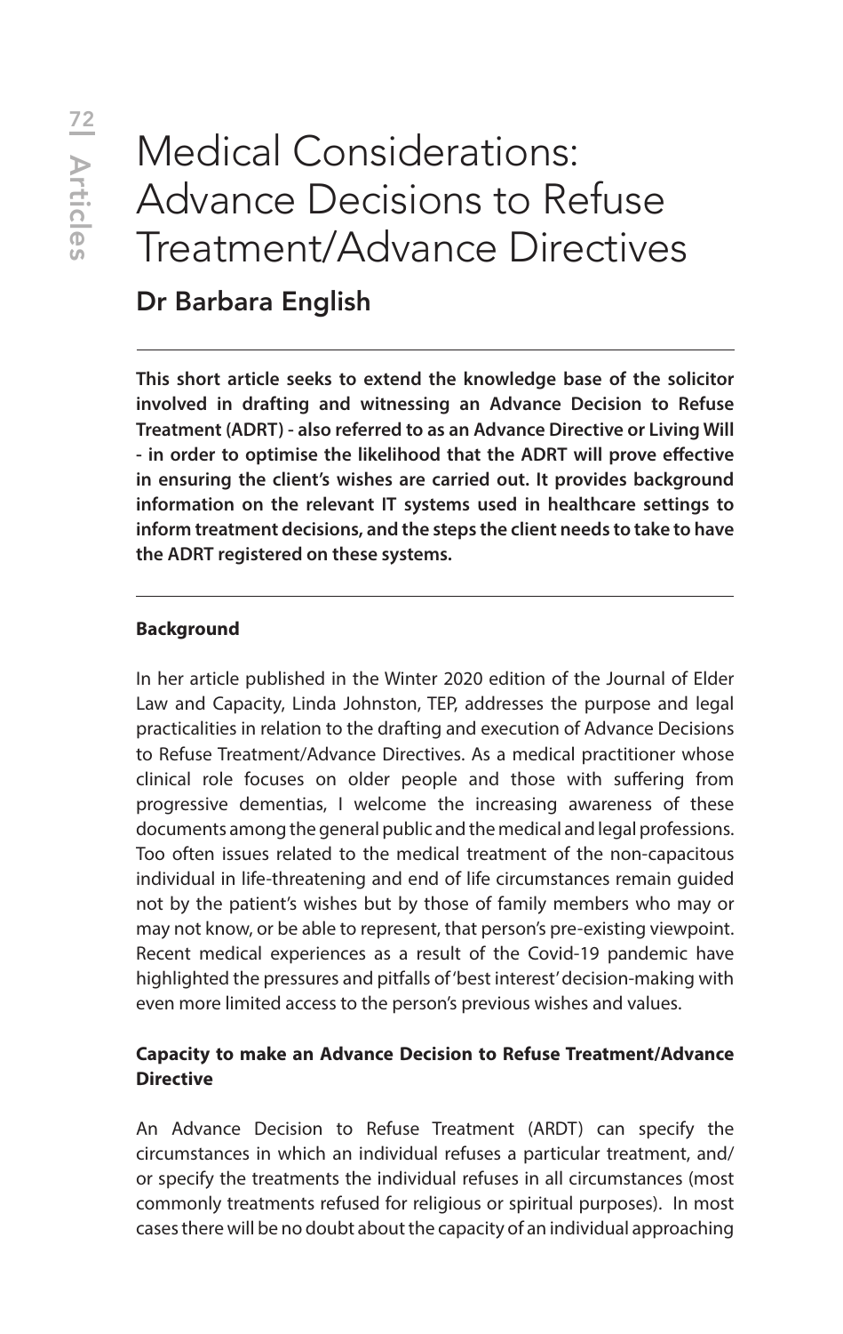# Medical Considerations: Advance Decisions to Refuse Treatment/Advance Directives

## Dr Barbara English

---

**This short article seeks to extend the knowledge base of the solicitor involved in drafting and witnessing an Advance Decision to Refuse Treatment (ADRT) - also referred to as an Advance Directive or Living Will - in order to optimise the likelihood that the ADRT will prove effective in ensuring the client's wishes are carried out. It provides background information on the relevant IT systems used in healthcare settings to inform treatment decisions, and the steps the client needs to take to have the ADRT registered on these systems.**

---

**Background**

In her article published in the Winter 2020 edition of the Journal of Elder Law and Capacity, Linda Johnston, TEP, addresses the purpose and legal practicalities in relation to the drafting and execution of Advance Decisions to Refuse Treatment/Advance Directives. As a medical practitioner whose clinical role focuses on older people and those with suffering from progressive dementias, I welcome the increasing awareness of these documents among the general public and the medical and legal professions. Too often issues related to the medical treatment of the non-capacitous individual in life-threatening and end of life circumstances remain guided not by the patient's wishes but by those of family members who may or may not know, or be able to represent, that person's pre-existing viewpoint. Recent medical experiences as a result of the Covid-19 pandemic have highlighted the pressures and pitfalls of 'best interest' decision-making with even more limited access to the person's previous wishes and values.

**Capacity to make an Advance Decision to Refuse Treatment/Advance Directive**

An Advance Decision to Refuse Treatment (ARDT) can specify the circumstances in which an individual refuses a particular treatment, and/or specify the treatments the individual refuses in all circumstances (most commonly treatments refused for religious or spiritual purposes). In most cases there will be no doubt about the capacity of an individual approaching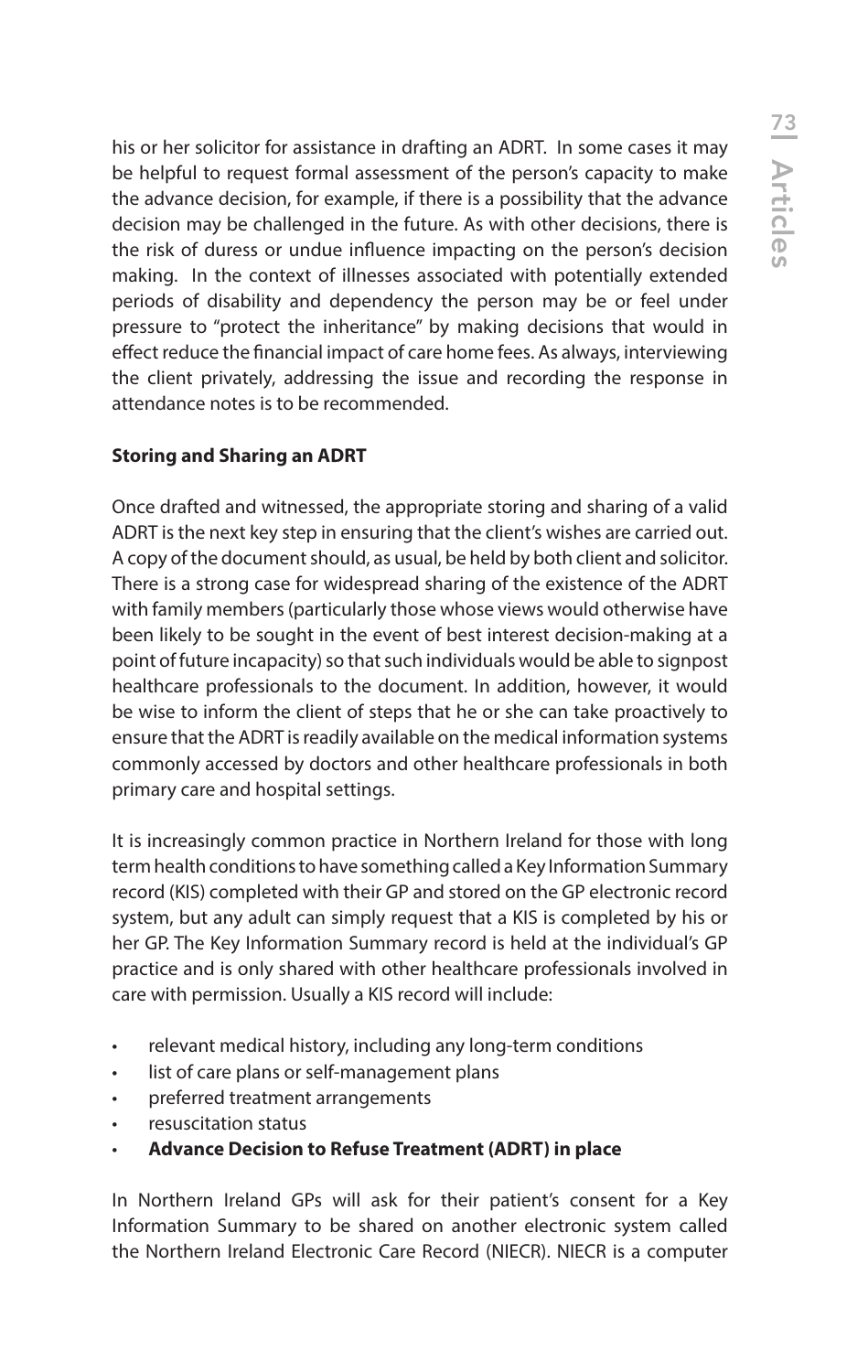his or her solicitor for assistance in drafting an ADRT. In some cases it may be helpful to request formal assessment of the person's capacity to make the advance decision, for example, if there is a possibility that the advance decision may be challenged in the future. As with other decisions, there is the risk of duress or undue influence impacting on the person's decision making. In the context of illnesses associated with potentially extended periods of disability and dependency the person may be or feel under pressure to "protect the inheritance" by making decisions that would in effect reduce the financial impact of care home fees. As always, interviewing the client privately, addressing the issue and recording the response in attendance notes is to be recommended.

**Storing and Sharing an ADRT**

Once drafted and witnessed, the appropriate storing and sharing of a valid ADRT is the next key step in ensuring that the client's wishes are carried out. A copy of the document should, as usual, be held by both client and solicitor. There is a strong case for widespread sharing of the existence of the ADRT with family members (particularly those whose views would otherwise have been likely to be sought in the event of best interest decision-making at a point of future incapacity) so that such individuals would be able to signpost healthcare professionals to the document. In addition, however, it would be wise to inform the client of steps that he or she can take proactively to ensure that the ADRT is readily available on the medical information systems commonly accessed by doctors and other healthcare professionals in both primary care and hospital settings.

It is increasingly common practice in Northern Ireland for those with long term health conditions to have something called a Key Information Summary record (KIS) completed with their GP and stored on the GP electronic record system, but any adult can simply request that a KIS is completed by his or her GP. The Key Information Summary record is held at the individual's GP practice and is only shared with other healthcare professionals involved in care with permission. Usually a KIS record will include:

- relevant medical history, including any long-term conditions
- list of care plans or self-management plans
- preferred treatment arrangements
- resuscitation status
- **Advance Decision to Refuse Treatment (ADRT) in place**

In Northern Ireland GPs will ask for their patient's consent for a Key Information Summary to be shared on another electronic system called the Northern Ireland Electronic Care Record (NIECR). NIECR is a computer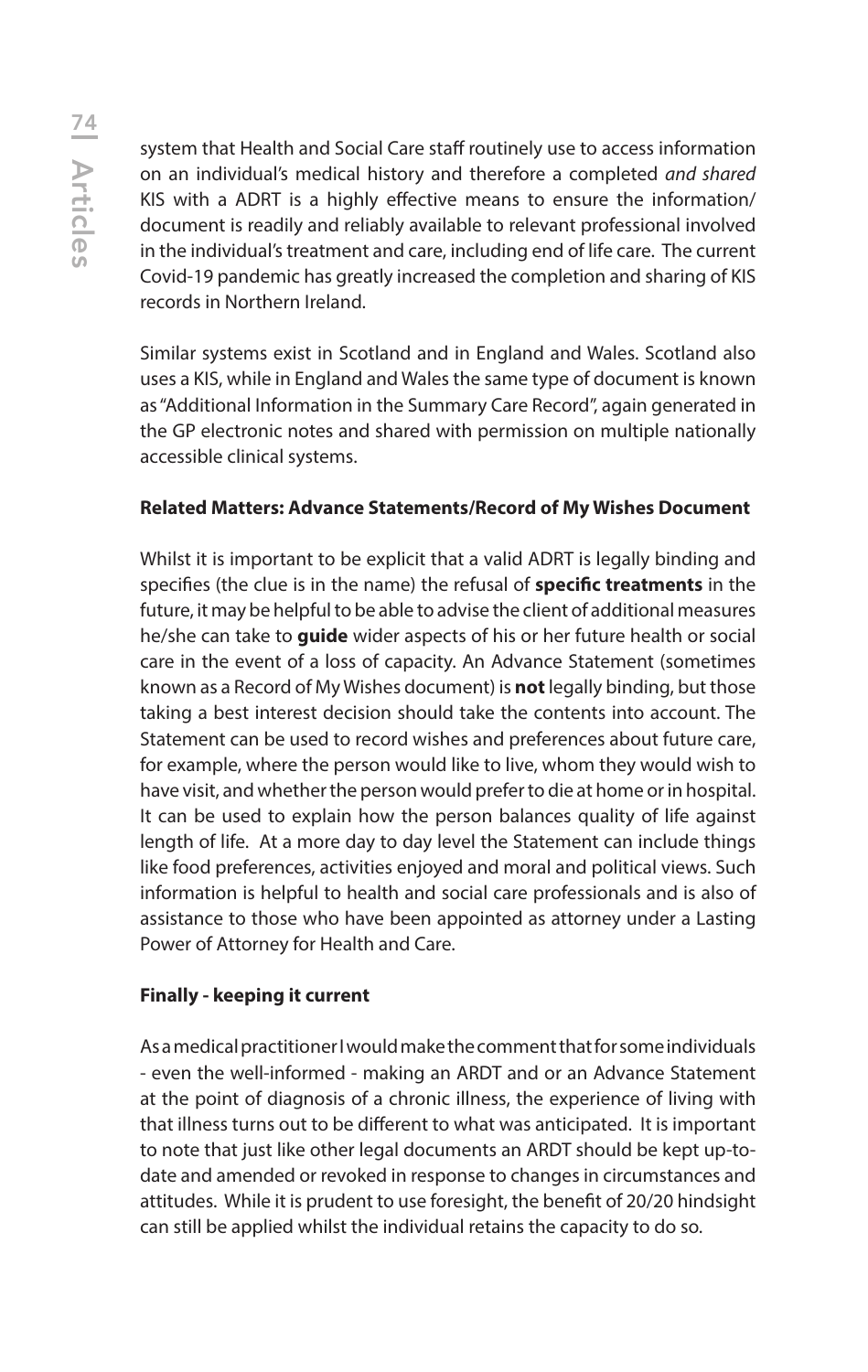system that Health and Social Care staff routinely use to access information on an individual's medical history and therefore a completed *and shared* KIS with a ADRT is a highly effective means to ensure the information/document is readily and reliably available to relevant professional involved in the individual's treatment and care, including end of life care. The current Covid-19 pandemic has greatly increased the completion and sharing of KIS records in Northern Ireland.

Similar systems exist in Scotland and in England and Wales. Scotland also uses a KIS, while in England and Wales the same type of document is known as "Additional Information in the Summary Care Record", again generated in the GP electronic notes and shared with permission on multiple nationally accessible clinical systems.

**Related Matters: Advance Statements/Record of My Wishes Document**

Whilst it is important to be explicit that a valid ADRT is legally binding and specifies (the clue is in the name) the refusal of **specific treatments** in the future, it may be helpful to be able to advise the client of additional measures he/she can take to **guide** wider aspects of his or her future health or social care in the event of a loss of capacity. An Advance Statement (sometimes known as a Record of My Wishes document) is **not** legally binding, but those taking a best interest decision should take the contents into account. The Statement can be used to record wishes and preferences about future care, for example, where the person would like to live, whom they would wish to have visit, and whether the person would prefer to die at home or in hospital. It can be used to explain how the person balances quality of life against length of life. At a more day to day level the Statement can include things like food preferences, activities enjoyed and moral and political views. Such information is helpful to health and social care professionals and is also of assistance to those who have been appointed as attorney under a Lasting Power of Attorney for Health and Care.

**Finally - keeping it current**

As a medical practitioner I would make the comment that for some individuals - even the well-informed - making an ARDT and or an Advance Statement at the point of diagnosis of a chronic illness, the experience of living with that illness turns out to be different to what was anticipated. It is important to note that just like other legal documents an ARDT should be kept up-to-date and amended or revoked in response to changes in circumstances and attitudes. While it is prudent to use foresight, the benefit of 20/20 hindsight can still be applied whilst the individual retains the capacity to do so.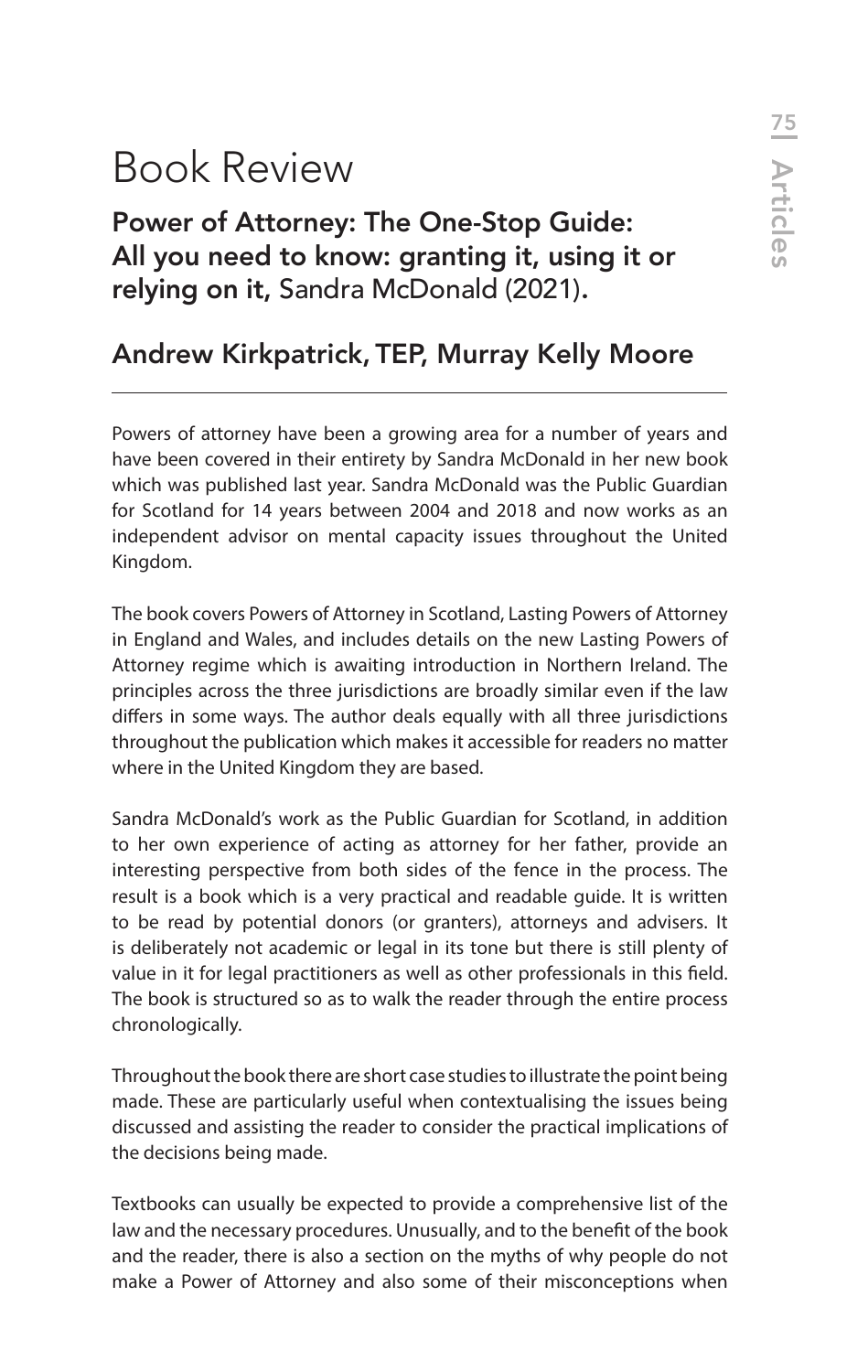# Book Review

## Power of Attorney: The One-Stop Guide: All you need to know: granting it, using it or relying on it, Sandra McDonald (2021).

## Andrew Kirkpatrick, TEP, Murray Kelly Moore

Powers of attorney have been a growing area for a number of years and have been covered in their entirety by Sandra McDonald in her new book which was published last year. Sandra McDonald was the Public Guardian for Scotland for 14 years between 2004 and 2018 and now works as an independent advisor on mental capacity issues throughout the United Kingdom.

The book covers Powers of Attorney in Scotland, Lasting Powers of Attorney in England and Wales, and includes details on the new Lasting Powers of Attorney regime which is awaiting introduction in Northern Ireland. The principles across the three jurisdictions are broadly similar even if the law differs in some ways. The author deals equally with all three jurisdictions throughout the publication which makes it accessible for readers no matter where in the United Kingdom they are based.

Sandra McDonald's work as the Public Guardian for Scotland, in addition to her own experience of acting as attorney for her father, provide an interesting perspective from both sides of the fence in the process. The result is a book which is a very practical and readable guide. It is written to be read by potential donors (or granters), attorneys and advisers. It is deliberately not academic or legal in its tone but there is still plenty of value in it for legal practitioners as well as other professionals in this field. The book is structured so as to walk the reader through the entire process chronologically.

Throughout the book there are short case studies to illustrate the point being made. These are particularly useful when contextualising the issues being discussed and assisting the reader to consider the practical implications of the decisions being made.

Textbooks can usually be expected to provide a comprehensive list of the law and the necessary procedures. Unusually, and to the benefit of the book and the reader, there is also a section on the myths of why people do not make a Power of Attorney and also some of their misconceptions when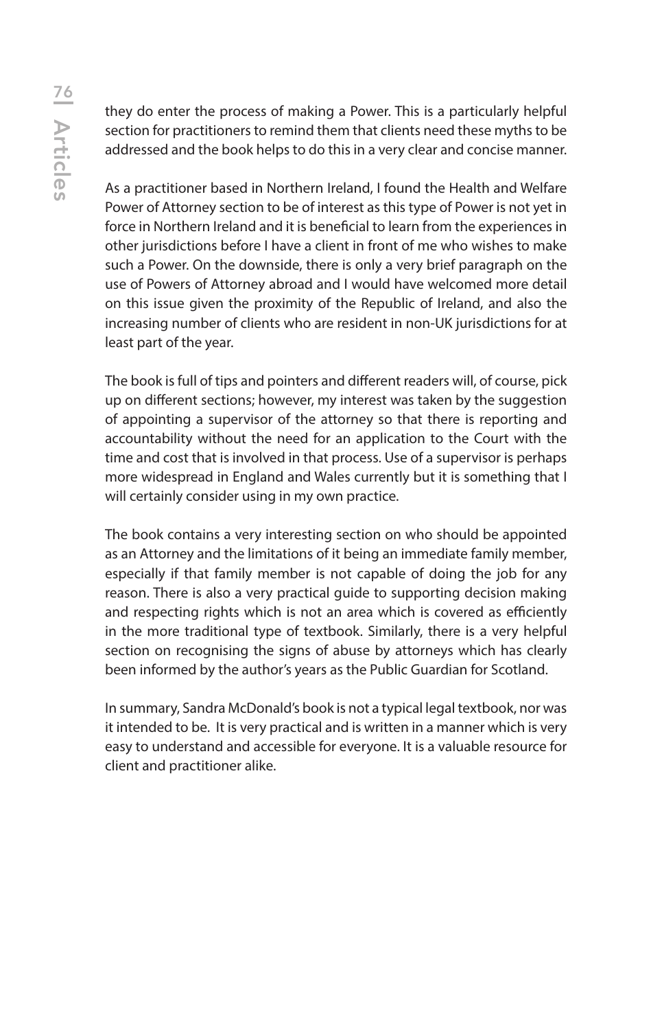they do enter the process of making a Power. This is a particularly helpful section for practitioners to remind them that clients need these myths to be addressed and the book helps to do this in a very clear and concise manner.

As a practitioner based in Northern Ireland, I found the Health and Welfare Power of Attorney section to be of interest as this type of Power is not yet in force in Northern Ireland and it is beneficial to learn from the experiences in other jurisdictions before I have a client in front of me who wishes to make such a Power. On the downside, there is only a very brief paragraph on the use of Powers of Attorney abroad and I would have welcomed more detail on this issue given the proximity of the Republic of Ireland, and also the increasing number of clients who are resident in non-UK jurisdictions for at least part of the year.

The book is full of tips and pointers and different readers will, of course, pick up on different sections; however, my interest was taken by the suggestion of appointing a supervisor of the attorney so that there is reporting and accountability without the need for an application to the Court with the time and cost that is involved in that process. Use of a supervisor is perhaps more widespread in England and Wales currently but it is something that I will certainly consider using in my own practice.

The book contains a very interesting section on who should be appointed as an Attorney and the limitations of it being an immediate family member, especially if that family member is not capable of doing the job for any reason. There is also a very practical guide to supporting decision making and respecting rights which is not an area which is covered as efficiently in the more traditional type of textbook. Similarly, there is a very helpful section on recognising the signs of abuse by attorneys which has clearly been informed by the author's years as the Public Guardian for Scotland.

In summary, Sandra McDonald's book is not a typical legal textbook, nor was it intended to be. It is very practical and is written in a manner which is very easy to understand and accessible for everyone. It is a valuable resource for client and practitioner alike.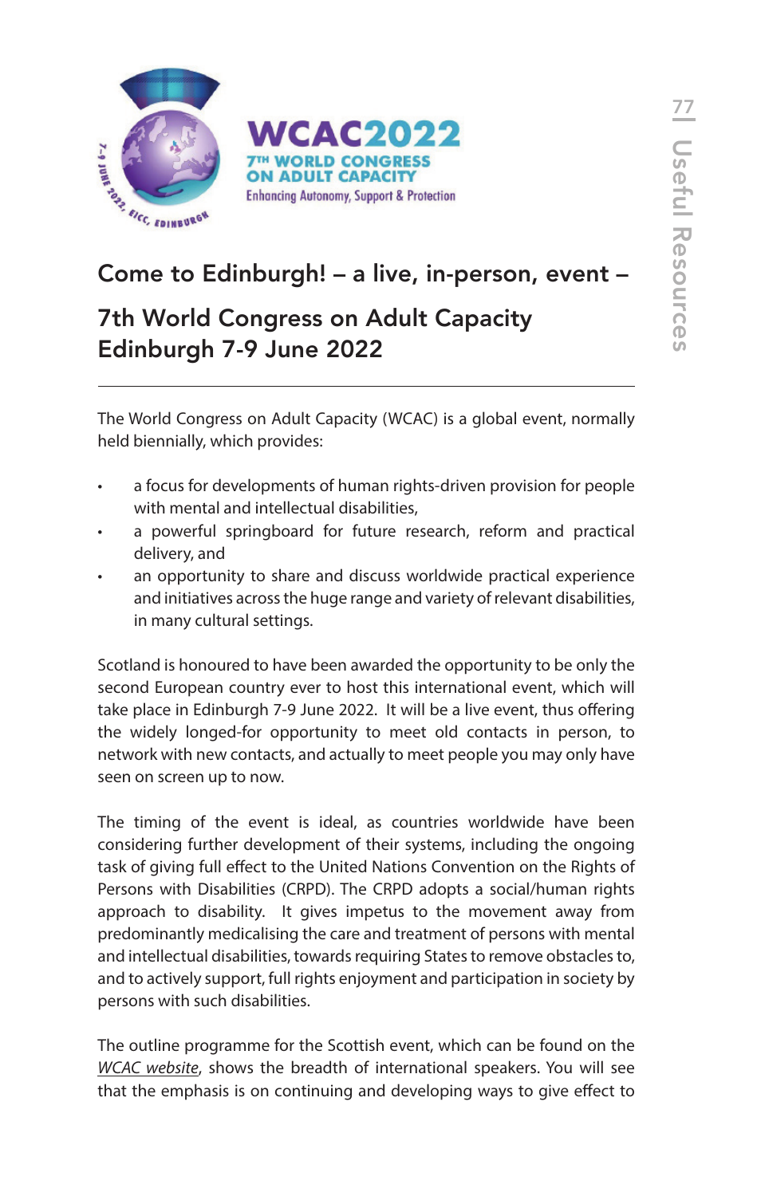WCAC2022
7TH WORLD CONGRESS ON ADULT CAPACITY
Enhancing Autonomy, Support & Protection

## Come to Edinburgh! – a live, in-person, event –

## 7th World Congress on Adult Capacity Edinburgh 7-9 June 2022

---

The World Congress on Adult Capacity (WCAC) is a global event, normally held biennially, which provides:

- a focus for developments of human rights-driven provision for people with mental and intellectual disabilities,
- a powerful springboard for future research, reform and practical delivery, and
- an opportunity to share and discuss worldwide practical experience and initiatives across the huge range and variety of relevant disabilities, in many cultural settings.

Scotland is honoured to have been awarded the opportunity to be only the second European country ever to host this international event, which will take place in Edinburgh 7-9 June 2022. It will be a live event, thus offering the widely longed-for opportunity to meet old contacts in person, to network with new contacts, and actually to meet people you may only have seen on screen up to now.

The timing of the event is ideal, as countries worldwide have been considering further development of their systems, including the ongoing task of giving full effect to the United Nations Convention on the Rights of Persons with Disabilities (CRPD). The CRPD adopts a social/human rights approach to disability. It gives impetus to the movement away from predominantly medicalising the care and treatment of persons with mental and intellectual disabilities, towards requiring States to remove obstacles to, and to actively support, full rights enjoyment and participation in society by persons with such disabilities.

The outline programme for the Scottish event, which can be found on the *WCAC website*, shows the breadth of international speakers. You will see that the emphasis is on continuing and developing ways to give effect to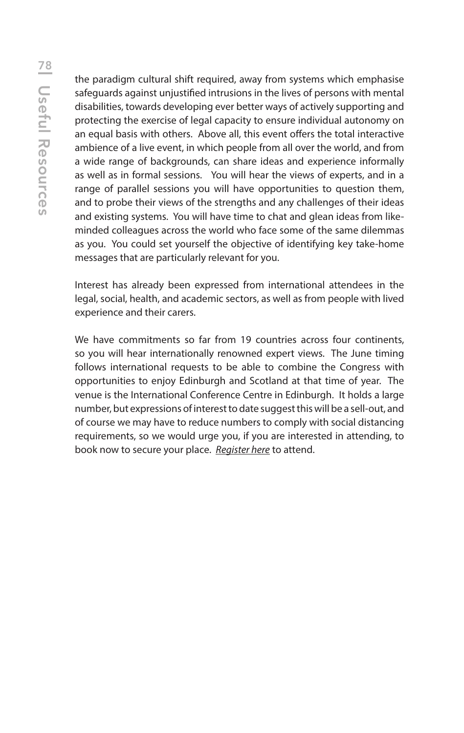the paradigm cultural shift required, away from systems which emphasise safeguards against unjustified intrusions in the lives of persons with mental disabilities, towards developing ever better ways of actively supporting and protecting the exercise of legal capacity to ensure individual autonomy on an equal basis with others. Above all, this event offers the total interactive ambience of a live event, in which people from all over the world, and from a wide range of backgrounds, can share ideas and experience informally as well as in formal sessions. You will hear the views of experts, and in a range of parallel sessions you will have opportunities to question them, and to probe their views of the strengths and any challenges of their ideas and existing systems. You will have time to chat and glean ideas from like-minded colleagues across the world who face some of the same dilemmas as you. You could set yourself the objective of identifying key take-home messages that are particularly relevant for you.

Interest has already been expressed from international attendees in the legal, social, health, and academic sectors, as well as from people with lived experience and their carers.

We have commitments so far from 19 countries across four continents, so you will hear internationally renowned expert views. The June timing follows international requests to be able to combine the Congress with opportunities to enjoy Edinburgh and Scotland at that time of year. The venue is the International Conference Centre in Edinburgh. It holds a large number, but expressions of interest to date suggest this will be a sell-out, and of course we may have to reduce numbers to comply with social distancing requirements, so we would urge you, if you are interested in attending, to book now to secure your place. *Register here* to attend.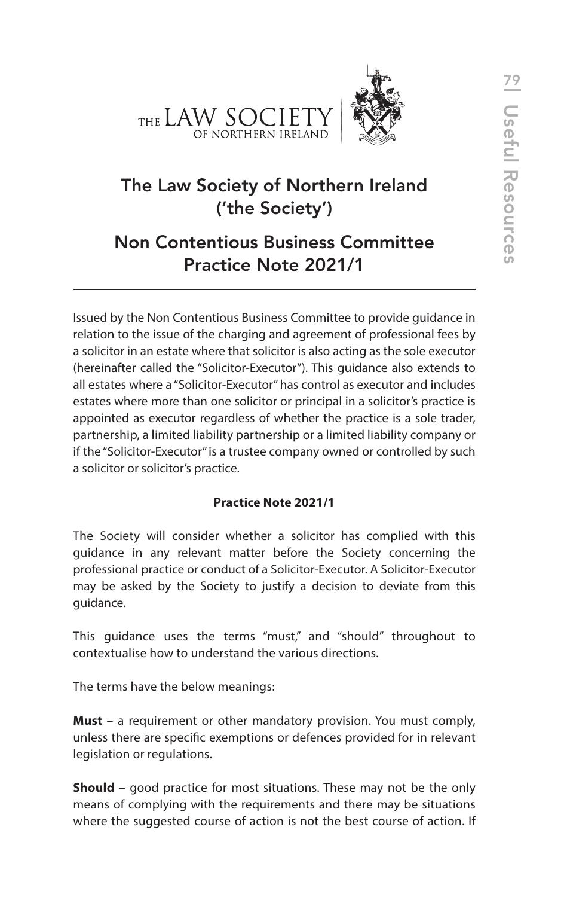THE LAW SOCIETY OF NORTHERN IRELAND

# The Law Society of Northern Ireland ('the Society')

## Non Contentious Business Committee Practice Note 2021/1

Issued by the Non Contentious Business Committee to provide guidance in relation to the issue of the charging and agreement of professional fees by a solicitor in an estate where that solicitor is also acting as the sole executor (hereinafter called the "Solicitor-Executor"). This guidance also extends to all estates where a "Solicitor-Executor" has control as executor and includes estates where more than one solicitor or principal in a solicitor's practice is appointed as executor regardless of whether the practice is a sole trader, partnership, a limited liability partnership or a limited liability company or if the "Solicitor-Executor" is a trustee company owned or controlled by such a solicitor or solicitor's practice.

**Practice Note 2021/1**

The Society will consider whether a solicitor has complied with this guidance in any relevant matter before the Society concerning the professional practice or conduct of a Solicitor-Executor. A Solicitor-Executor may be asked by the Society to justify a decision to deviate from this guidance.

This guidance uses the terms "must," and "should" throughout to contextualise how to understand the various directions.

The terms have the below meanings:

**Must** – a requirement or other mandatory provision. You must comply, unless there are specific exemptions or defences provided for in relevant legislation or regulations.

**Should** – good practice for most situations. These may not be the only means of complying with the requirements and there may be situations where the suggested course of action is not the best course of action. If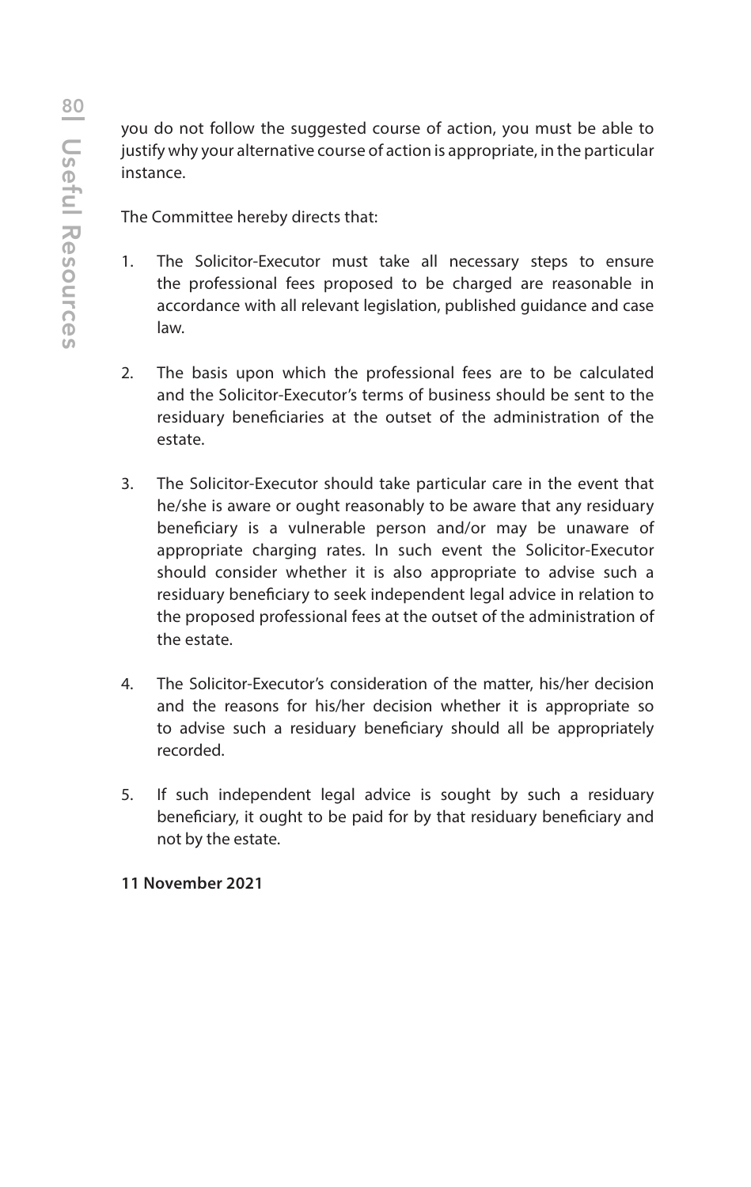you do not follow the suggested course of action, you must be able to justify why your alternative course of action is appropriate, in the particular instance.

The Committee hereby directs that:

1. The Solicitor-Executor must take all necessary steps to ensure the professional fees proposed to be charged are reasonable in accordance with all relevant legislation, published guidance and case law.

2. The basis upon which the professional fees are to be calculated and the Solicitor-Executor's terms of business should be sent to the residuary beneficiaries at the outset of the administration of the estate.

3. The Solicitor-Executor should take particular care in the event that he/she is aware or ought reasonably to be aware that any residuary beneficiary is a vulnerable person and/or may be unaware of appropriate charging rates. In such event the Solicitor-Executor should consider whether it is also appropriate to advise such a residuary beneficiary to seek independent legal advice in relation to the proposed professional fees at the outset of the administration of the estate.

4. The Solicitor-Executor's consideration of the matter, his/her decision and the reasons for his/her decision whether it is appropriate so to advise such a residuary beneficiary should all be appropriately recorded.

5. If such independent legal advice is sought by such a residuary beneficiary, it ought to be paid for by that residuary beneficiary and not by the estate.

**11 November 2021**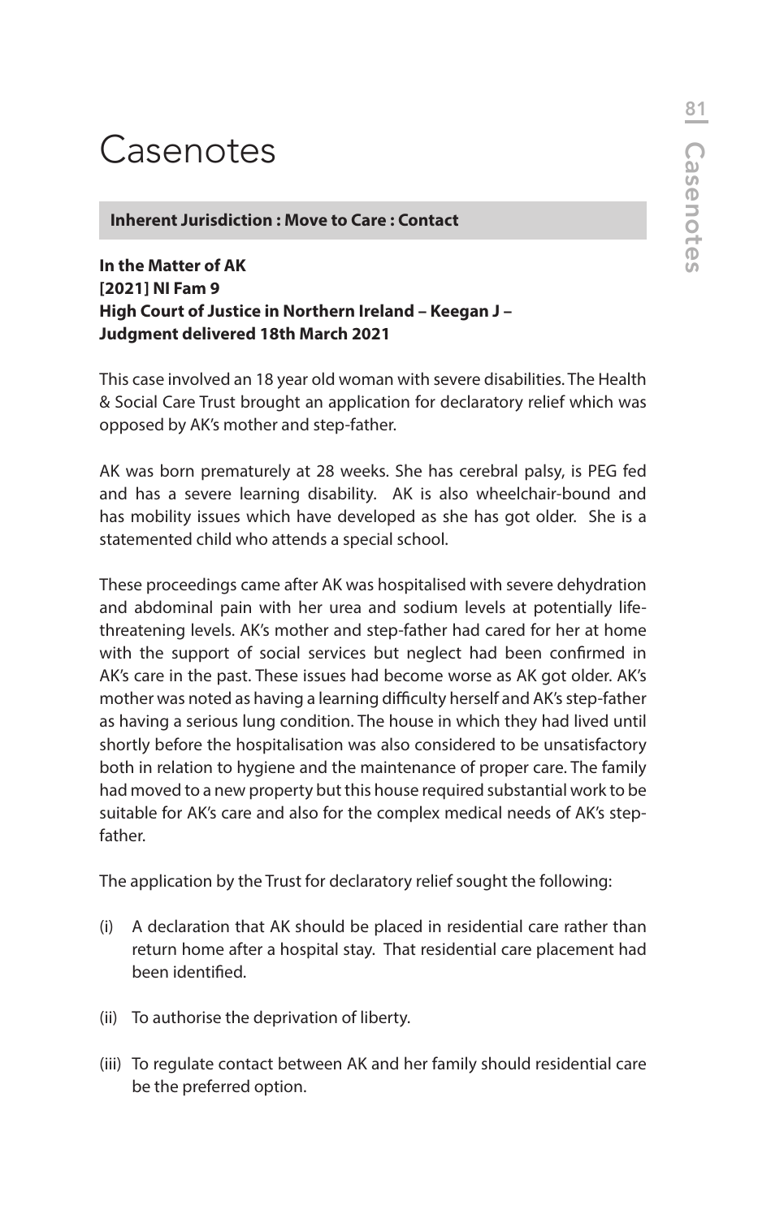# Casenotes

**Inherent Jurisdiction : Move to Care : Contact**

**In the Matter of AK**
**[2021] NI Fam 9**
**High Court of Justice in Northern Ireland – Keegan J –**
**Judgment delivered 18th March 2021**

This case involved an 18 year old woman with severe disabilities. The Health & Social Care Trust brought an application for declaratory relief which was opposed by AK's mother and step-father.

AK was born prematurely at 28 weeks. She has cerebral palsy, is PEG fed and has a severe learning disability. AK is also wheelchair-bound and has mobility issues which have developed as she has got older. She is a statemented child who attends a special school.

These proceedings came after AK was hospitalised with severe dehydration and abdominal pain with her urea and sodium levels at potentially life-threatening levels. AK's mother and step-father had cared for her at home with the support of social services but neglect had been confirmed in AK's care in the past. These issues had become worse as AK got older. AK's mother was noted as having a learning difficulty herself and AK's step-father as having a serious lung condition. The house in which they had lived until shortly before the hospitalisation was also considered to be unsatisfactory both in relation to hygiene and the maintenance of proper care. The family had moved to a new property but this house required substantial work to be suitable for AK's care and also for the complex medical needs of AK's step-father.

The application by the Trust for declaratory relief sought the following:

(i) A declaration that AK should be placed in residential care rather than return home after a hospital stay. That residential care placement had been identified.

(ii) To authorise the deprivation of liberty.

(iii) To regulate contact between AK and her family should residential care be the preferred option.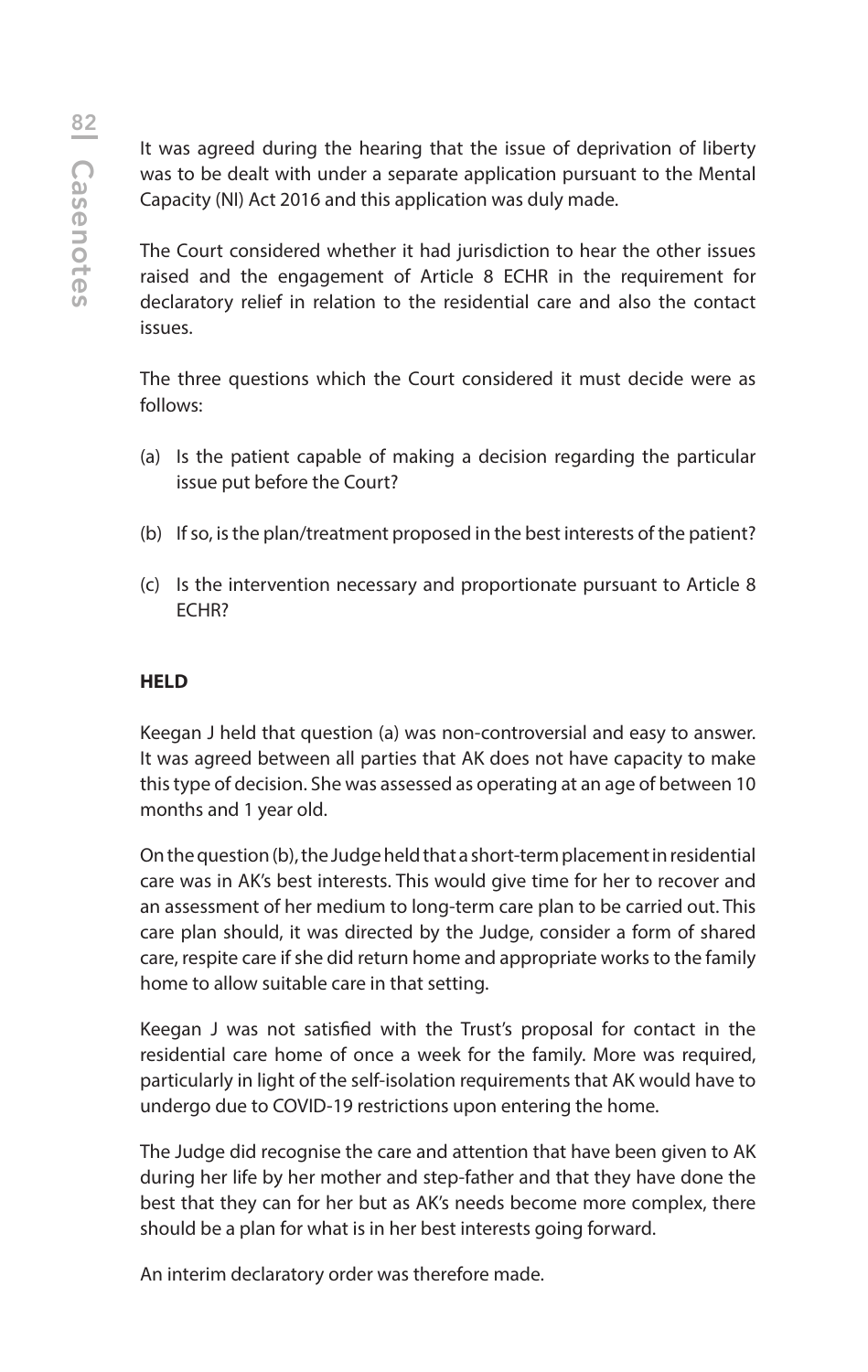It was agreed during the hearing that the issue of deprivation of liberty was to be dealt with under a separate application pursuant to the Mental Capacity (NI) Act 2016 and this application was duly made.

The Court considered whether it had jurisdiction to hear the other issues raised and the engagement of Article 8 ECHR in the requirement for declaratory relief in relation to the residential care and also the contact issues.

The three questions which the Court considered it must decide were as follows:

(a) Is the patient capable of making a decision regarding the particular issue put before the Court?

(b) If so, is the plan/treatment proposed in the best interests of the patient?

(c) Is the intervention necessary and proportionate pursuant to Article 8 ECHR?

**HELD**

Keegan J held that question (a) was non-controversial and easy to answer. It was agreed between all parties that AK does not have capacity to make this type of decision. She was assessed as operating at an age of between 10 months and 1 year old.

On the question (b), the Judge held that a short-term placement in residential care was in AK's best interests. This would give time for her to recover and an assessment of her medium to long-term care plan to be carried out. This care plan should, it was directed by the Judge, consider a form of shared care, respite care if she did return home and appropriate works to the family home to allow suitable care in that setting.

Keegan J was not satisfied with the Trust's proposal for contact in the residential care home of once a week for the family. More was required, particularly in light of the self-isolation requirements that AK would have to undergo due to COVID-19 restrictions upon entering the home.

The Judge did recognise the care and attention that have been given to AK during her life by her mother and step-father and that they have done the best that they can for her but as AK's needs become more complex, there should be a plan for what is in her best interests going forward.

An interim declaratory order was therefore made.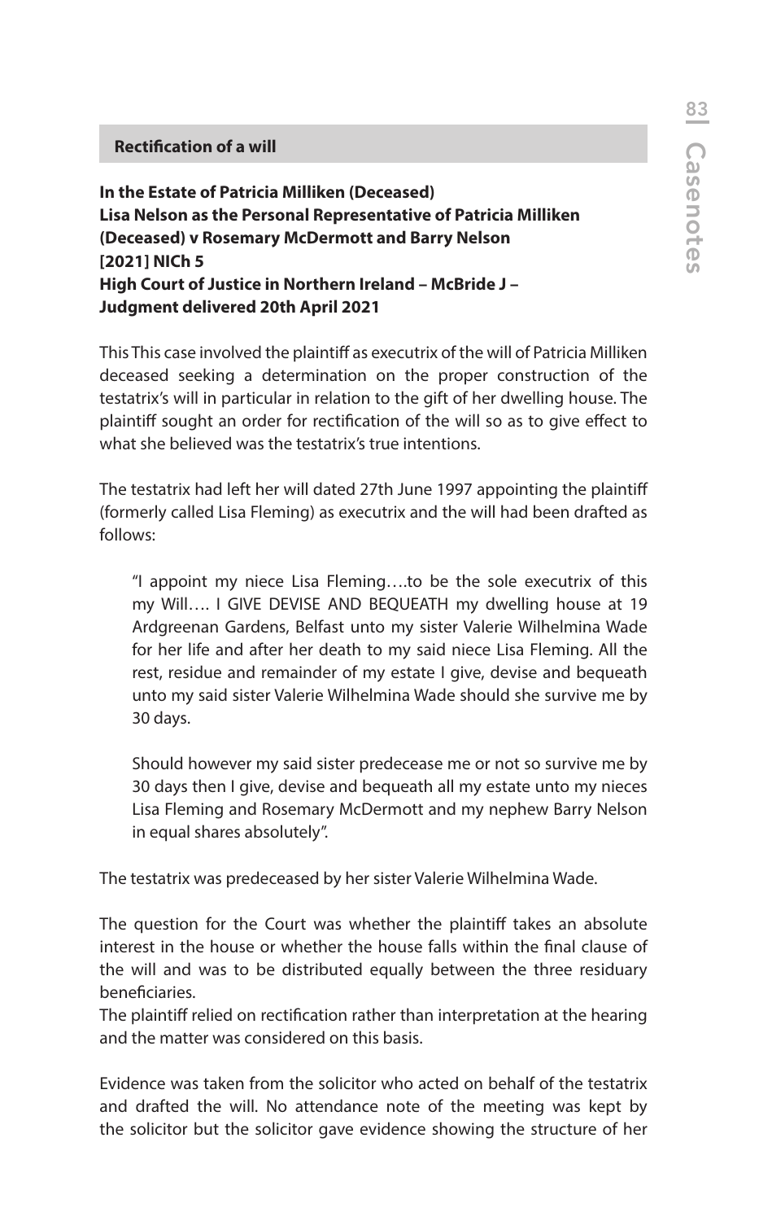## Rectification of a will

**In the Estate of Patricia Milliken (Deceased)**
**Lisa Nelson as the Personal Representative of Patricia Milliken (Deceased) v Rosemary McDermott and Barry Nelson**
**[2021] NICh 5**
**High Court of Justice in Northern Ireland – McBride J – Judgment delivered 20th April 2021**

This This case involved the plaintiff as executrix of the will of Patricia Milliken deceased seeking a determination on the proper construction of the testatrix's will in particular in relation to the gift of her dwelling house. The plaintiff sought an order for rectification of the will so as to give effect to what she believed was the testatrix's true intentions.

The testatrix had left her will dated 27th June 1997 appointing the plaintiff (formerly called Lisa Fleming) as executrix and the will had been drafted as follows:

> "I appoint my niece Lisa Fleming….to be the sole executrix of this my Will…. I GIVE DEVISE AND BEQUEATH my dwelling house at 19 Ardgreenan Gardens, Belfast unto my sister Valerie Wilhelmina Wade for her life and after her death to my said niece Lisa Fleming. All the rest, residue and remainder of my estate I give, devise and bequeath unto my said sister Valerie Wilhelmina Wade should she survive me by 30 days.
>
> Should however my said sister predecease me or not so survive me by 30 days then I give, devise and bequeath all my estate unto my nieces Lisa Fleming and Rosemary McDermott and my nephew Barry Nelson in equal shares absolutely".

The testatrix was predeceased by her sister Valerie Wilhelmina Wade.

The question for the Court was whether the plaintiff takes an absolute interest in the house or whether the house falls within the final clause of the will and was to be distributed equally between the three residuary beneficiaries.
The plaintiff relied on rectification rather than interpretation at the hearing and the matter was considered on this basis.

Evidence was taken from the solicitor who acted on behalf of the testatrix and drafted the will. No attendance note of the meeting was kept by the solicitor but the solicitor gave evidence showing the structure of her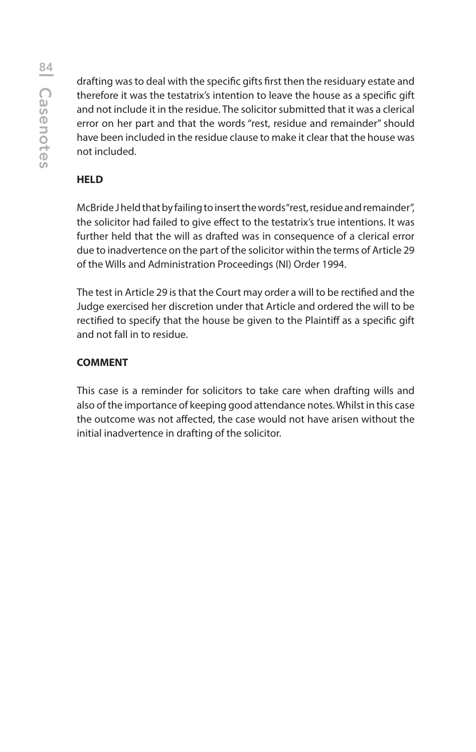drafting was to deal with the specific gifts first then the residuary estate and therefore it was the testatrix's intention to leave the house as a specific gift and not include it in the residue. The solicitor submitted that it was a clerical error on her part and that the words "rest, residue and remainder" should have been included in the residue clause to make it clear that the house was not included.

**HELD**

McBride J held that by failing to insert the words "rest, residue and remainder", the solicitor had failed to give effect to the testatrix's true intentions. It was further held that the will as drafted was in consequence of a clerical error due to inadvertence on the part of the solicitor within the terms of Article 29 of the Wills and Administration Proceedings (NI) Order 1994.

The test in Article 29 is that the Court may order a will to be rectified and the Judge exercised her discretion under that Article and ordered the will to be rectified to specify that the house be given to the Plaintiff as a specific gift and not fall in to residue.

**COMMENT**

This case is a reminder for solicitors to take care when drafting wills and also of the importance of keeping good attendance notes. Whilst in this case the outcome was not affected, the case would not have arisen without the initial inadvertence in drafting of the solicitor.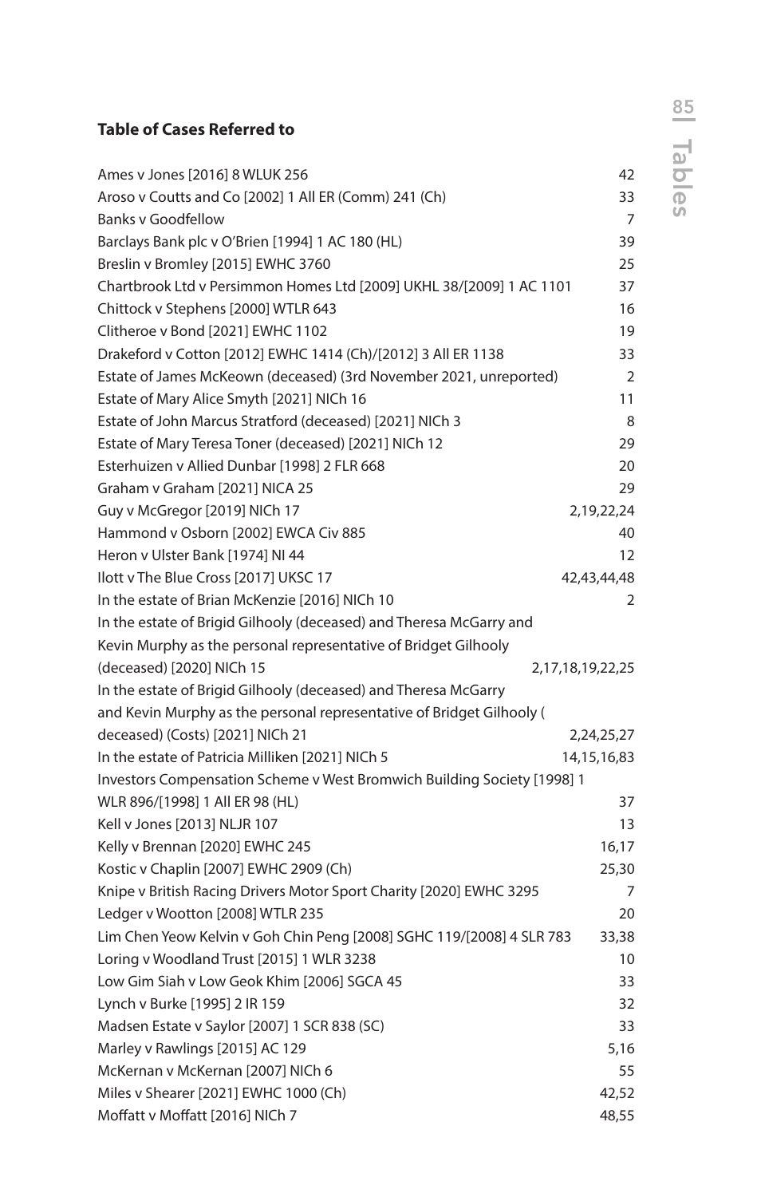## Table of Cases Referred to

| Case | Page |
|---|---|
| Ames v Jones [2016] 8 WLUK 256 | 42 |
| Aroso v Coutts and Co [2002] 1 All ER (Comm) 241 (Ch) | 33 |
| Banks v Goodfellow | 7 |
| Barclays Bank plc v O'Brien [1994] 1 AC 180 (HL) | 39 |
| Breslin v Bromley [2015] EWHC 3760 | 25 |
| Chartbrook Ltd v Persimmon Homes Ltd [2009] UKHL 38/[2009] 1 AC 1101 | 37 |
| Chittock v Stephens [2000] WTLR 643 | 16 |
| Clitheroe v Bond [2021] EWHC 1102 | 19 |
| Drakeford v Cotton [2012] EWHC 1414 (Ch)/[2012] 3 All ER 1138 | 33 |
| Estate of James McKeown (deceased) (3rd November 2021, unreported) | 2 |
| Estate of Mary Alice Smyth [2021] NICh 16 | 11 |
| Estate of John Marcus Stratford (deceased) [2021] NICh 3 | 8 |
| Estate of Mary Teresa Toner (deceased) [2021] NICh 12 | 29 |
| Esterhuizen v Allied Dunbar [1998] 2 FLR 668 | 20 |
| Graham v Graham [2021] NICA 25 | 29 |
| Guy v McGregor [2019] NICh 17 | 2,19,22,24 |
| Hammond v Osborn [2002] EWCA Civ 885 | 40 |
| Heron v Ulster Bank [1974] NI 44 | 12 |
| Ilott v The Blue Cross [2017] UKSC 17 | 42,43,44,48 |
| In the estate of Brian McKenzie [2016] NICh 10 | 2 |
| In the estate of Brigid Gilhooly (deceased) and Theresa McGarry and Kevin Murphy as the personal representative of Bridget Gilhooly (deceased) [2020] NICh 15 | 2,17,18,19,22,25 |
| In the estate of Brigid Gilhooly (deceased) and Theresa McGarry and Kevin Murphy as the personal representative of Bridget Gilhooly ( deceased) (Costs) [2021] NICh 21 | 2,24,25,27 |
| In the estate of Patricia Milliken [2021] NICh 5 | 14,15,16,83 |
| Investors Compensation Scheme v West Bromwich Building Society [1998] 1 WLR 896/[1998] 1 All ER 98 (HL) | 37 |
| Kell v Jones [2013] NLJR 107 | 13 |
| Kelly v Brennan [2020] EWHC 245 | 16,17 |
| Kostic v Chaplin [2007] EWHC 2909 (Ch) | 25,30 |
| Knipe v British Racing Drivers Motor Sport Charity [2020] EWHC 3295 | 7 |
| Ledger v Wootton [2008] WTLR 235 | 20 |
| Lim Chen Yeow Kelvin v Goh Chin Peng [2008] SGHC 119/[2008] 4 SLR 783 | 33,38 |
| Loring v Woodland Trust [2015] 1 WLR 3238 | 10 |
| Low Gim Siah v Low Geok Khim [2006] SGCA 45 | 33 |
| Lynch v Burke [1995] 2 IR 159 | 32 |
| Madsen Estate v Saylor [2007] 1 SCR 838 (SC) | 33 |
| Marley v Rawlings [2015] AC 129 | 5,16 |
| McKernan v McKernan [2007] NICh 6 | 55 |
| Miles v Shearer [2021] EWHC 1000 (Ch) | 42,52 |
| Moffatt v Moffatt [2016] NICh 7 | 48,55 |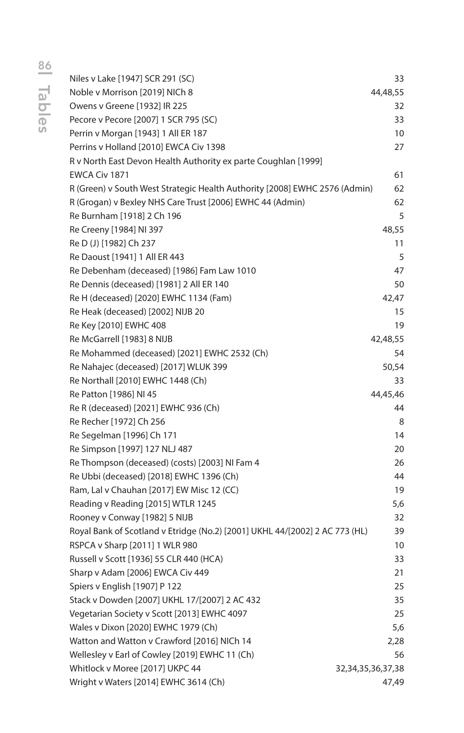| | |
|---|---|
| Niles v Lake [1947] SCR 291 (SC) | 33 |
| Noble v Morrison [2019] NICh 8 | 44,48,55 |
| Owens v Greene [1932] IR 225 | 32 |
| Pecore v Pecore [2007] 1 SCR 795 (SC) | 33 |
| Perrin v Morgan [1943] 1 All ER 187 | 10 |
| Perrins v Holland [2010] EWCA Civ 1398 | 27 |
| R v North East Devon Health Authority ex parte Coughlan [1999] EWCA Civ 1871 | 61 |
| R (Green) v South West Strategic Health Authority [2008] EWHC 2576 (Admin) | 62 |
| R (Grogan) v Bexley NHS Care Trust [2006] EWHC 44 (Admin) | 62 |
| Re Burnham [1918] 2 Ch 196 | 5 |
| Re Creeny [1984] NI 397 | 48,55 |
| Re D (J) [1982] Ch 237 | 11 |
| Re Daoust [1941] 1 All ER 443 | 5 |
| Re Debenham (deceased) [1986] Fam Law 1010 | 47 |
| Re Dennis (deceased) [1981] 2 All ER 140 | 50 |
| Re H (deceased) [2020] EWHC 1134 (Fam) | 42,47 |
| Re Heak (deceased) [2002] NIJB 20 | 15 |
| Re Key [2010] EWHC 408 | 19 |
| Re McGarrell [1983] 8 NIJB | 42,48,55 |
| Re Mohammed (deceased) [2021] EWHC 2532 (Ch) | 54 |
| Re Nahajec (deceased) [2017] WLUK 399 | 50,54 |
| Re Northall [2010] EWHC 1448 (Ch) | 33 |
| Re Patton [1986] NI 45 | 44,45,46 |
| Re R (deceased) [2021] EWHC 936 (Ch) | 44 |
| Re Recher [1972] Ch 256 | 8 |
| Re Segelman [1996] Ch 171 | 14 |
| Re Simpson [1997] 127 NLJ 487 | 20 |
| Re Thompson (deceased) (costs) [2003] NI Fam 4 | 26 |
| Re Ubbi (deceased) [2018] EWHC 1396 (Ch) | 44 |
| Ram, Lal v Chauhan [2017] EW Misc 12 (CC) | 19 |
| Reading v Reading [2015] WTLR 1245 | 5,6 |
| Rooney v Conway [1982] 5 NIJB | 32 |
| Royal Bank of Scotland v Etridge (No.2) [2001] UKHL 44/[2002] 2 AC 773 (HL) | 39 |
| RSPCA v Sharp [2011] 1 WLR 980 | 10 |
| Russell v Scott [1936] 55 CLR 440 (HCA) | 33 |
| Sharp v Adam [2006] EWCA Civ 449 | 21 |
| Spiers v English [1907] P 122 | 25 |
| Stack v Dowden [2007] UKHL 17/[2007] 2 AC 432 | 35 |
| Vegetarian Society v Scott [2013] EWHC 4097 | 25 |
| Wales v Dixon [2020] EWHC 1979 (Ch) | 5,6 |
| Watton and Watton v Crawford [2016] NICh 14 | 2,28 |
| Wellesley v Earl of Cowley [2019] EWHC 11 (Ch) | 56 |
| Whitlock v Moree [2017] UKPC 44 | 32,34,35,36,37,38 |
| Wright v Waters [2014] EWHC 3614 (Ch) | 47,49 |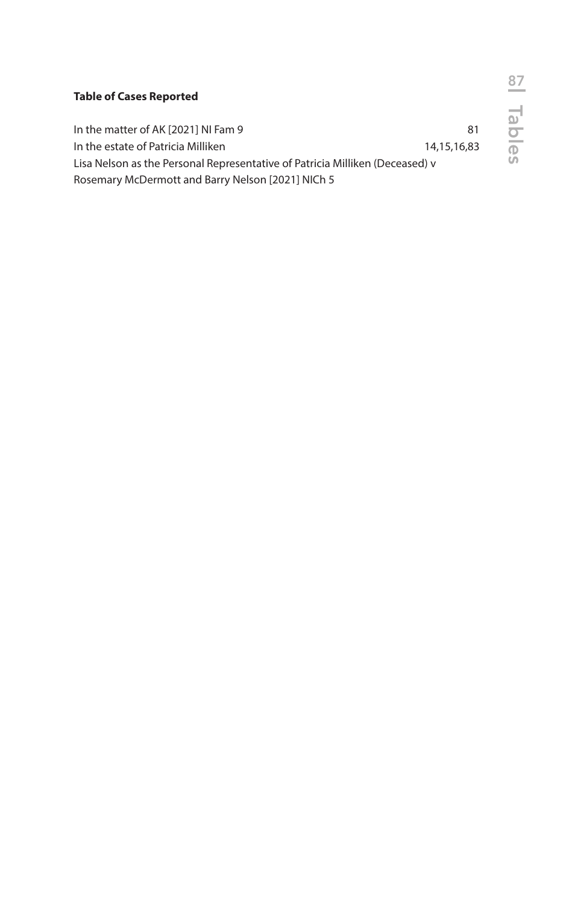**Table of Cases Reported**

| | |
|---|---|
| In the matter of AK [2021] NI Fam 9 | 81 |
| In the estate of Patricia Milliken | 14,15,16,83 |
| Lisa Nelson as the Personal Representative of Patricia Milliken (Deceased) v Rosemary McDermott and Barry Nelson [2021] NICh 5 | |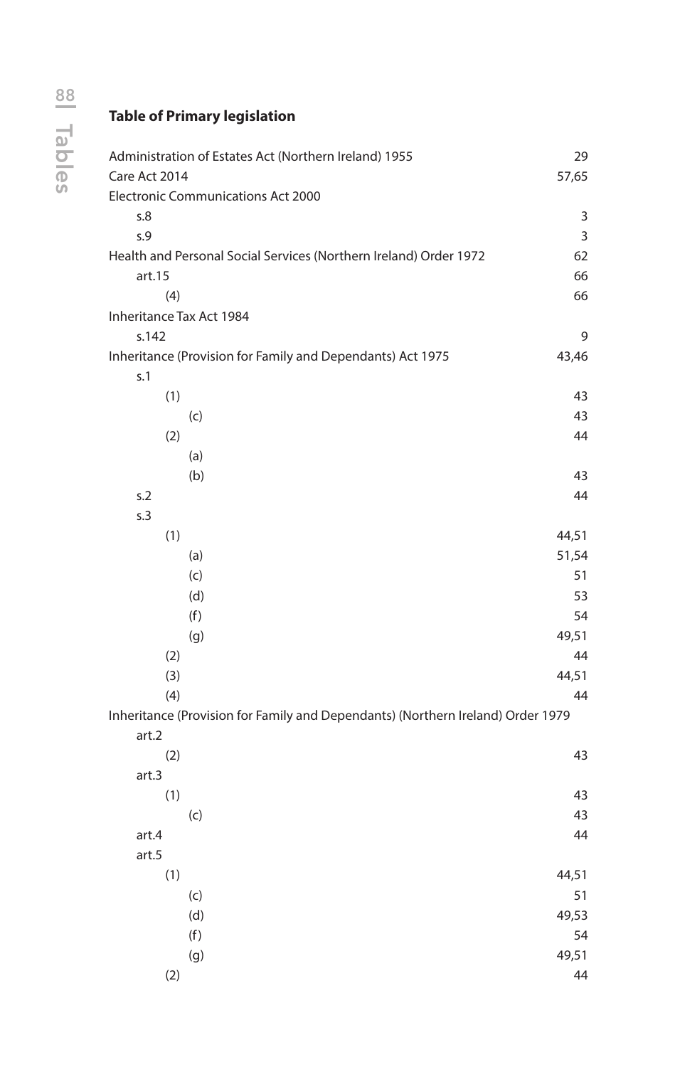## Table of Primary legislation

| | |
|---|---|
| Administration of Estates Act (Northern Ireland) 1955 | 29 |
| Care Act 2014 | 57,65 |
| Electronic Communications Act 2000 | |
| s.8 | 3 |
| s.9 | 3 |
| Health and Personal Social Services (Northern Ireland) Order 1972 | 62 |
| art.15 | 66 |
| (4) | 66 |
| Inheritance Tax Act 1984 | |
| s.142 | 9 |
| Inheritance (Provision for Family and Dependants) Act 1975 | 43,46 |
| s.1 | |
| (1) | 43 |
| (c) | 43 |
| (2) | 44 |
| (a) | |
| (b) | 43 |
| s.2 | 44 |
| s.3 | |
| (1) | 44,51 |
| (a) | 51,54 |
| (c) | 51 |
| (d) | 53 |
| (f) | 54 |
| (g) | 49,51 |
| (2) | 44 |
| (3) | 44,51 |
| (4) | 44 |
| Inheritance (Provision for Family and Dependants) (Northern Ireland) Order 1979 | |
| art.2 | |
| (2) | 43 |
| art.3 | |
| (1) | 43 |
| (c) | 43 |
| art.4 | 44 |
| art.5 | |
| (1) | 44,51 |
| (c) | 51 |
| (d) | 49,53 |
| (f) | 54 |
| (g) | 49,51 |
| (2) | 44 |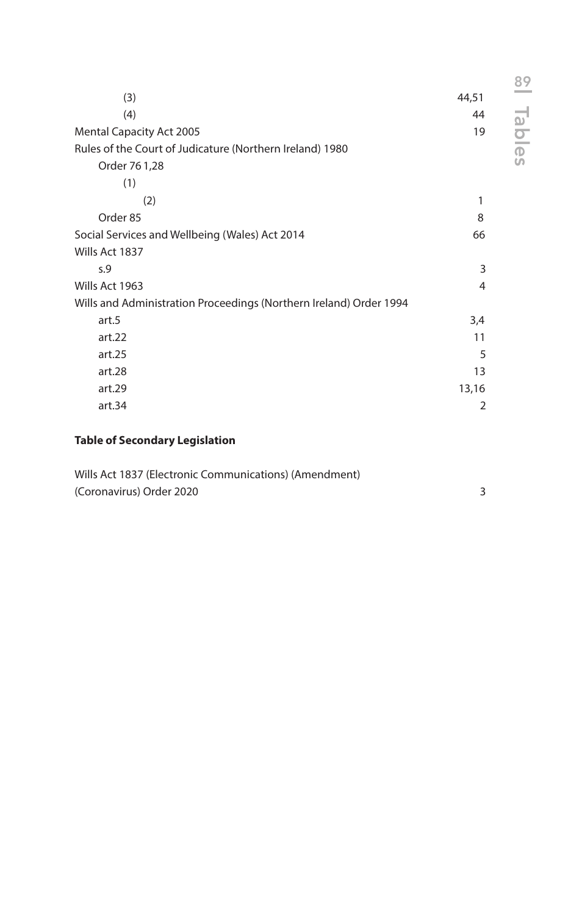| | |
|---|---|
| (3) | 44,51 |
| (4) | 44 |
| Mental Capacity Act 2005 | 19 |
| Rules of the Court of Judicature (Northern Ireland) 1980 | |
| Order 76 1,28 | |
| (1) | |
| (2) | 1 |
| Order 85 | 8 |
| Social Services and Wellbeing (Wales) Act 2014 | 66 |
| Wills Act 1837 | |
| s.9 | 3 |
| Wills Act 1963 | 4 |
| Wills and Administration Proceedings (Northern Ireland) Order 1994 | |
| art.5 | 3,4 |
| art.22 | 11 |
| art.25 | 5 |
| art.28 | 13 |
| art.29 | 13,16 |
| art.34 | 2 |

**Table of Secondary Legislation**

| | |
|---|---|
| Wills Act 1837 (Electronic Communications) (Amendment) (Coronavirus) Order 2020 | 3 |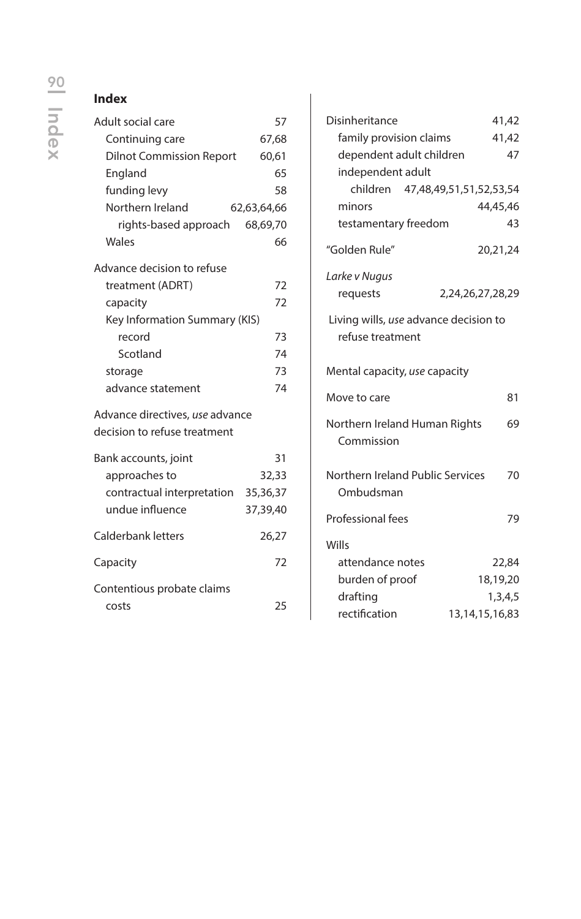## Index

Adult social care 57
- Continuing care 67,68
- Dilnot Commission Report 60,61
- England 65
- funding levy 58
- Northern Ireland 62,63,64,66
  - rights-based approach 68,69,70
- Wales 66

Advance decision to refuse treatment (ADRT) 72
- capacity 72
- Key Information Summary (KIS)
  - record 73
  - Scotland 74
- storage 73
- advance statement 74

Advance directives, *use* advance decision to refuse treatment

Bank accounts, joint 31
- approaches to 32,33
- contractual interpretation 35,36,37
- undue influence 37,39,40

Calderbank letters 26,27

Capacity 72

Contentious probate claims
- costs 25

Disinheritance 41,42
- family provision claims 41,42
- dependent adult children 47
- independent adult
  - children 47,48,49,51,51,52,53,54
- minors 44,45,46
- testamentary freedom 43

"Golden Rule" 20,21,24

*Larke v Nugus*
- requests 2,24,26,27,28,29

Living wills, *use* advance decision to refuse treatment

Mental capacity, *use* capacity

Move to care 81

Northern Ireland Human Rights Commission 69

Northern Ireland Public Services Ombudsman 70

Professional fees 79

Wills
- attendance notes 22,84
- burden of proof 18,19,20
- drafting 1,3,4,5
- rectification 13,14,15,16,83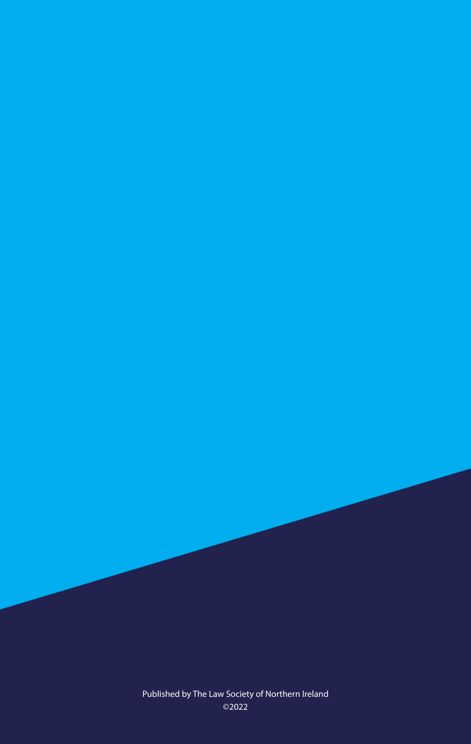Published by The Law Society of Northern Ireland
©2022